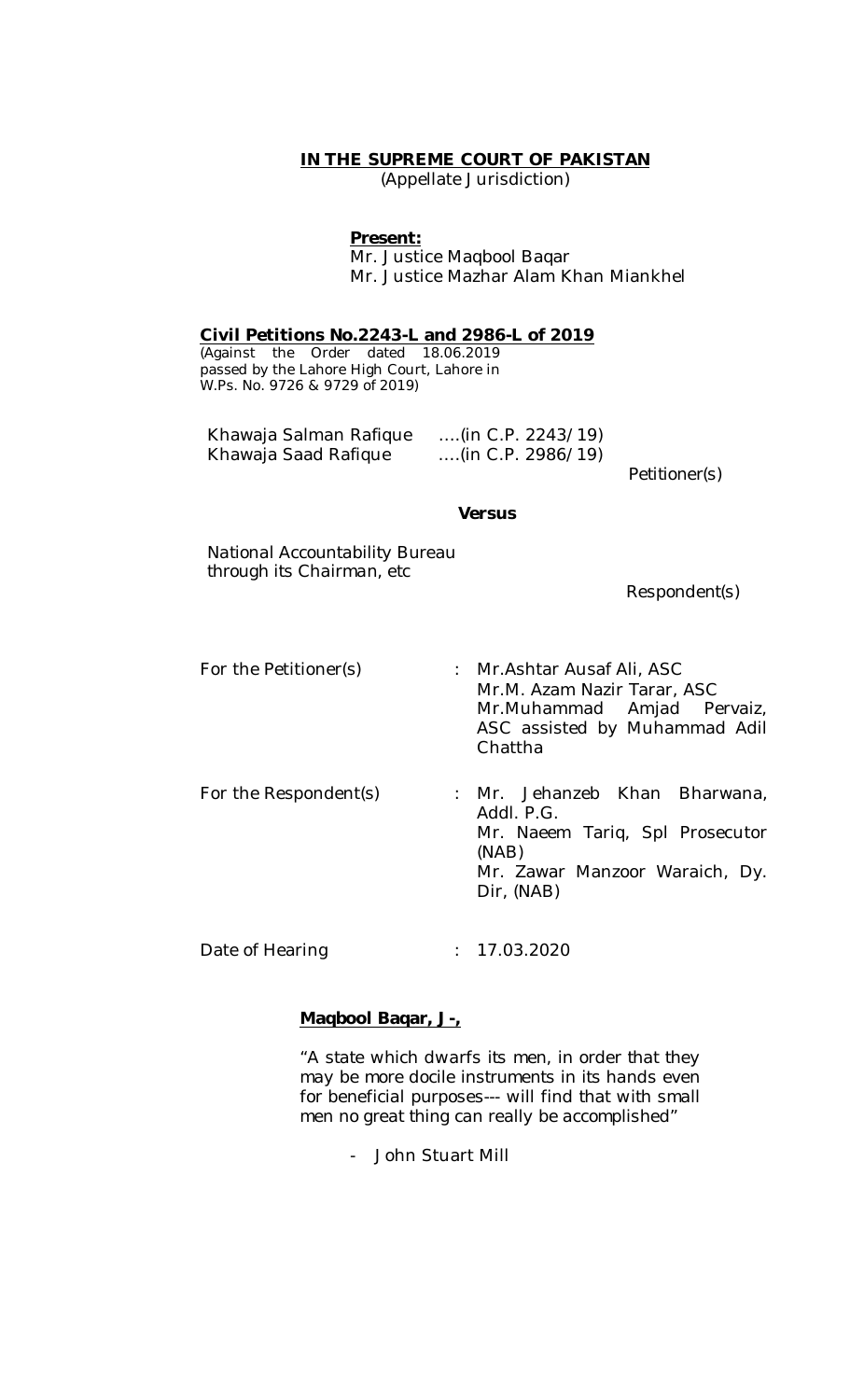**IN THE SUPREME COURT OF PAKISTAN**
(Appellate Jurisdiction)

**Present:**
Mr. Justice Maqbool Baqar
Mr. Justice Mazhar Alam Khan Miankhel

**Civil Petitions No.2243-L and 2986-L of 2019**
(Against the Order dated 18.06.2019 passed by the Lahore High Court, Lahore in W.Ps. No. 9726 & 9729 of 2019)

Khawaja Salman Rafique ….(in C.P. 2243/19)
Khawaja Saad Rafique ….(in C.P. 2986/19)

Petitioner(s)

**Versus**

National Accountability Bureau through its Chairman, etc

Respondent(s)

| | | |
|---|---|---|
| For the Petitioner(s) | : | Mr.Ashtar Ausaf Ali, ASC<br>Mr.M. Azam Nazir Tarar, ASC<br>Mr.Muhammad Amjad Pervaiz, ASC assisted by Muhammad Adil Chattha |
| For the Respondent(s) | : | Mr. Jehanzeb Khan Bharwana, Addl. P.G.<br>Mr. Naeem Tariq, Spl Prosecutor (NAB)<br>Mr. Zawar Manzoor Waraich, Dy. Dir, (NAB) |
| Date of Hearing | : | 17.03.2020 |

**Maqbool Baqar, J-,**

"A state which dwarfs its men, in order that they may be more docile instruments in its hands even for beneficial purposes--- will find that with small men no great thing can really be accomplished"

- John Stuart Mill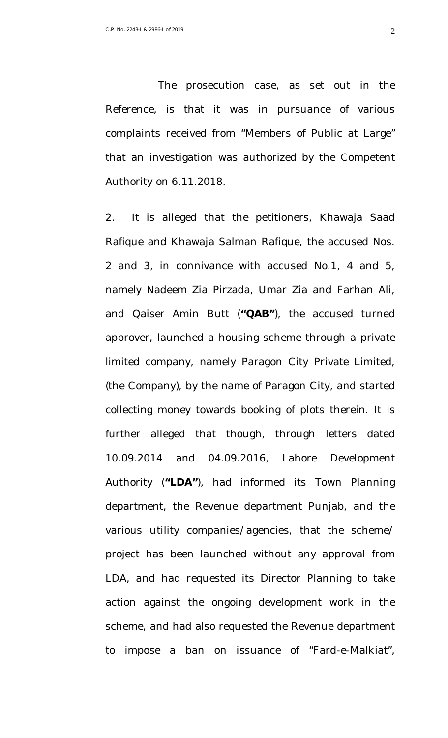The prosecution case, as set out in the Reference, is that it was in pursuance of various complaints received from "Members of Public at Large" that an investigation was authorized by the Competent Authority on 6.11.2018.

2. It is alleged that the petitioners, Khawaja Saad Rafique and Khawaja Salman Rafique, the accused Nos. 2 and 3, in connivance with accused No.1, 4 and 5, namely Nadeem Zia Pirzada, Umar Zia and Farhan Ali, and Qaiser Amin Butt (**"QAB"**), the accused turned approver, launched a housing scheme through a private limited company, namely Paragon City Private Limited, (the Company), by the name of Paragon City, and started collecting money towards booking of plots therein. It is further alleged that though, through letters dated 10.09.2014 and 04.09.2016, Lahore Development Authority (**"LDA"**), had informed its Town Planning department, the Revenue department Punjab, and the various utility companies/agencies, that the scheme/ project has been launched without any approval from LDA, and had requested its Director Planning to take action against the ongoing development work in the scheme, and had also requested the Revenue department to impose a ban on issuance of "Fard-e-Malkiat",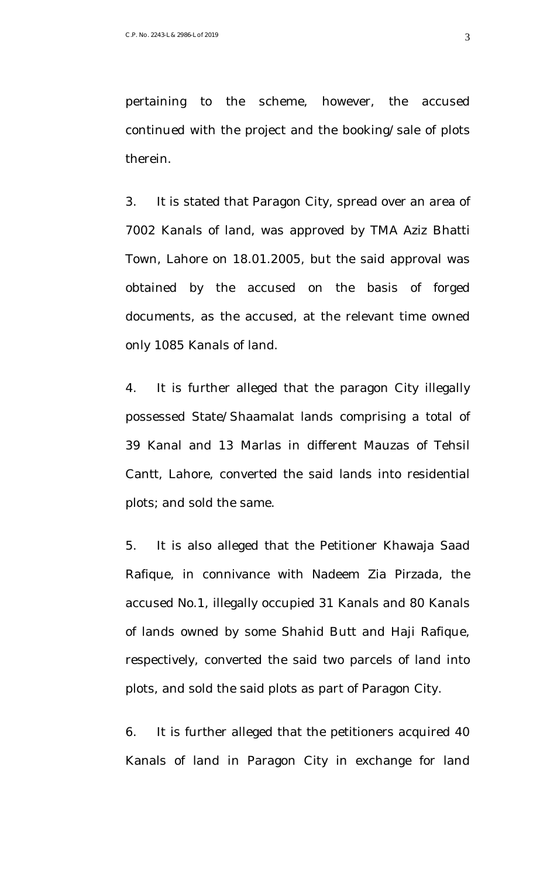pertaining to the scheme, however, the accused continued with the project and the booking/sale of plots therein.

3. It is stated that Paragon City, spread over an area of 7002 Kanals of land, was approved by TMA Aziz Bhatti Town, Lahore on 18.01.2005, but the said approval was obtained by the accused on the basis of forged documents, as the accused, at the relevant time owned only 1085 Kanals of land.

4. It is further alleged that the paragon City illegally possessed State/Shaamalat lands comprising a total of 39 Kanal and 13 Marlas in different Mauzas of Tehsil Cantt, Lahore, converted the said lands into residential plots; and sold the same.

5. It is also alleged that the Petitioner Khawaja Saad Rafique, in connivance with Nadeem Zia Pirzada, the accused No.1, illegally occupied 31 Kanals and 80 Kanals of lands owned by some Shahid Butt and Haji Rafique, respectively, converted the said two parcels of land into plots, and sold the said plots as part of Paragon City.

6. It is further alleged that the petitioners acquired 40 Kanals of land in Paragon City in exchange for land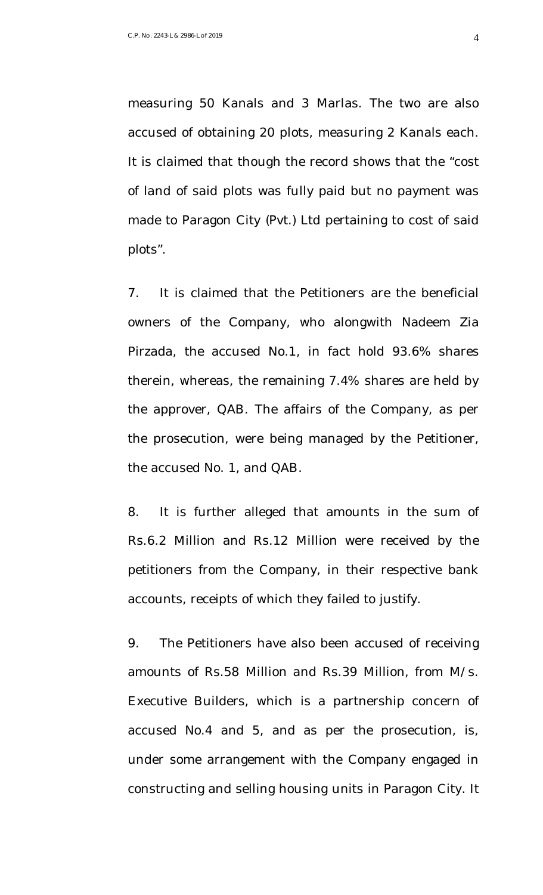measuring 50 Kanals and 3 Marlas. The two are also accused of obtaining 20 plots, measuring 2 Kanals each. It is claimed that though the record shows that the "cost of land of said plots was fully paid but no payment was made to Paragon City (Pvt.) Ltd pertaining to cost of said plots".

7. It is claimed that the Petitioners are the beneficial owners of the Company, who alongwith Nadeem Zia Pirzada, the accused No.1, in fact hold 93.6% shares therein, whereas, the remaining 7.4% shares are held by the approver, QAB. The affairs of the Company, as per the prosecution, were being managed by the Petitioner, the accused No. 1, and QAB.

8. It is further alleged that amounts in the sum of Rs.6.2 Million and Rs.12 Million were received by the petitioners from the Company, in their respective bank accounts, receipts of which they failed to justify.

9. The Petitioners have also been accused of receiving amounts of Rs.58 Million and Rs.39 Million, from M/s. Executive Builders, which is a partnership concern of accused No.4 and 5, and as per the prosecution, is, under some arrangement with the Company engaged in constructing and selling housing units in Paragon City. It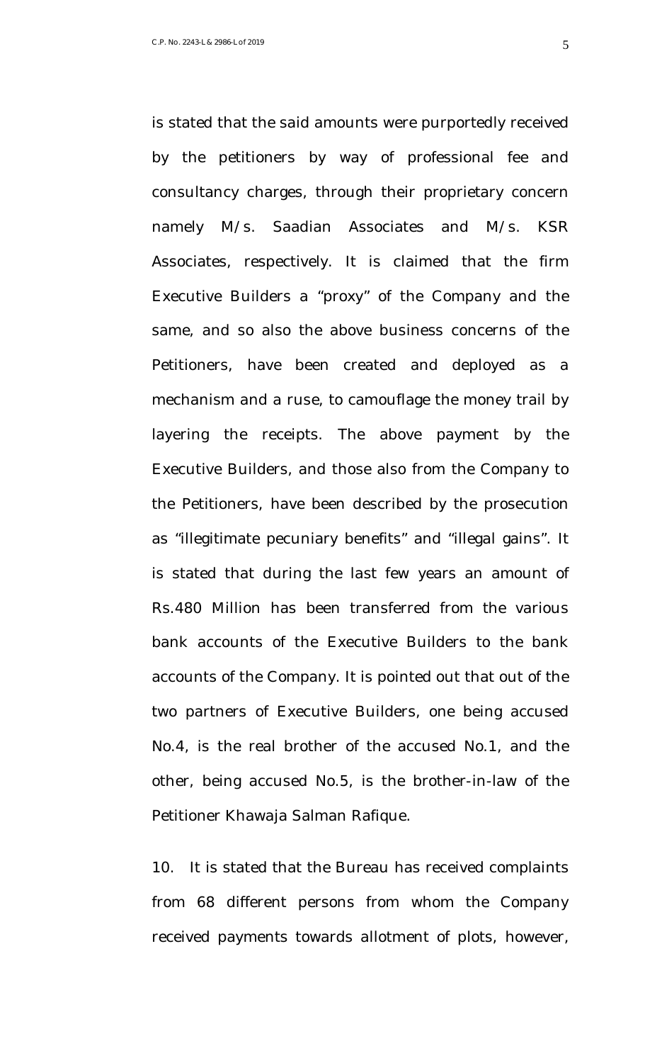is stated that the said amounts were purportedly received by the petitioners by way of professional fee and consultancy charges, through their proprietary concern namely M/s. Saadian Associates and M/s. KSR Associates, respectively. It is claimed that the firm Executive Builders a "proxy" of the Company and the same, and so also the above business concerns of the Petitioners, have been created and deployed as a mechanism and a ruse, to camouflage the money trail by layering the receipts. The above payment by the Executive Builders, and those also from the Company to the Petitioners, have been described by the prosecution as "illegitimate pecuniary benefits" and "illegal gains". It is stated that during the last few years an amount of Rs.480 Million has been transferred from the various bank accounts of the Executive Builders to the bank accounts of the Company. It is pointed out that out of the two partners of Executive Builders, one being accused No.4, is the real brother of the accused No.1, and the other, being accused No.5, is the brother-in-law of the Petitioner Khawaja Salman Rafique.

10. It is stated that the Bureau has received complaints from 68 different persons from whom the Company received payments towards allotment of plots, however,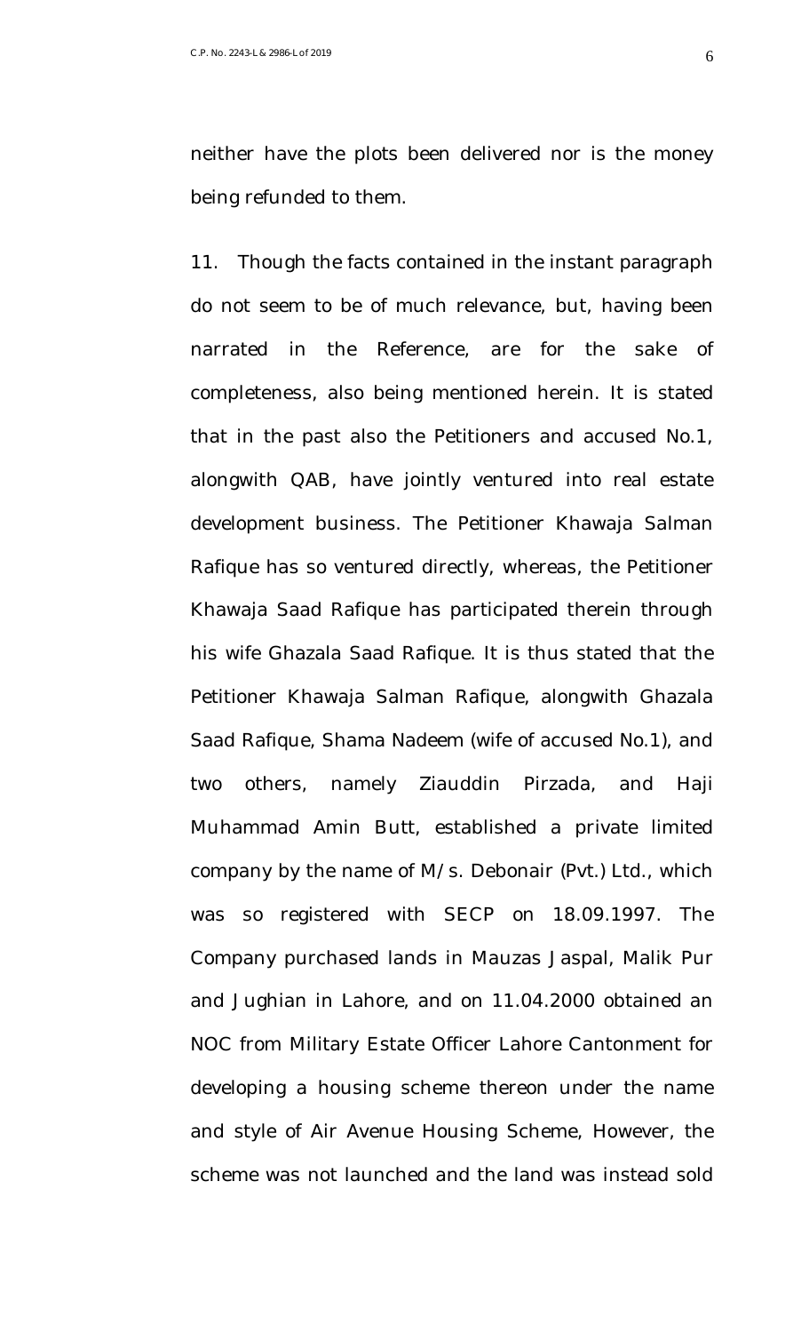neither have the plots been delivered nor is the money being refunded to them.

11. Though the facts contained in the instant paragraph do not seem to be of much relevance, but, having been narrated in the Reference, are for the sake of completeness, also being mentioned herein. It is stated that in the past also the Petitioners and accused No.1, alongwith QAB, have jointly ventured into real estate development business. The Petitioner Khawaja Salman Rafique has so ventured directly, whereas, the Petitioner Khawaja Saad Rafique has participated therein through his wife Ghazala Saad Rafique. It is thus stated that the Petitioner Khawaja Salman Rafique, alongwith Ghazala Saad Rafique, Shama Nadeem (wife of accused No.1), and two others, namely Ziauddin Pirzada, and Haji Muhammad Amin Butt, established a private limited company by the name of M/s. Debonair (Pvt.) Ltd., which was so registered with SECP on 18.09.1997. The Company purchased lands in Mauzas Jaspal, Malik Pur and Jughian in Lahore, and on 11.04.2000 obtained an NOC from Military Estate Officer Lahore Cantonment for developing a housing scheme thereon under the name and style of Air Avenue Housing Scheme, However, the scheme was not launched and the land was instead sold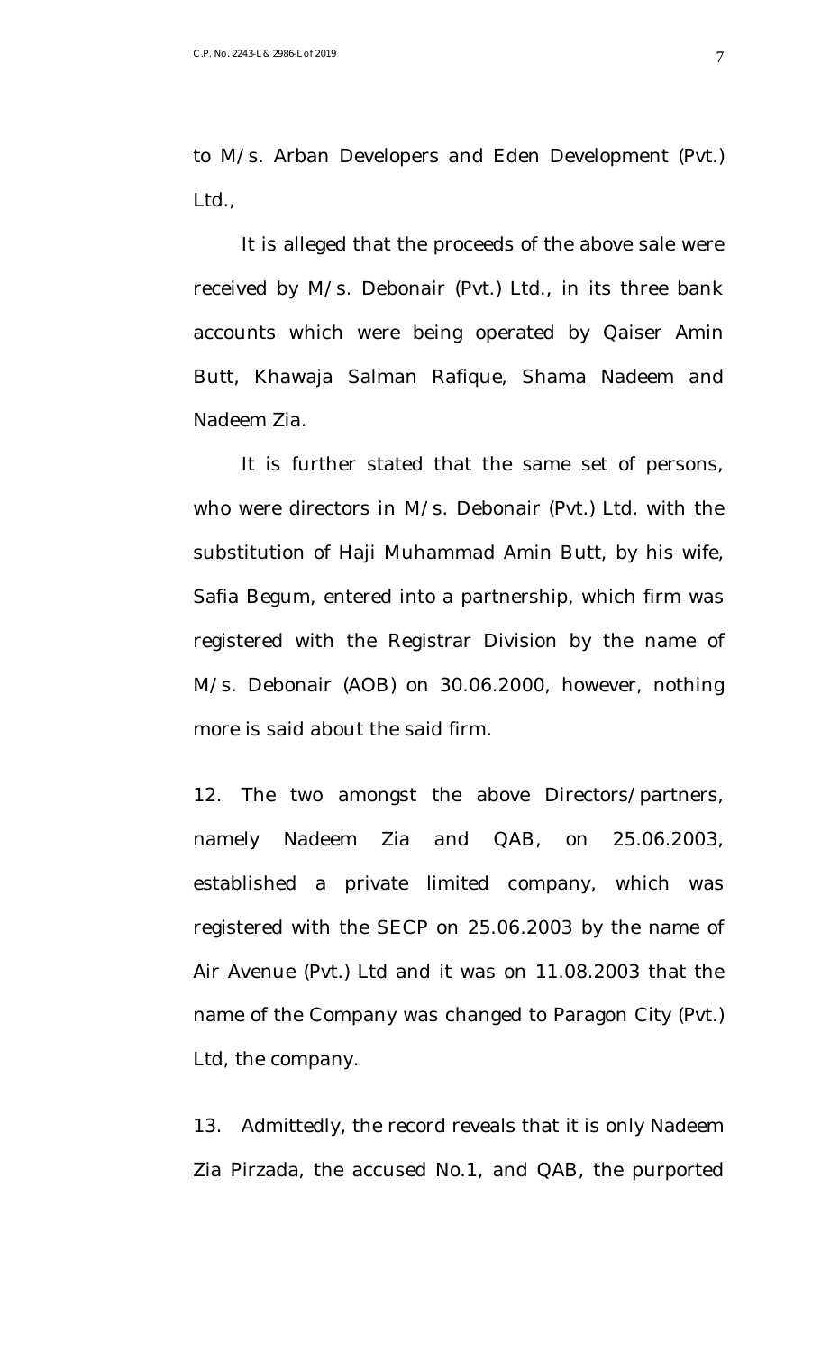to M/s. Arban Developers and Eden Development (Pvt.) Ltd.,

It is alleged that the proceeds of the above sale were received by M/s. Debonair (Pvt.) Ltd., in its three bank accounts which were being operated by Qaiser Amin Butt, Khawaja Salman Rafique, Shama Nadeem and Nadeem Zia.

It is further stated that the same set of persons, who were directors in M/s. Debonair (Pvt.) Ltd. with the substitution of Haji Muhammad Amin Butt, by his wife, Safia Begum, entered into a partnership, which firm was registered with the Registrar Division by the name of M/s. Debonair (AOB) on 30.06.2000, however, nothing more is said about the said firm.

12. The two amongst the above Directors/partners, namely Nadeem Zia and QAB, on 25.06.2003, established a private limited company, which was registered with the SECP on 25.06.2003 by the name of Air Avenue (Pvt.) Ltd and it was on 11.08.2003 that the name of the Company was changed to Paragon City (Pvt.) Ltd, the company.

13. Admittedly, the record reveals that it is only Nadeem Zia Pirzada, the accused No.1, and QAB, the purported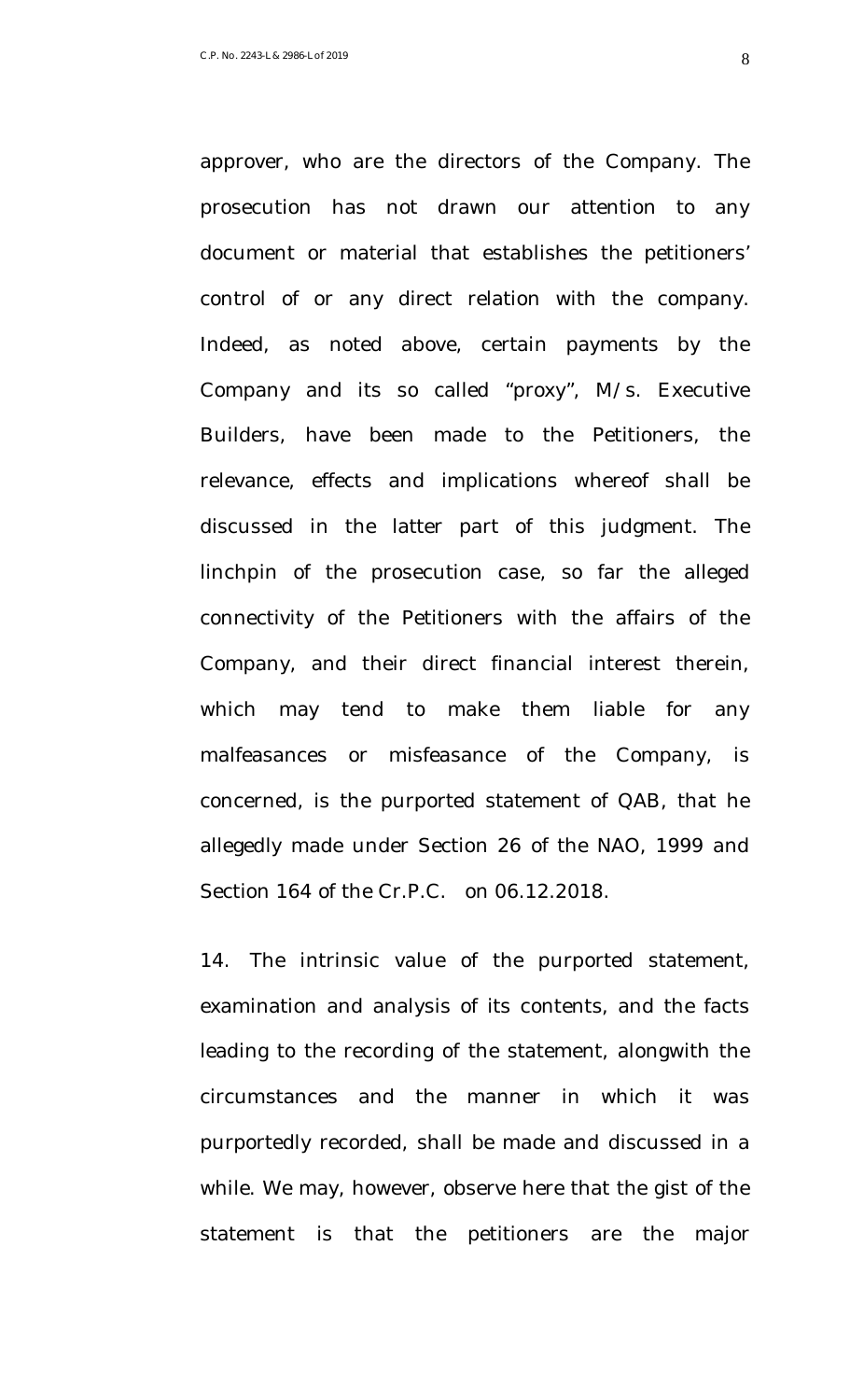approver, who are the directors of the Company. The prosecution has not drawn our attention to any document or material that establishes the petitioners' control of or any direct relation with the company. Indeed, as noted above, certain payments by the Company and its so called "proxy", M/s. Executive Builders, have been made to the Petitioners, the relevance, effects and implications whereof shall be discussed in the latter part of this judgment. The linchpin of the prosecution case, so far the alleged connectivity of the Petitioners with the affairs of the Company, and their direct financial interest therein, which may tend to make them liable for any malfeasances or misfeasance of the Company, is concerned, is the purported statement of QAB, that he allegedly made under Section 26 of the NAO, 1999 and Section 164 of the Cr.P.C. on 06.12.2018.

14. The intrinsic value of the purported statement, examination and analysis of its contents, and the facts leading to the recording of the statement, alongwith the circumstances and the manner in which it was purportedly recorded, shall be made and discussed in a while. We may, however, observe here that the gist of the statement is that the petitioners are the major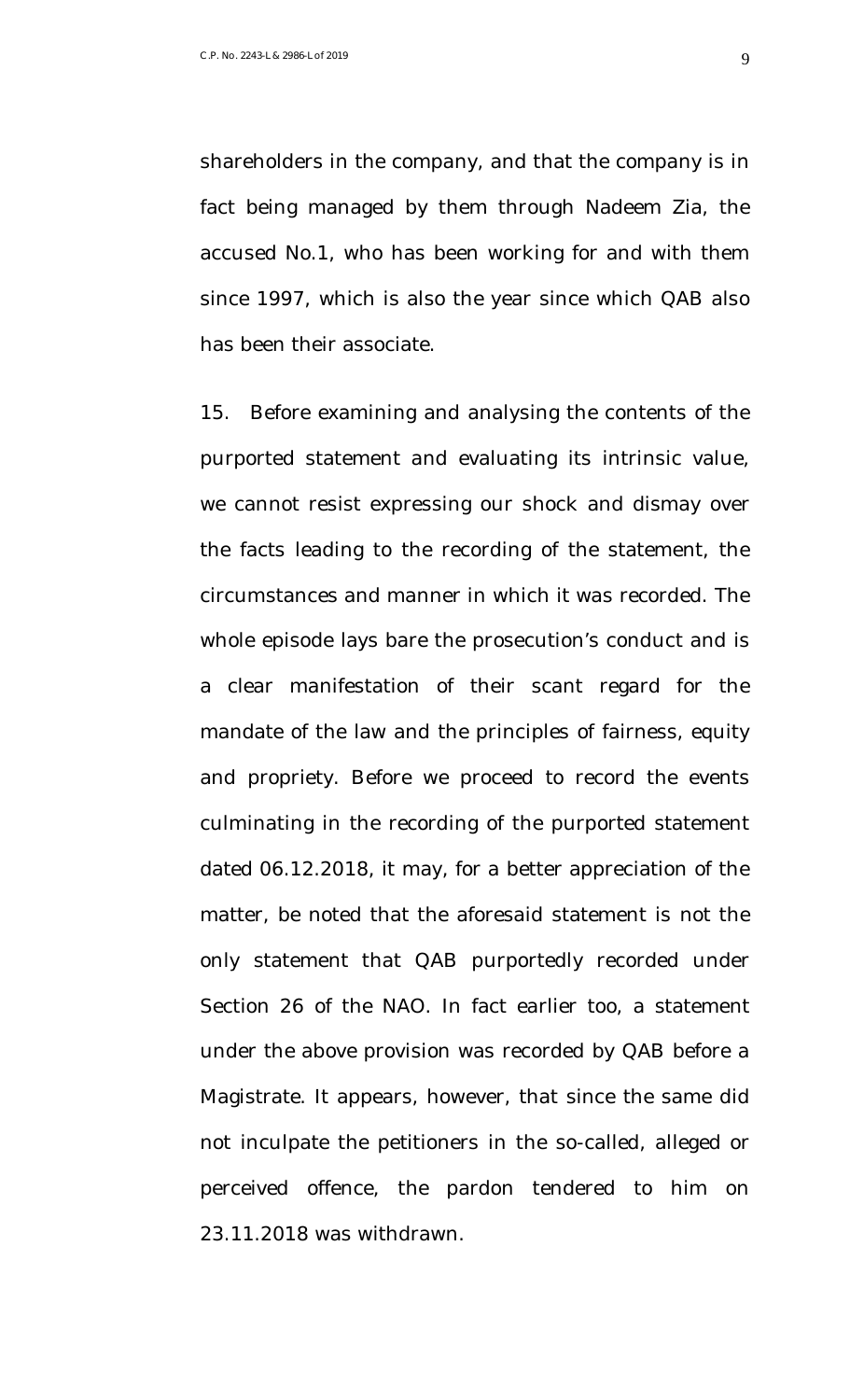shareholders in the company, and that the company is in fact being managed by them through Nadeem Zia, the accused No.1, who has been working for and with them since 1997, which is also the year since which QAB also has been their associate.

15. Before examining and analysing the contents of the purported statement and evaluating its intrinsic value, we cannot resist expressing our shock and dismay over the facts leading to the recording of the statement, the circumstances and manner in which it was recorded. The whole episode lays bare the prosecution's conduct and is a clear manifestation of their scant regard for the mandate of the law and the principles of fairness, equity and propriety. Before we proceed to record the events culminating in the recording of the purported statement dated 06.12.2018, it may, for a better appreciation of the matter, be noted that the aforesaid statement is not the only statement that QAB purportedly recorded under Section 26 of the NAO. In fact earlier too, a statement under the above provision was recorded by QAB before a Magistrate. It appears, however, that since the same did not inculpate the petitioners in the so-called, alleged or perceived offence, the pardon tendered to him on 23.11.2018 was withdrawn.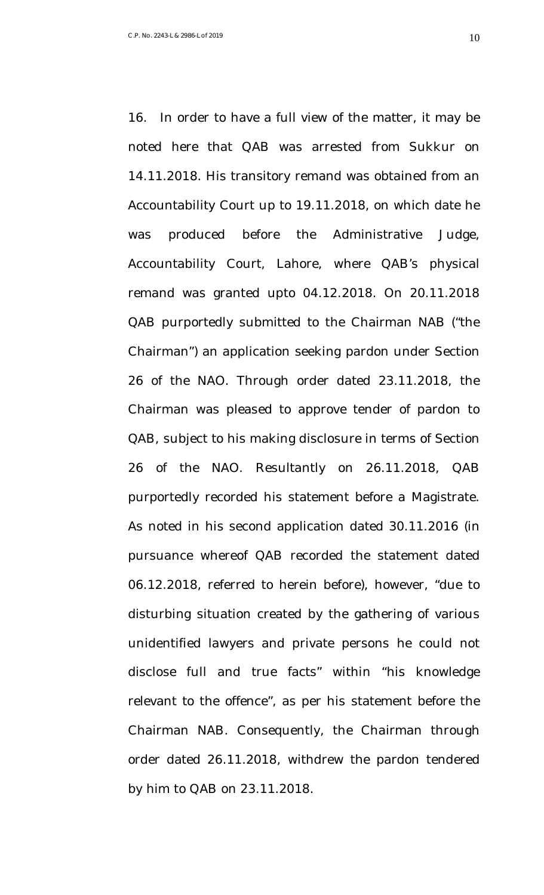16. In order to have a full view of the matter, it may be noted here that QAB was arrested from Sukkur on 14.11.2018. His transitory remand was obtained from an Accountability Court up to 19.11.2018, on which date he was produced before the Administrative Judge, Accountability Court, Lahore, where QAB's physical remand was granted upto 04.12.2018. On 20.11.2018 QAB purportedly submitted to the Chairman NAB ("the Chairman") an application seeking pardon under Section 26 of the NAO. Through order dated 23.11.2018, the Chairman was pleased to approve tender of pardon to QAB, subject to his making disclosure in terms of Section 26 of the NAO. Resultantly on 26.11.2018, QAB purportedly recorded his statement before a Magistrate. As noted in his second application dated 30.11.2016 (in pursuance whereof QAB recorded the statement dated 06.12.2018, referred to herein before), however, "due to disturbing situation created by the gathering of various unidentified lawyers and private persons he could not disclose full and true facts" within "his knowledge relevant to the offence", as per his statement before the Chairman NAB. Consequently, the Chairman through order dated 26.11.2018, withdrew the pardon tendered by him to QAB on 23.11.2018.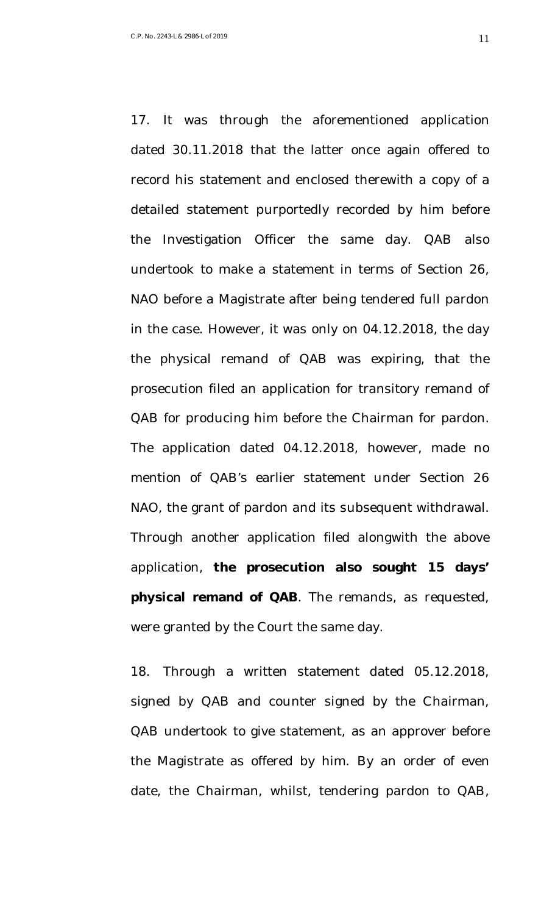17. It was through the aforementioned application dated 30.11.2018 that the latter once again offered to record his statement and enclosed therewith a copy of a detailed statement purportedly recorded by him before the Investigation Officer the same day. QAB also undertook to make a statement in terms of Section 26, NAO before a Magistrate after being tendered full pardon in the case. However, it was only on 04.12.2018, the day the physical remand of QAB was expiring, that the prosecution filed an application for transitory remand of QAB for producing him before the Chairman for pardon. The application dated 04.12.2018, however, made no mention of QAB's earlier statement under Section 26 NAO, the grant of pardon and its subsequent withdrawal. Through another application filed alongwith the above application, **the prosecution also sought 15 days' physical remand of QAB**. The remands, as requested, were granted by the Court the same day.

18. Through a written statement dated 05.12.2018, signed by QAB and counter signed by the Chairman, QAB undertook to give statement, as an approver before the Magistrate as offered by him. By an order of even date, the Chairman, whilst, tendering pardon to QAB,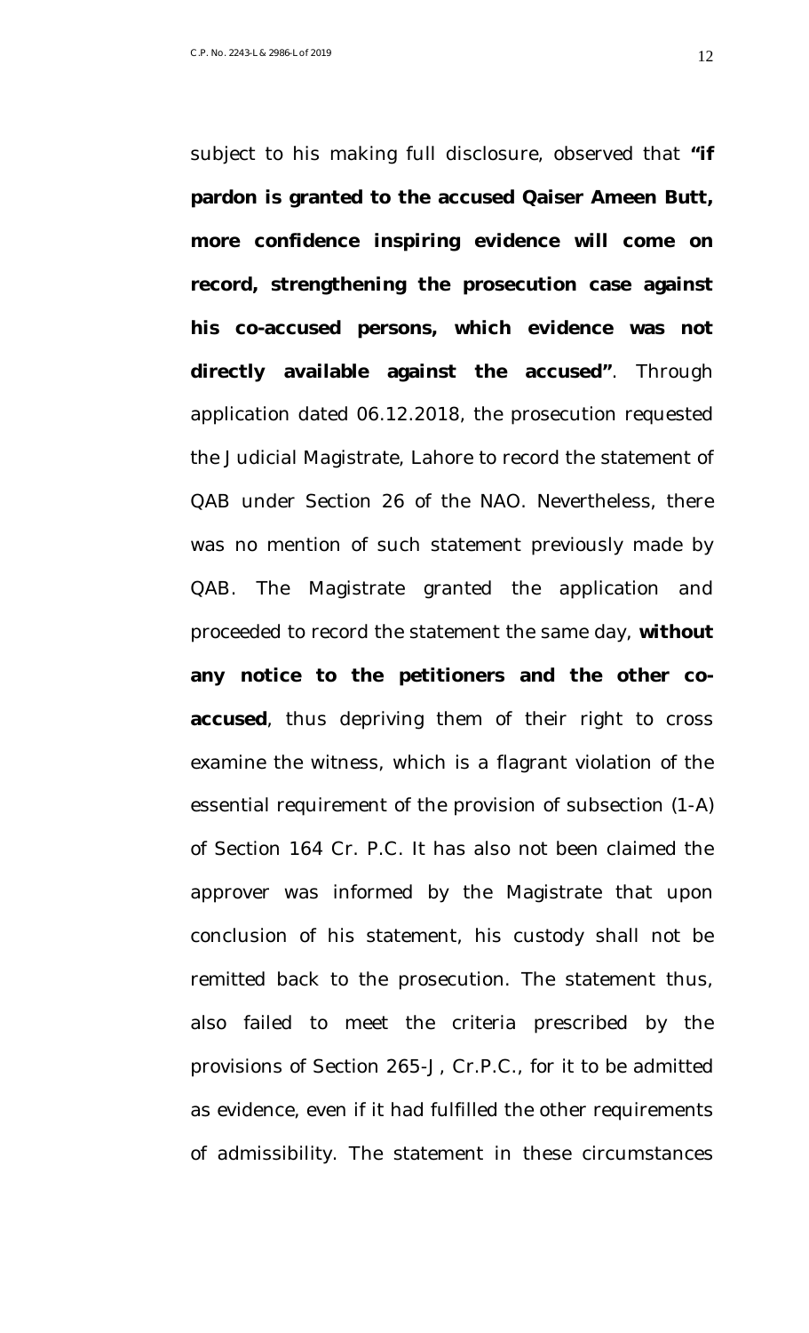subject to his making full disclosure, observed that **"if pardon is granted to the accused Qaiser Ameen Butt, more confidence inspiring evidence will come on record, strengthening the prosecution case against his co-accused persons, which evidence was not directly available against the accused"**. Through application dated 06.12.2018, the prosecution requested the Judicial Magistrate, Lahore to record the statement of QAB under Section 26 of the NAO. Nevertheless, there was no mention of such statement previously made by QAB. The Magistrate granted the application and proceeded to record the statement the same day, **without any notice to the petitioners and the other co-accused**, thus depriving them of their right to cross examine the witness, which is a flagrant violation of the essential requirement of the provision of subsection (1-A) of Section 164 Cr. P.C. It has also not been claimed the approver was informed by the Magistrate that upon conclusion of his statement, his custody shall not be remitted back to the prosecution. The statement thus, also failed to meet the criteria prescribed by the provisions of Section 265-J, Cr.P.C., for it to be admitted as evidence, even if it had fulfilled the other requirements of admissibility. The statement in these circumstances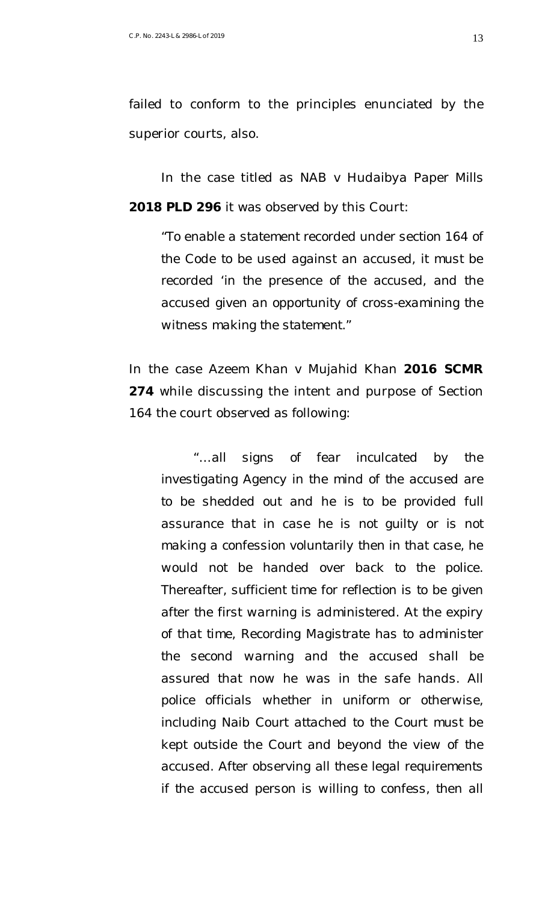failed to conform to the principles enunciated by the superior courts, also.

In the case titled as NAB v Hudaibya Paper Mills **2018 PLD 296** it was observed by this Court:

> "To enable a statement recorded under section 164 of the Code to be used against an accused, it must be recorded 'in the presence of the accused, and the accused given an opportunity of cross-examining the witness making the statement."

In the case Azeem Khan v Mujahid Khan **2016 SCMR 274** while discussing the intent and purpose of Section 164 the court observed as following:

> "...all signs of fear inculcated by the investigating Agency in the mind of the accused are to be shedded out and he is to be provided full assurance that in case he is not guilty or is not making a confession voluntarily then in that case, he would not be handed over back to the police. Thereafter, sufficient time for reflection is to be given after the first warning is administered. At the expiry of that time, Recording Magistrate has to administer the second warning and the accused shall be assured that now he was in the safe hands. All police officials whether in uniform or otherwise, including Naib Court attached to the Court must be kept outside the Court and beyond the view of the accused. After observing all these legal requirements if the accused person is willing to confess, then all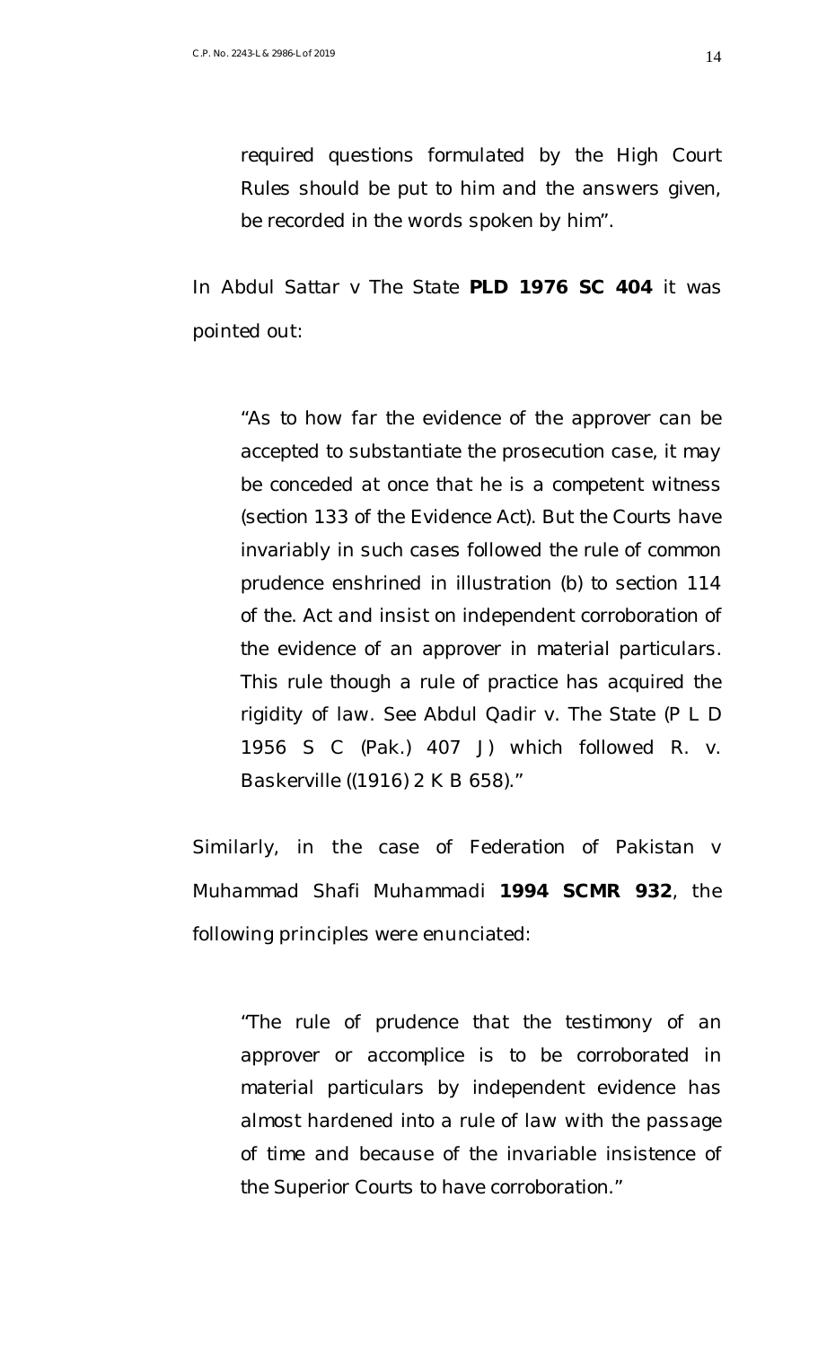required questions formulated by the High Court Rules should be put to him and the answers given, be recorded in the words spoken by him".

In Abdul Sattar v The State **PLD 1976 SC 404** it was pointed out:

> "As to how far the evidence of the approver can be accepted to substantiate the prosecution case, it may be conceded at once that he is a competent witness (section 133 of the Evidence Act). But the Courts have invariably in such cases followed the rule of common prudence enshrined in illustration (b) to section 114 of the. Act and insist on independent corroboration of the evidence of an approver in material particulars. This rule though a rule of practice has acquired the rigidity of law. See Abdul Qadir v. The State (P L D 1956 S C (Pak.) 407 J) which followed R. v. Baskerville ((1916) 2 K B 658)."

Similarly, in the case of Federation of Pakistan v Muhammad Shafi Muhammadi **1994 SCMR 932**, the following principles were enunciated:

> "The rule of prudence that the testimony of an approver or accomplice is to be corroborated in material particulars by independent evidence has almost hardened into a rule of law with the passage of time and because of the invariable insistence of the Superior Courts to have corroboration."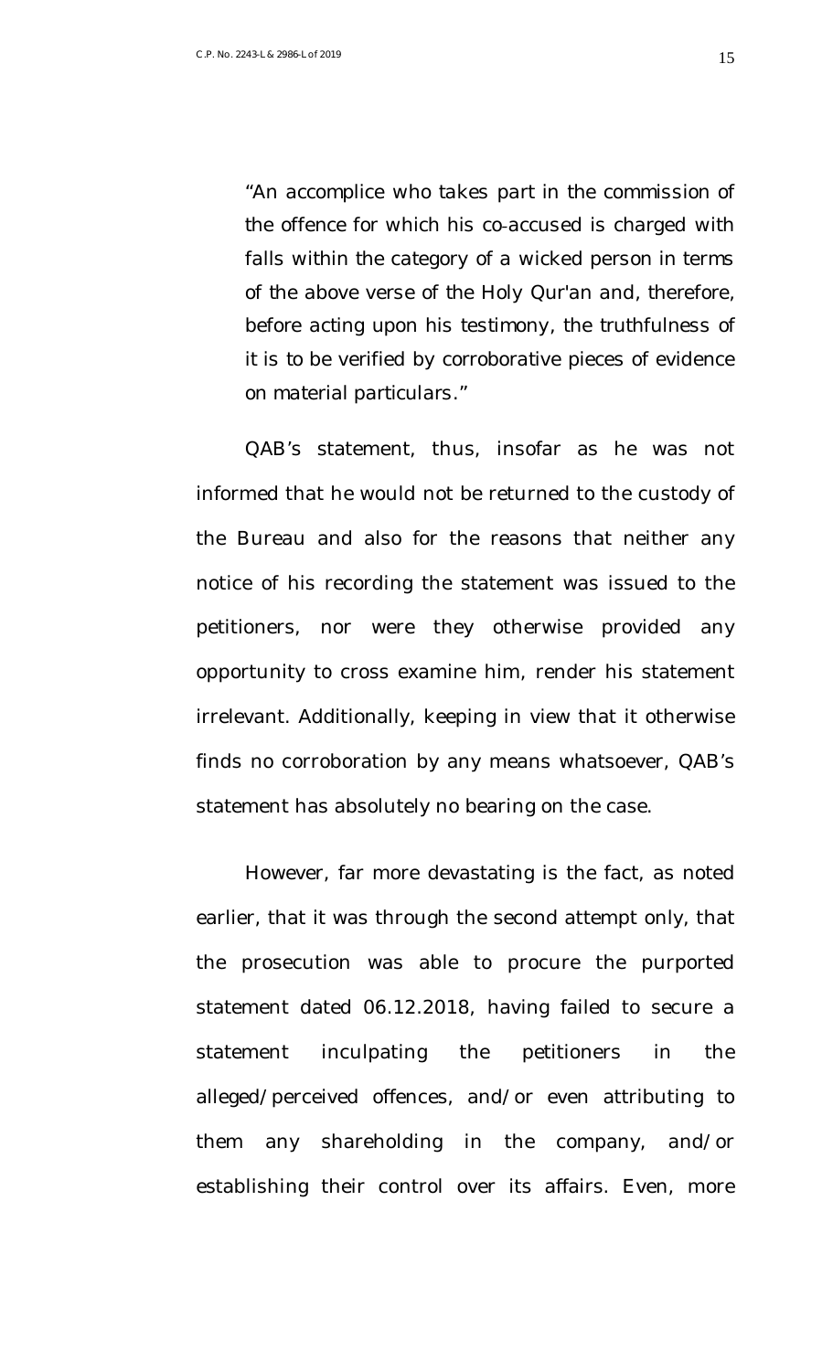> "An accomplice who takes part in the commission of the offence for which his co-accused is charged with falls within the category of a wicked person in terms of the above verse of the Holy Qur'an and, therefore, before acting upon his testimony, the truthfulness of it is to be verified by corroborative pieces of evidence on material particulars."

QAB's statement, thus, insofar as he was not informed that he would not be returned to the custody of the Bureau and also for the reasons that neither any notice of his recording the statement was issued to the petitioners, nor were they otherwise provided any opportunity to cross examine him, render his statement irrelevant. Additionally, keeping in view that it otherwise finds no corroboration by any means whatsoever, QAB's statement has absolutely no bearing on the case.

However, far more devastating is the fact, as noted earlier, that it was through the second attempt only, that the prosecution was able to procure the purported statement dated 06.12.2018, having failed to secure a statement inculpating the petitioners in the alleged/perceived offences, and/or even attributing to them any shareholding in the company, and/or establishing their control over its affairs. Even, more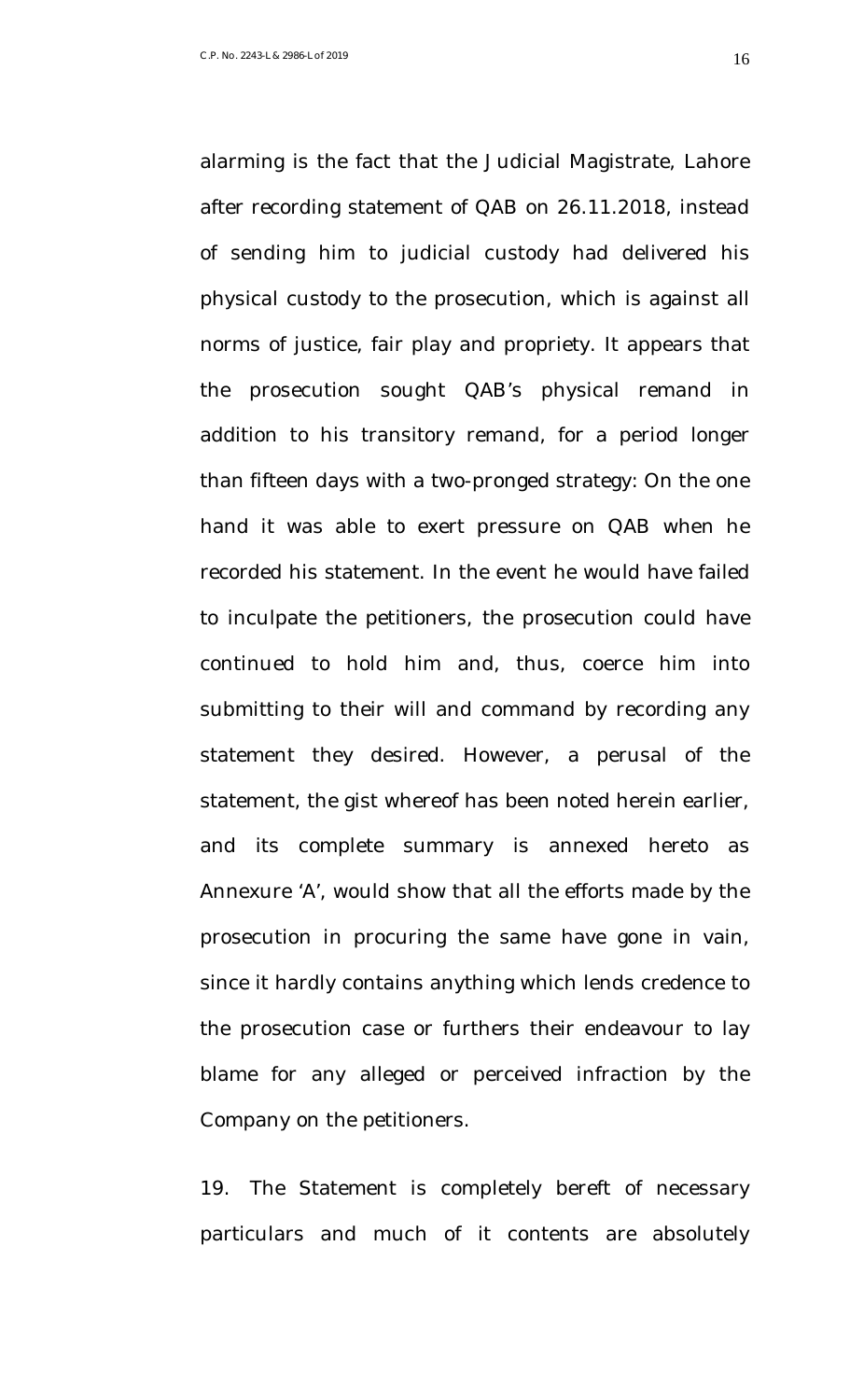alarming is the fact that the Judicial Magistrate, Lahore after recording statement of QAB on 26.11.2018, instead of sending him to judicial custody had delivered his physical custody to the prosecution, which is against all norms of justice, fair play and propriety. It appears that the prosecution sought QAB's physical remand in addition to his transitory remand, for a period longer than fifteen days with a two-pronged strategy: On the one hand it was able to exert pressure on QAB when he recorded his statement. In the event he would have failed to inculpate the petitioners, the prosecution could have continued to hold him and, thus, coerce him into submitting to their will and command by recording any statement they desired. However, a perusal of the statement, the gist whereof has been noted herein earlier, and its complete summary is annexed hereto as Annexure 'A', would show that all the efforts made by the prosecution in procuring the same have gone in vain, since it hardly contains anything which lends credence to the prosecution case or furthers their endeavour to lay blame for any alleged or perceived infraction by the Company on the petitioners.

19. The Statement is completely bereft of necessary particulars and much of it contents are absolutely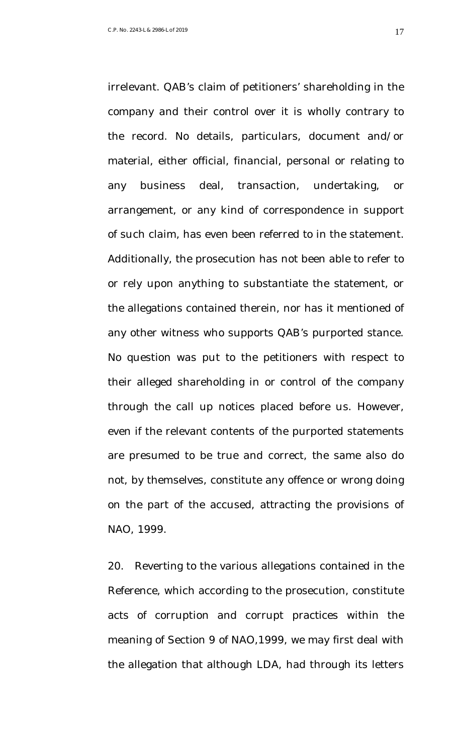irrelevant. QAB's claim of petitioners' shareholding in the company and their control over it is wholly contrary to the record. No details, particulars, document and/or material, either official, financial, personal or relating to any business deal, transaction, undertaking, or arrangement, or any kind of correspondence in support of such claim, has even been referred to in the statement. Additionally, the prosecution has not been able to refer to or rely upon anything to substantiate the statement, or the allegations contained therein, nor has it mentioned of any other witness who supports QAB's purported stance. No question was put to the petitioners with respect to their alleged shareholding in or control of the company through the call up notices placed before us. However, even if the relevant contents of the purported statements are presumed to be true and correct, the same also do not, by themselves, constitute any offence or wrong doing on the part of the accused, attracting the provisions of NAO, 1999.

20. Reverting to the various allegations contained in the Reference, which according to the prosecution, constitute acts of corruption and corrupt practices within the meaning of Section 9 of NAO,1999, we may first deal with the allegation that although LDA, had through its letters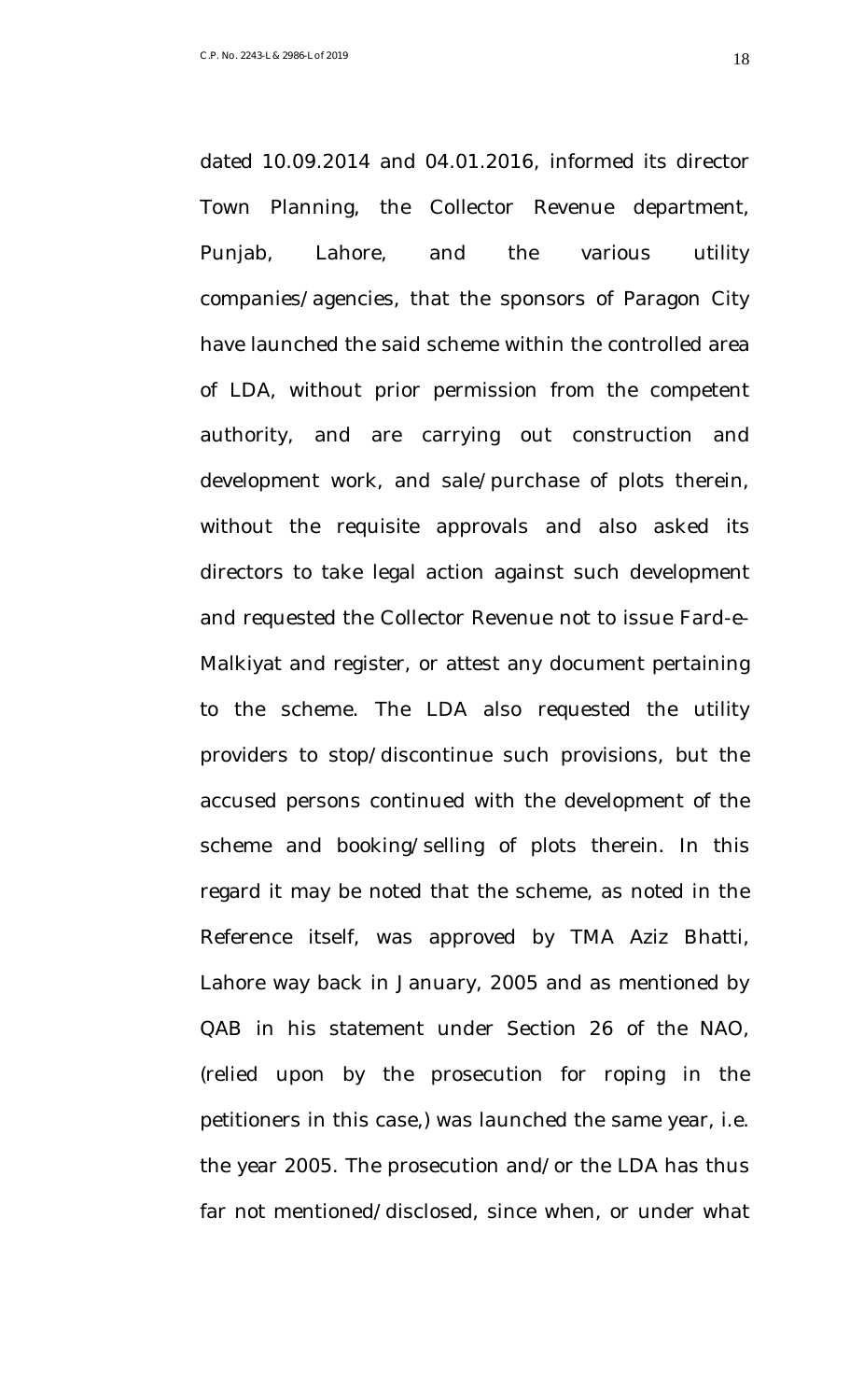dated 10.09.2014 and 04.01.2016, informed its director Town Planning, the Collector Revenue department, Punjab, Lahore, and the various utility companies/agencies, that the sponsors of Paragon City have launched the said scheme within the controlled area of LDA, without prior permission from the competent authority, and are carrying out construction and development work, and sale/purchase of plots therein, without the requisite approvals and also asked its directors to take legal action against such development and requested the Collector Revenue not to issue Fard-e-Malkiyat and register, or attest any document pertaining to the scheme. The LDA also requested the utility providers to stop/discontinue such provisions, but the accused persons continued with the development of the scheme and booking/selling of plots therein. In this regard it may be noted that the scheme, as noted in the Reference itself, was approved by TMA Aziz Bhatti, Lahore way back in January, 2005 and as mentioned by QAB in his statement under Section 26 of the NAO, (relied upon by the prosecution for roping in the petitioners in this case,) was launched the same year, i.e. the year 2005. The prosecution and/or the LDA has thus far not mentioned/disclosed, since when, or under what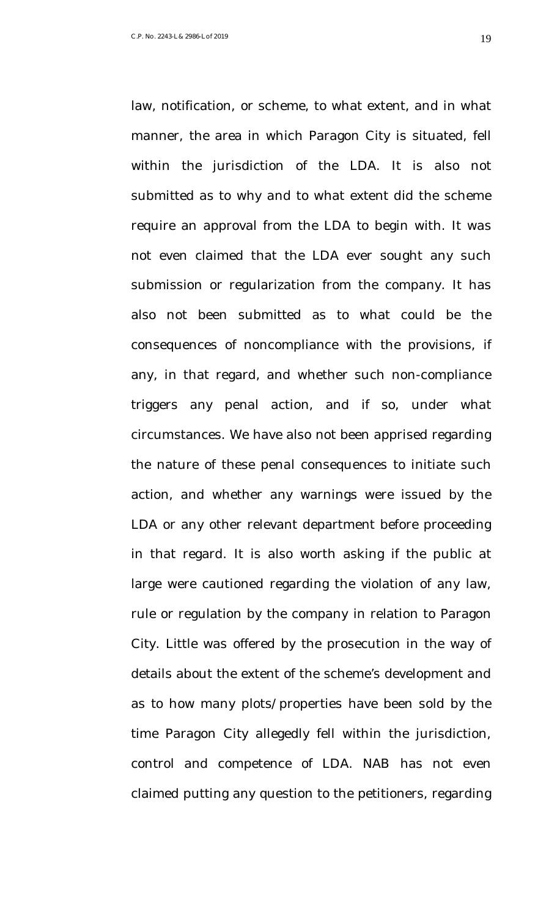law, notification, or scheme, to what extent, and in what manner, the area in which Paragon City is situated, fell within the jurisdiction of the LDA. It is also not submitted as to why and to what extent did the scheme require an approval from the LDA to begin with. It was not even claimed that the LDA ever sought any such submission or regularization from the company. It has also not been submitted as to what could be the consequences of noncompliance with the provisions, if any, in that regard, and whether such non-compliance triggers any penal action, and if so, under what circumstances. We have also not been apprised regarding the nature of these penal consequences to initiate such action, and whether any warnings were issued by the LDA or any other relevant department before proceeding in that regard. It is also worth asking if the public at large were cautioned regarding the violation of any law, rule or regulation by the company in relation to Paragon City. Little was offered by the prosecution in the way of details about the extent of the scheme's development and as to how many plots/properties have been sold by the time Paragon City allegedly fell within the jurisdiction, control and competence of LDA. NAB has not even claimed putting any question to the petitioners, regarding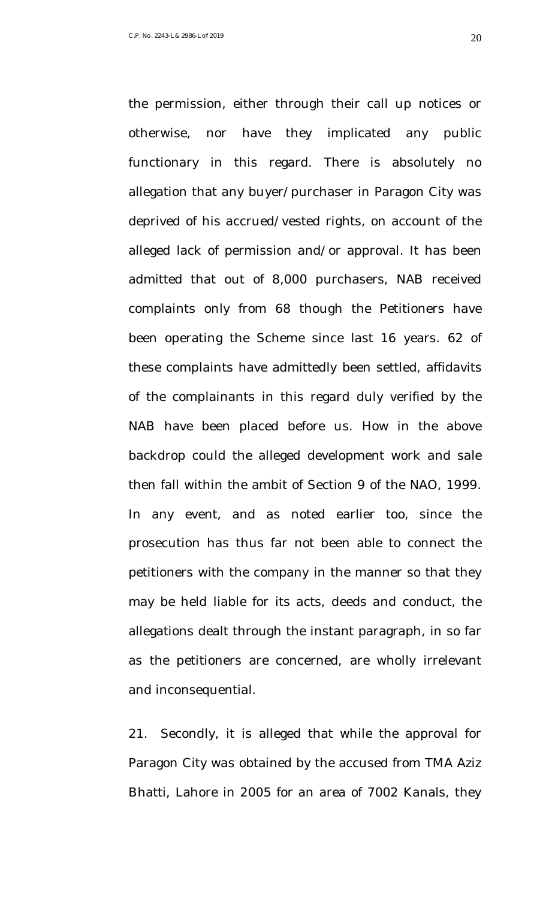the permission, either through their call up notices or otherwise, nor have they implicated any public functionary in this regard. There is absolutely no allegation that any buyer/purchaser in Paragon City was deprived of his accrued/vested rights, on account of the alleged lack of permission and/or approval. It has been admitted that out of 8,000 purchasers, NAB received complaints only from 68 though the Petitioners have been operating the Scheme since last 16 years. 62 of these complaints have admittedly been settled, affidavits of the complainants in this regard duly verified by the NAB have been placed before us. How in the above backdrop could the alleged development work and sale then fall within the ambit of Section 9 of the NAO, 1999. In any event, and as noted earlier too, since the prosecution has thus far not been able to connect the petitioners with the company in the manner so that they may be held liable for its acts, deeds and conduct, the allegations dealt through the instant paragraph, in so far as the petitioners are concerned, are wholly irrelevant and inconsequential.

21. Secondly, it is alleged that while the approval for Paragon City was obtained by the accused from TMA Aziz Bhatti, Lahore in 2005 for an area of 7002 Kanals, they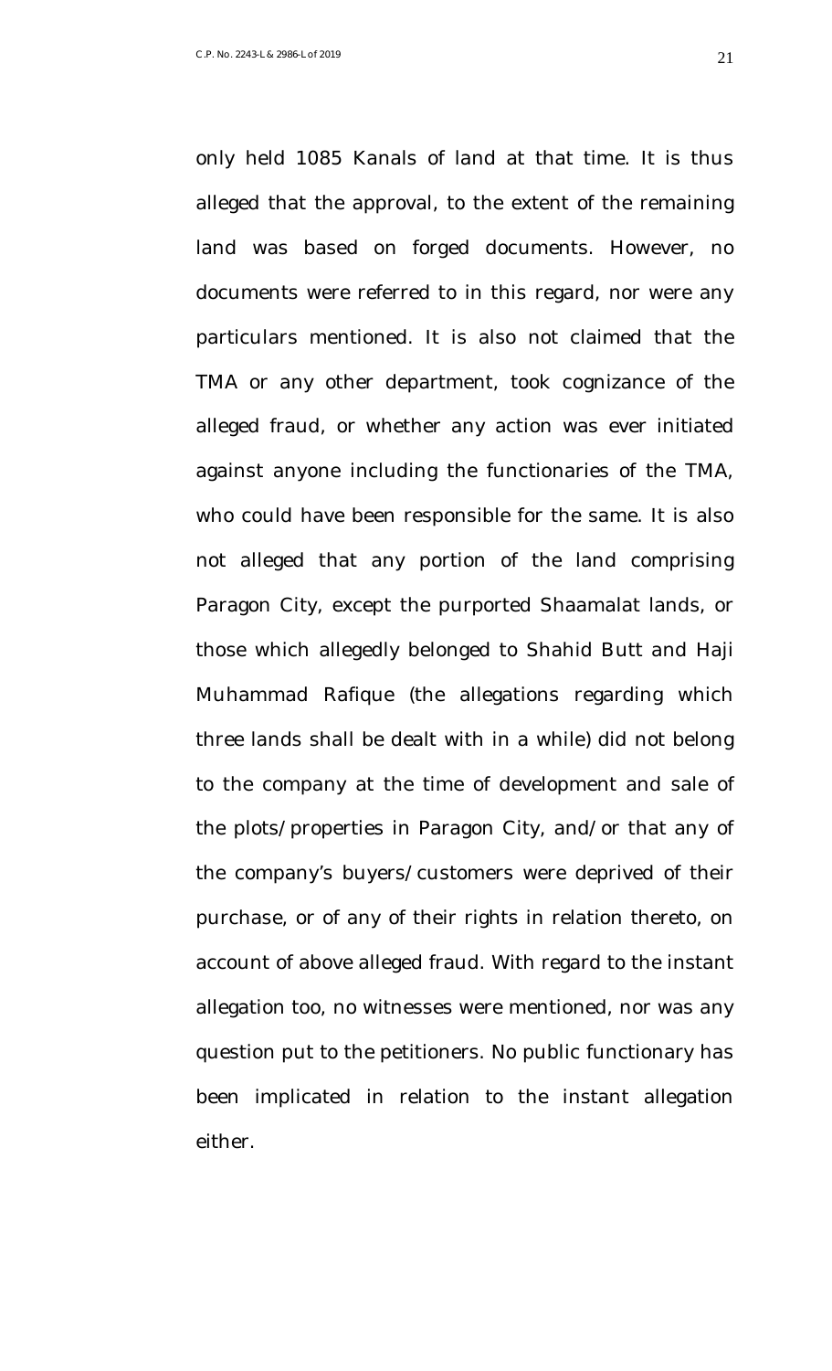only held 1085 Kanals of land at that time. It is thus alleged that the approval, to the extent of the remaining land was based on forged documents. However, no documents were referred to in this regard, nor were any particulars mentioned. It is also not claimed that the TMA or any other department, took cognizance of the alleged fraud, or whether any action was ever initiated against anyone including the functionaries of the TMA, who could have been responsible for the same. It is also not alleged that any portion of the land comprising Paragon City, except the purported Shaamalat lands, or those which allegedly belonged to Shahid Butt and Haji Muhammad Rafique (the allegations regarding which three lands shall be dealt with in a while) did not belong to the company at the time of development and sale of the plots/properties in Paragon City, and/or that any of the company's buyers/customers were deprived of their purchase, or of any of their rights in relation thereto, on account of above alleged fraud. With regard to the instant allegation too, no witnesses were mentioned, nor was any question put to the petitioners. No public functionary has been implicated in relation to the instant allegation either.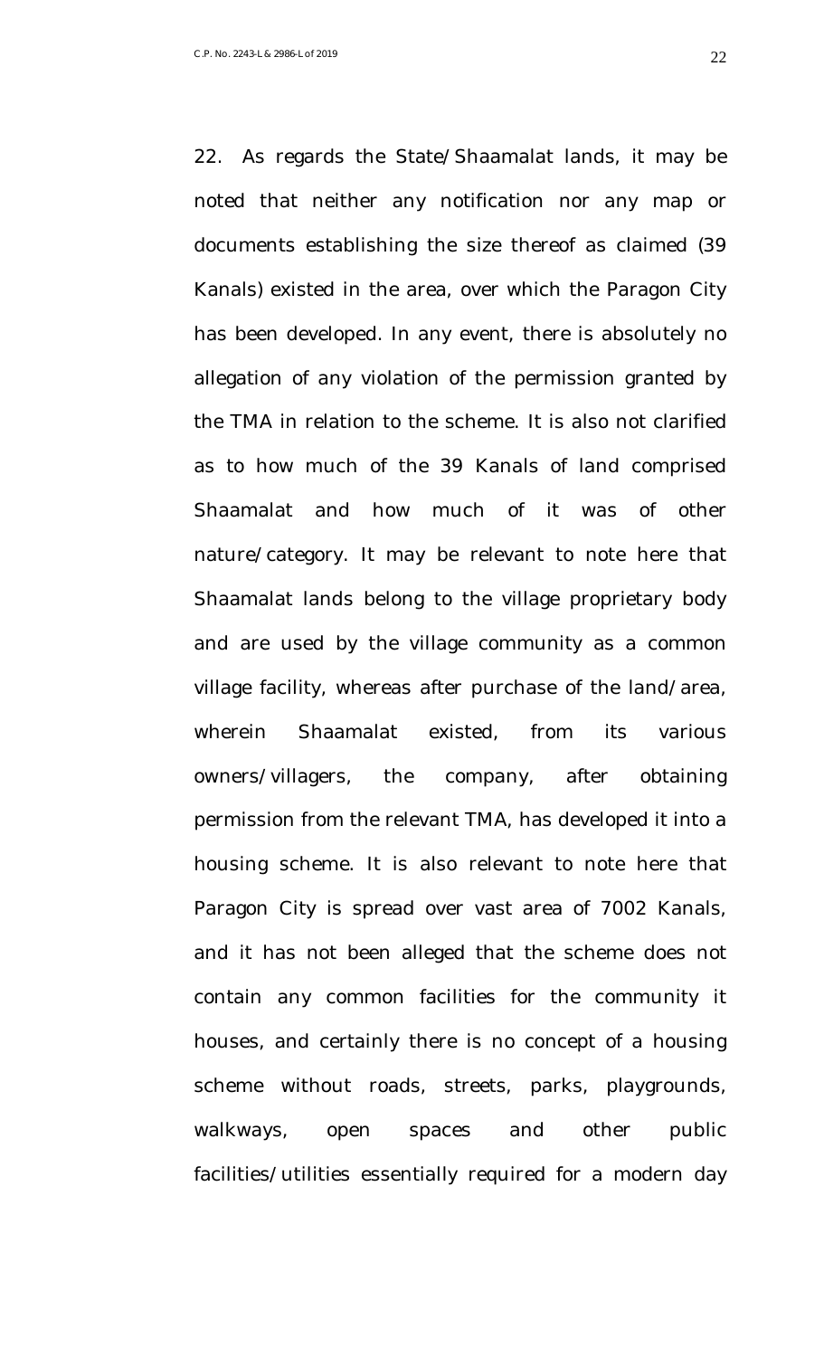22. As regards the State/Shaamalat lands, it may be noted that neither any notification nor any map or documents establishing the size thereof as claimed (39 Kanals) existed in the area, over which the Paragon City has been developed. In any event, there is absolutely no allegation of any violation of the permission granted by the TMA in relation to the scheme. It is also not clarified as to how much of the 39 Kanals of land comprised Shaamalat and how much of it was of other nature/category. It may be relevant to note here that Shaamalat lands belong to the village proprietary body and are used by the village community as a common village facility, whereas after purchase of the land/area, wherein Shaamalat existed, from its various owners/villagers, the company, after obtaining permission from the relevant TMA, has developed it into a housing scheme. It is also relevant to note here that Paragon City is spread over vast area of 7002 Kanals, and it has not been alleged that the scheme does not contain any common facilities for the community it houses, and certainly there is no concept of a housing scheme without roads, streets, parks, playgrounds, walkways, open spaces and other public facilities/utilities essentially required for a modern day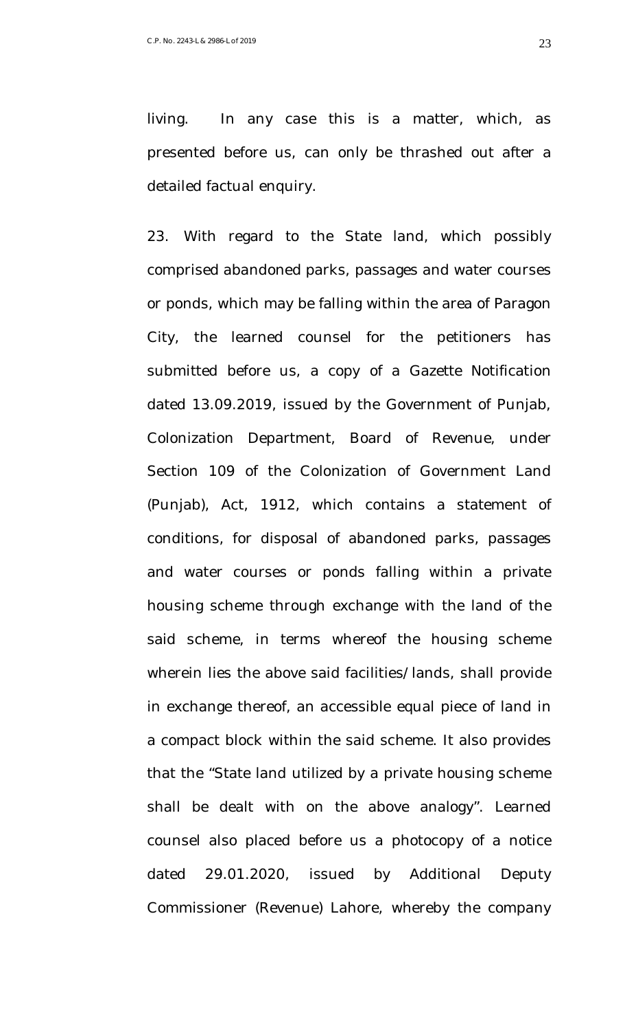living. In any case this is a matter, which, as presented before us, can only be thrashed out after a detailed factual enquiry.

23. With regard to the State land, which possibly comprised abandoned parks, passages and water courses or ponds, which may be falling within the area of Paragon City, the learned counsel for the petitioners has submitted before us, a copy of a Gazette Notification dated 13.09.2019, issued by the Government of Punjab, Colonization Department, Board of Revenue, under Section 109 of the Colonization of Government Land (Punjab), Act, 1912, which contains a statement of conditions, for disposal of abandoned parks, passages and water courses or ponds falling within a private housing scheme through exchange with the land of the said scheme, in terms whereof the housing scheme wherein lies the above said facilities/lands, shall provide in exchange thereof, an accessible equal piece of land in a compact block within the said scheme. It also provides that the "State land utilized by a private housing scheme shall be dealt with on the above analogy". Learned counsel also placed before us a photocopy of a notice dated 29.01.2020, issued by Additional Deputy Commissioner (Revenue) Lahore, whereby the company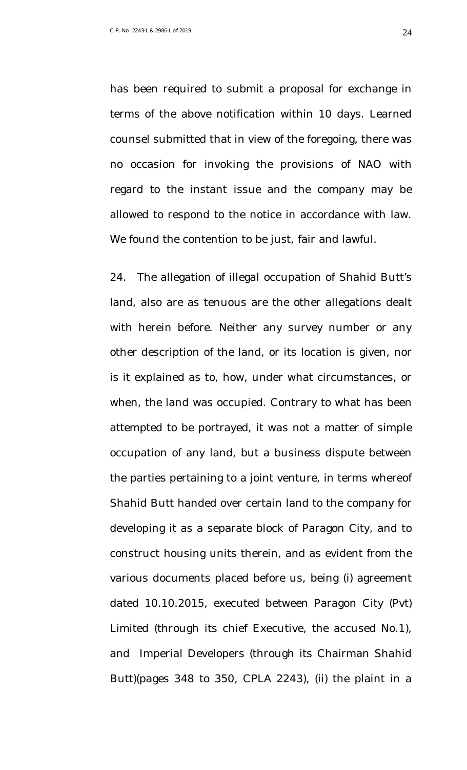has been required to submit a proposal for exchange in terms of the above notification within 10 days. Learned counsel submitted that in view of the foregoing, there was no occasion for invoking the provisions of NAO with regard to the instant issue and the company may be allowed to respond to the notice in accordance with law. We found the contention to be just, fair and lawful.

24. The allegation of illegal occupation of Shahid Butt's land, also are as tenuous are the other allegations dealt with herein before. Neither any survey number or any other description of the land, or its location is given, nor is it explained as to, how, under what circumstances, or when, the land was occupied. Contrary to what has been attempted to be portrayed, it was not a matter of simple occupation of any land, but a business dispute between the parties pertaining to a joint venture, in terms whereof Shahid Butt handed over certain land to the company for developing it as a separate block of Paragon City, and to construct housing units therein, and as evident from the various documents placed before us, being (i) agreement dated 10.10.2015, executed between Paragon City (Pvt) Limited (through its chief Executive, the accused No.1), and Imperial Developers (through its Chairman Shahid Butt)(pages 348 to 350, CPLA 2243), (ii) the plaint in a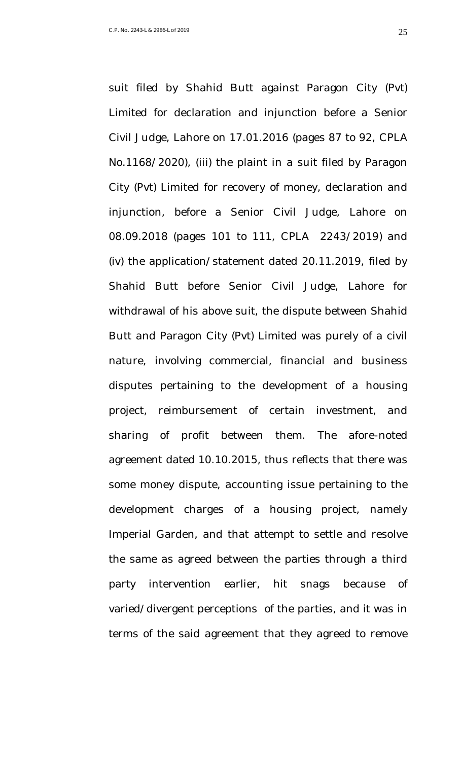suit filed by Shahid Butt against Paragon City (Pvt) Limited for declaration and injunction before a Senior Civil Judge, Lahore on 17.01.2016 (pages 87 to 92, CPLA No.1168/2020), (iii) the plaint in a suit filed by Paragon City (Pvt) Limited for recovery of money, declaration and injunction, before a Senior Civil Judge, Lahore on 08.09.2018 (pages 101 to 111, CPLA 2243/2019) and (iv) the application/statement dated 20.11.2019, filed by Shahid Butt before Senior Civil Judge, Lahore for withdrawal of his above suit, the dispute between Shahid Butt and Paragon City (Pvt) Limited was purely of a civil nature, involving commercial, financial and business disputes pertaining to the development of a housing project, reimbursement of certain investment, and sharing of profit between them. The afore-noted agreement dated 10.10.2015, thus reflects that there was some money dispute, accounting issue pertaining to the development charges of a housing project, namely Imperial Garden, and that attempt to settle and resolve the same as agreed between the parties through a third party intervention earlier, hit snags because of varied/divergent perceptions of the parties, and it was in terms of the said agreement that they agreed to remove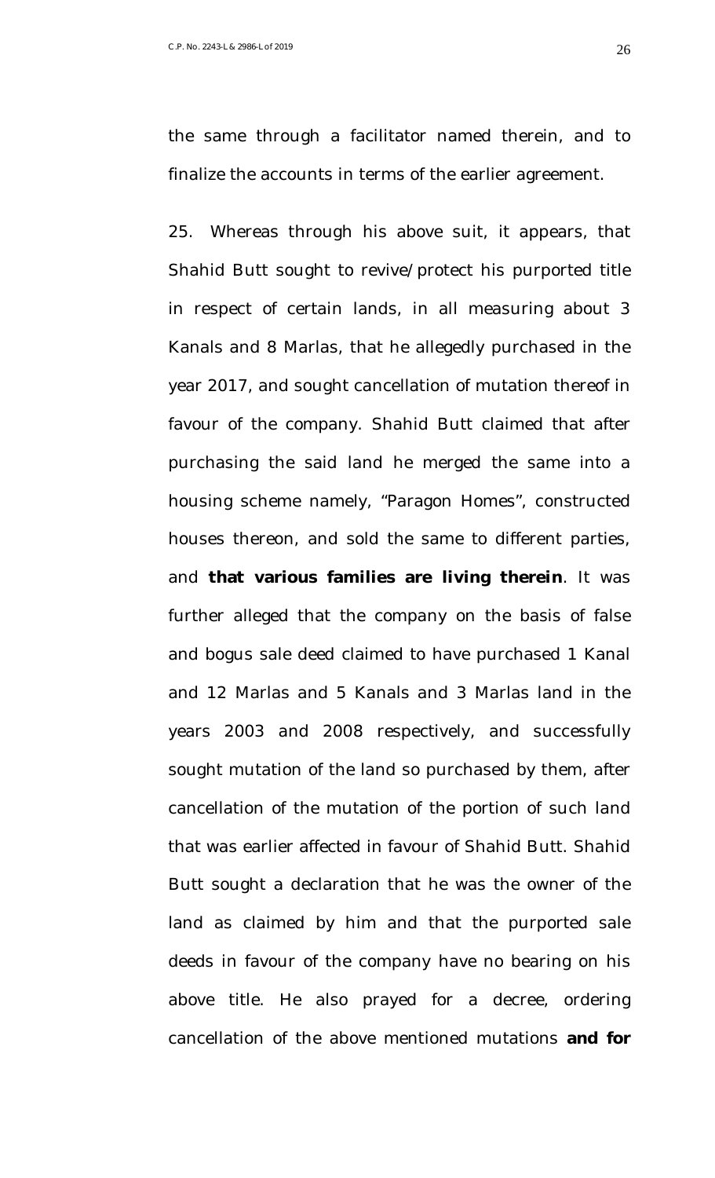the same through a facilitator named therein, and to finalize the accounts in terms of the earlier agreement.

25. Whereas through his above suit, it appears, that Shahid Butt sought to revive/protect his purported title in respect of certain lands, in all measuring about 3 Kanals and 8 Marlas, that he allegedly purchased in the year 2017, and sought cancellation of mutation thereof in favour of the company. Shahid Butt claimed that after purchasing the said land he merged the same into a housing scheme namely, "Paragon Homes", constructed houses thereon, and sold the same to different parties, and **that various families are living therein**. It was further alleged that the company on the basis of false and bogus sale deed claimed to have purchased 1 Kanal and 12 Marlas and 5 Kanals and 3 Marlas land in the years 2003 and 2008 respectively, and successfully sought mutation of the land so purchased by them, after cancellation of the mutation of the portion of such land that was earlier affected in favour of Shahid Butt. Shahid Butt sought a declaration that he was the owner of the land as claimed by him and that the purported sale deeds in favour of the company have no bearing on his above title. He also prayed for a decree, ordering cancellation of the above mentioned mutations **and for**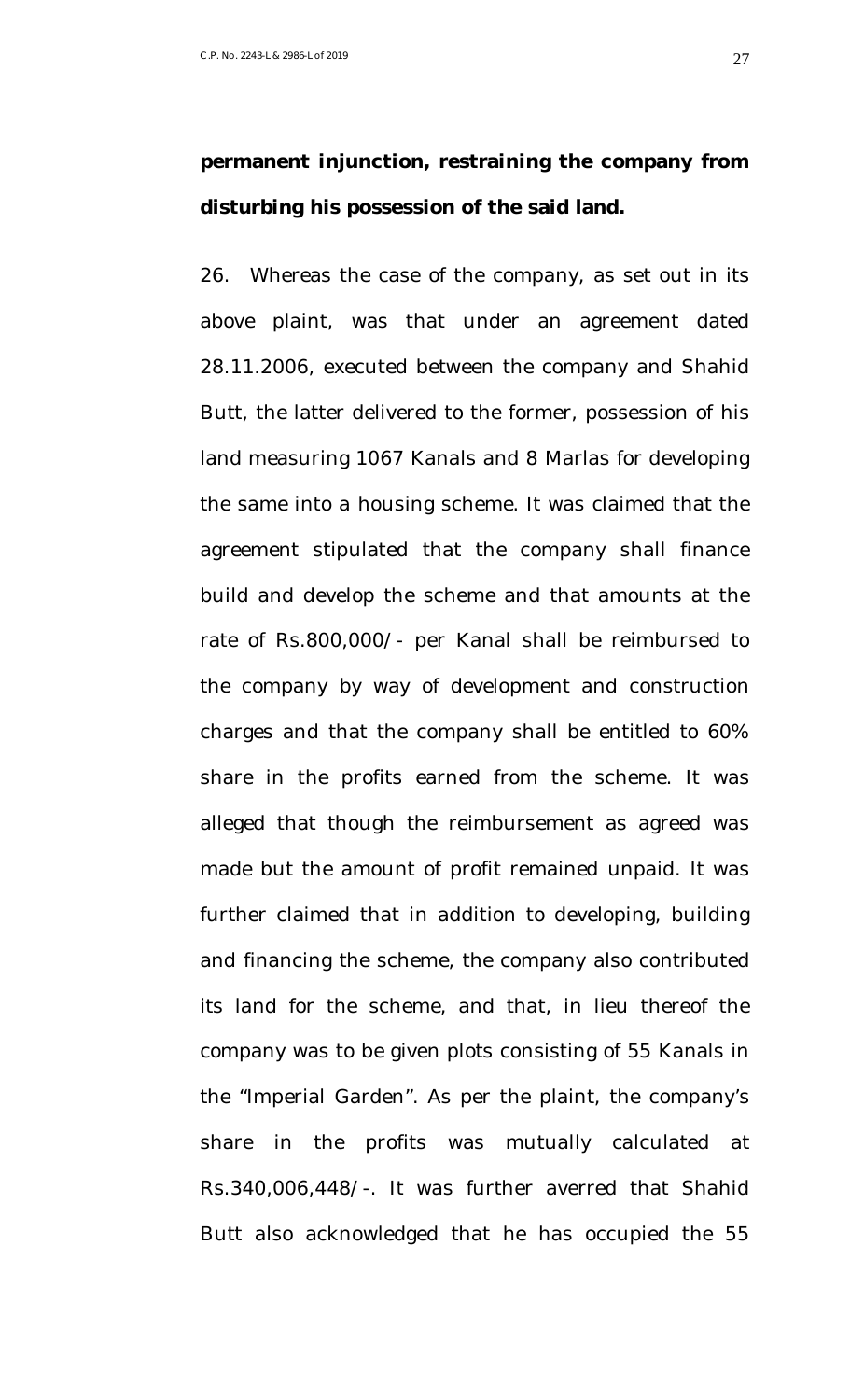**permanent injunction, restraining the company from disturbing his possession of the said land.**

26. Whereas the case of the company, as set out in its above plaint, was that under an agreement dated 28.11.2006, executed between the company and Shahid Butt, the latter delivered to the former, possession of his land measuring 1067 Kanals and 8 Marlas for developing the same into a housing scheme. It was claimed that the agreement stipulated that the company shall finance build and develop the scheme and that amounts at the rate of Rs.800,000/- per Kanal shall be reimbursed to the company by way of development and construction charges and that the company shall be entitled to 60% share in the profits earned from the scheme. It was alleged that though the reimbursement as agreed was made but the amount of profit remained unpaid. It was further claimed that in addition to developing, building and financing the scheme, the company also contributed its land for the scheme, and that, in lieu thereof the company was to be given plots consisting of 55 Kanals in the "Imperial Garden". As per the plaint, the company's share in the profits was mutually calculated at Rs.340,006,448/-. It was further averred that Shahid Butt also acknowledged that he has occupied the 55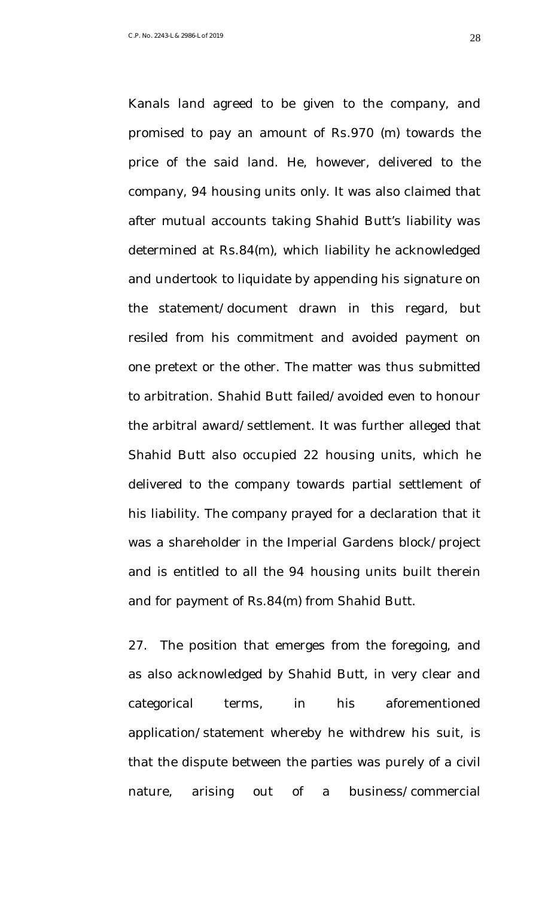Kanals land agreed to be given to the company, and promised to pay an amount of Rs.970 (m) towards the price of the said land. He, however, delivered to the company, 94 housing units only. It was also claimed that after mutual accounts taking Shahid Butt's liability was determined at Rs.84(m), which liability he acknowledged and undertook to liquidate by appending his signature on the statement/document drawn in this regard, but resiled from his commitment and avoided payment on one pretext or the other. The matter was thus submitted to arbitration. Shahid Butt failed/avoided even to honour the arbitral award/settlement. It was further alleged that Shahid Butt also occupied 22 housing units, which he delivered to the company towards partial settlement of his liability. The company prayed for a declaration that it was a shareholder in the Imperial Gardens block/project and is entitled to all the 94 housing units built therein and for payment of Rs.84(m) from Shahid Butt.

27. The position that emerges from the foregoing, and as also acknowledged by Shahid Butt, in very clear and categorical terms, in his aforementioned application/statement whereby he withdrew his suit, is that the dispute between the parties was purely of a civil nature, arising out of a business/commercial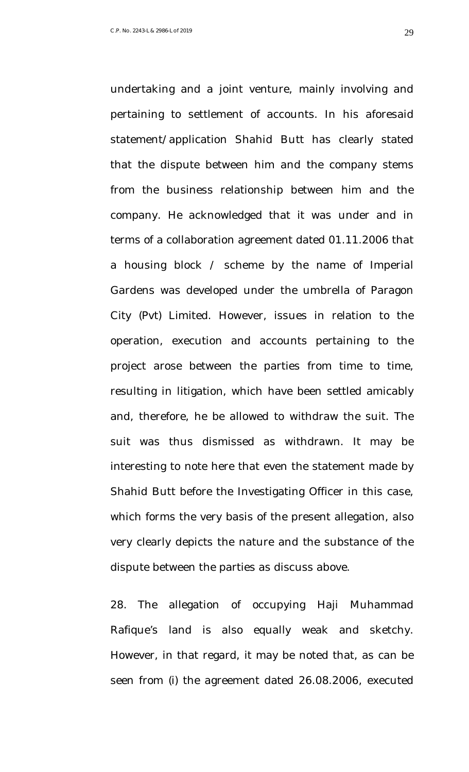undertaking and a joint venture, mainly involving and pertaining to settlement of accounts. In his aforesaid statement/application Shahid Butt has clearly stated that the dispute between him and the company stems from the business relationship between him and the company. He acknowledged that it was under and in terms of a collaboration agreement dated 01.11.2006 that a housing block / scheme by the name of Imperial Gardens was developed under the umbrella of Paragon City (Pvt) Limited. However, issues in relation to the operation, execution and accounts pertaining to the project arose between the parties from time to time, resulting in litigation, which have been settled amicably and, therefore, he be allowed to withdraw the suit. The suit was thus dismissed as withdrawn. It may be interesting to note here that even the statement made by Shahid Butt before the Investigating Officer in this case, which forms the very basis of the present allegation, also very clearly depicts the nature and the substance of the dispute between the parties as discuss above.

28. The allegation of occupying Haji Muhammad Rafique's land is also equally weak and sketchy. However, in that regard, it may be noted that, as can be seen from (i) the agreement dated 26.08.2006, executed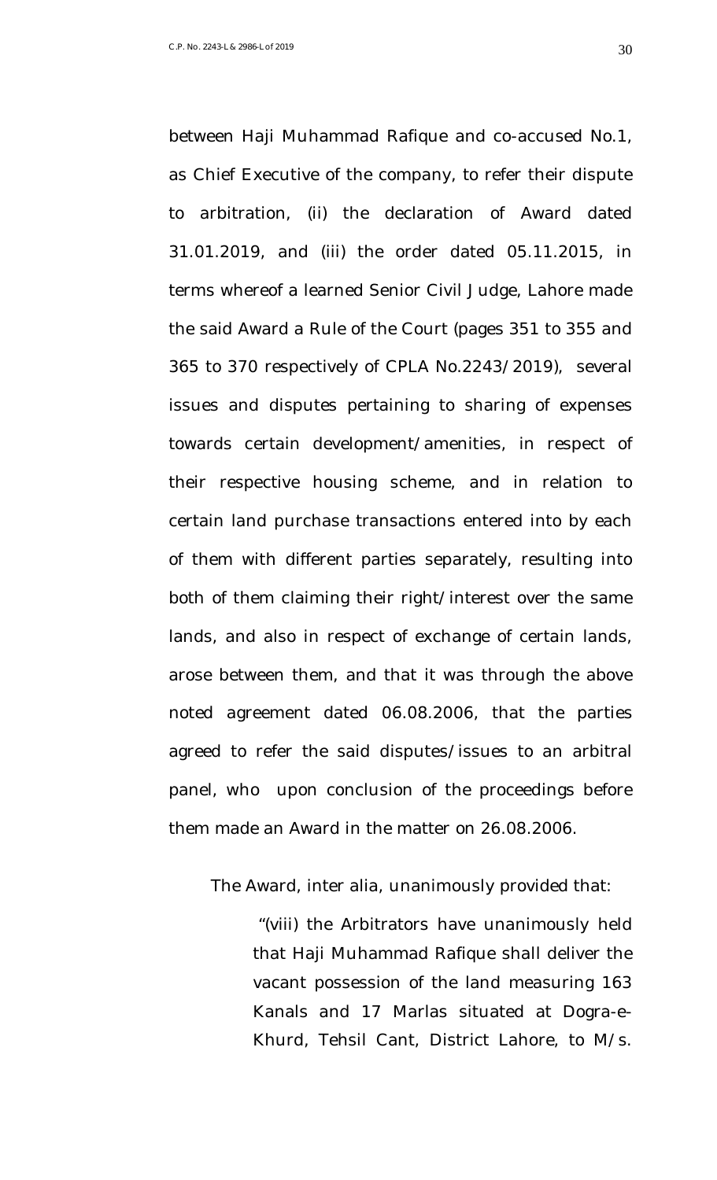between Haji Muhammad Rafique and co-accused No.1, as Chief Executive of the company, to refer their dispute to arbitration, (ii) the declaration of Award dated 31.01.2019, and (iii) the order dated 05.11.2015, in terms whereof a learned Senior Civil Judge, Lahore made the said Award a Rule of the Court (pages 351 to 355 and 365 to 370 respectively of CPLA No.2243/2019), several issues and disputes pertaining to sharing of expenses towards certain development/amenities, in respect of their respective housing scheme, and in relation to certain land purchase transactions entered into by each of them with different parties separately, resulting into both of them claiming their right/interest over the same lands, and also in respect of exchange of certain lands, arose between them, and that it was through the above noted agreement dated 06.08.2006, that the parties agreed to refer the said disputes/issues to an arbitral panel, who upon conclusion of the proceedings before them made an Award in the matter on 26.08.2006.

The Award, inter alia, unanimously provided that:

> "(viii) the Arbitrators have unanimously held that Haji Muhammad Rafique shall deliver the vacant possession of the land measuring 163 Kanals and 17 Marlas situated at Dogra-e-Khurd, Tehsil Cant, District Lahore, to M/s.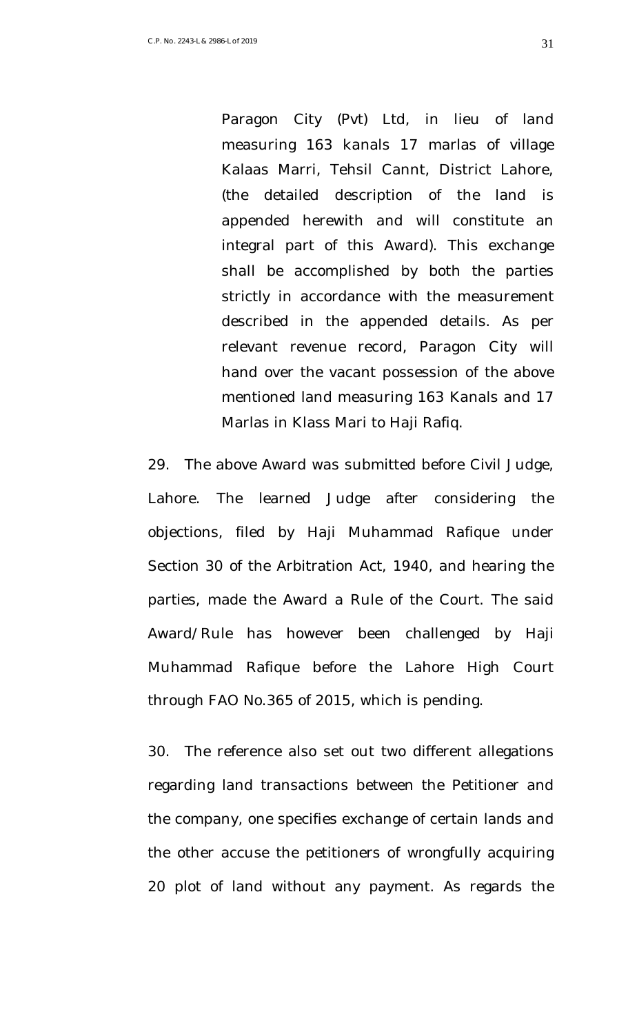> Paragon City (Pvt) Ltd, in lieu of land measuring 163 kanals 17 marlas of village Kalaas Marri, Tehsil Cannt, District Lahore, (the detailed description of the land is appended herewith and will constitute an integral part of this Award). This exchange shall be accomplished by both the parties strictly in accordance with the measurement described in the appended details. As per relevant revenue record, Paragon City will hand over the vacant possession of the above mentioned land measuring 163 Kanals and 17 Marlas in Klass Mari to Haji Rafiq.

29. The above Award was submitted before Civil Judge, Lahore. The learned Judge after considering the objections, filed by Haji Muhammad Rafique under Section 30 of the Arbitration Act, 1940, and hearing the parties, made the Award a Rule of the Court. The said Award/Rule has however been challenged by Haji Muhammad Rafique before the Lahore High Court through FAO No.365 of 2015, which is pending.

30. The reference also set out two different allegations regarding land transactions between the Petitioner and the company, one specifies exchange of certain lands and the other accuse the petitioners of wrongfully acquiring 20 plot of land without any payment. As regards the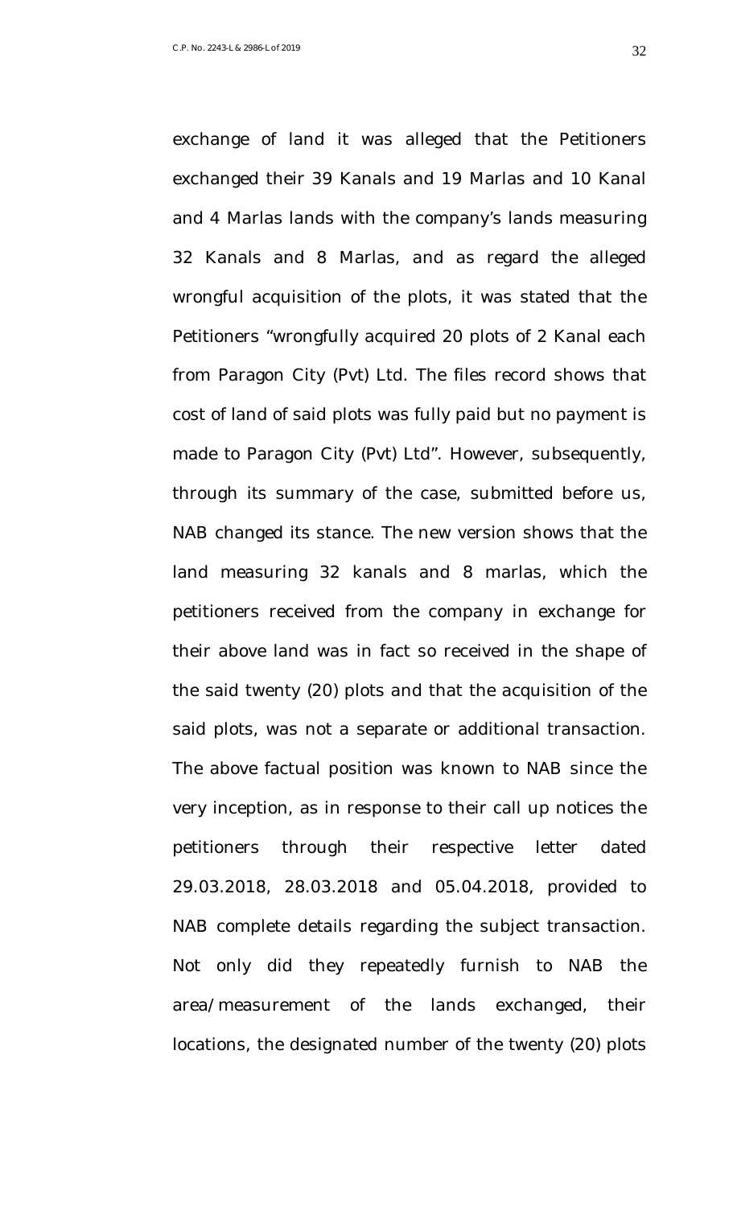exchange of land it was alleged that the Petitioners exchanged their 39 Kanals and 19 Marlas and 10 Kanal and 4 Marlas lands with the company's lands measuring 32 Kanals and 8 Marlas, and as regard the alleged wrongful acquisition of the plots, it was stated that the Petitioners "wrongfully acquired 20 plots of 2 Kanal each from Paragon City (Pvt) Ltd. The files record shows that cost of land of said plots was fully paid but no payment is made to Paragon City (Pvt) Ltd". However, subsequently, through its summary of the case, submitted before us, NAB changed its stance. The new version shows that the land measuring 32 kanals and 8 marlas, which the petitioners received from the company in exchange for their above land was in fact so received in the shape of the said twenty (20) plots and that the acquisition of the said plots, was not a separate or additional transaction. The above factual position was known to NAB since the very inception, as in response to their call up notices the petitioners through their respective letter dated 29.03.2018, 28.03.2018 and 05.04.2018, provided to NAB complete details regarding the subject transaction. Not only did they repeatedly furnish to NAB the area/measurement of the lands exchanged, their locations, the designated number of the twenty (20) plots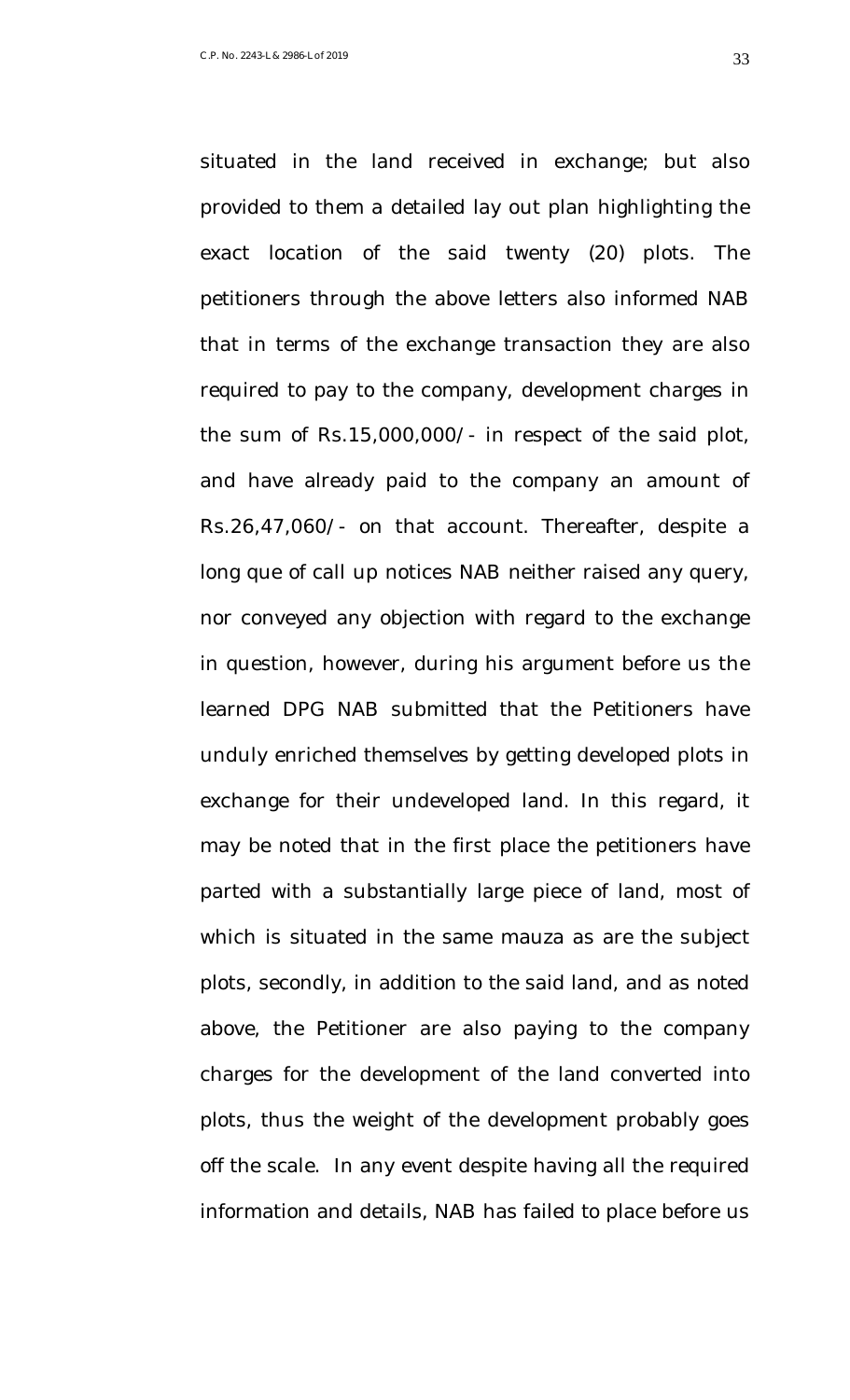situated in the land received in exchange; but also provided to them a detailed lay out plan highlighting the exact location of the said twenty (20) plots. The petitioners through the above letters also informed NAB that in terms of the exchange transaction they are also required to pay to the company, development charges in the sum of Rs.15,000,000/- in respect of the said plot, and have already paid to the company an amount of Rs.26,47,060/- on that account. Thereafter, despite a long que of call up notices NAB neither raised any query, nor conveyed any objection with regard to the exchange in question, however, during his argument before us the learned DPG NAB submitted that the Petitioners have unduly enriched themselves by getting developed plots in exchange for their undeveloped land. In this regard, it may be noted that in the first place the petitioners have parted with a substantially large piece of land, most of which is situated in the same mauza as are the subject plots, secondly, in addition to the said land, and as noted above, the Petitioner are also paying to the company charges for the development of the land converted into plots, thus the weight of the development probably goes off the scale. In any event despite having all the required information and details, NAB has failed to place before us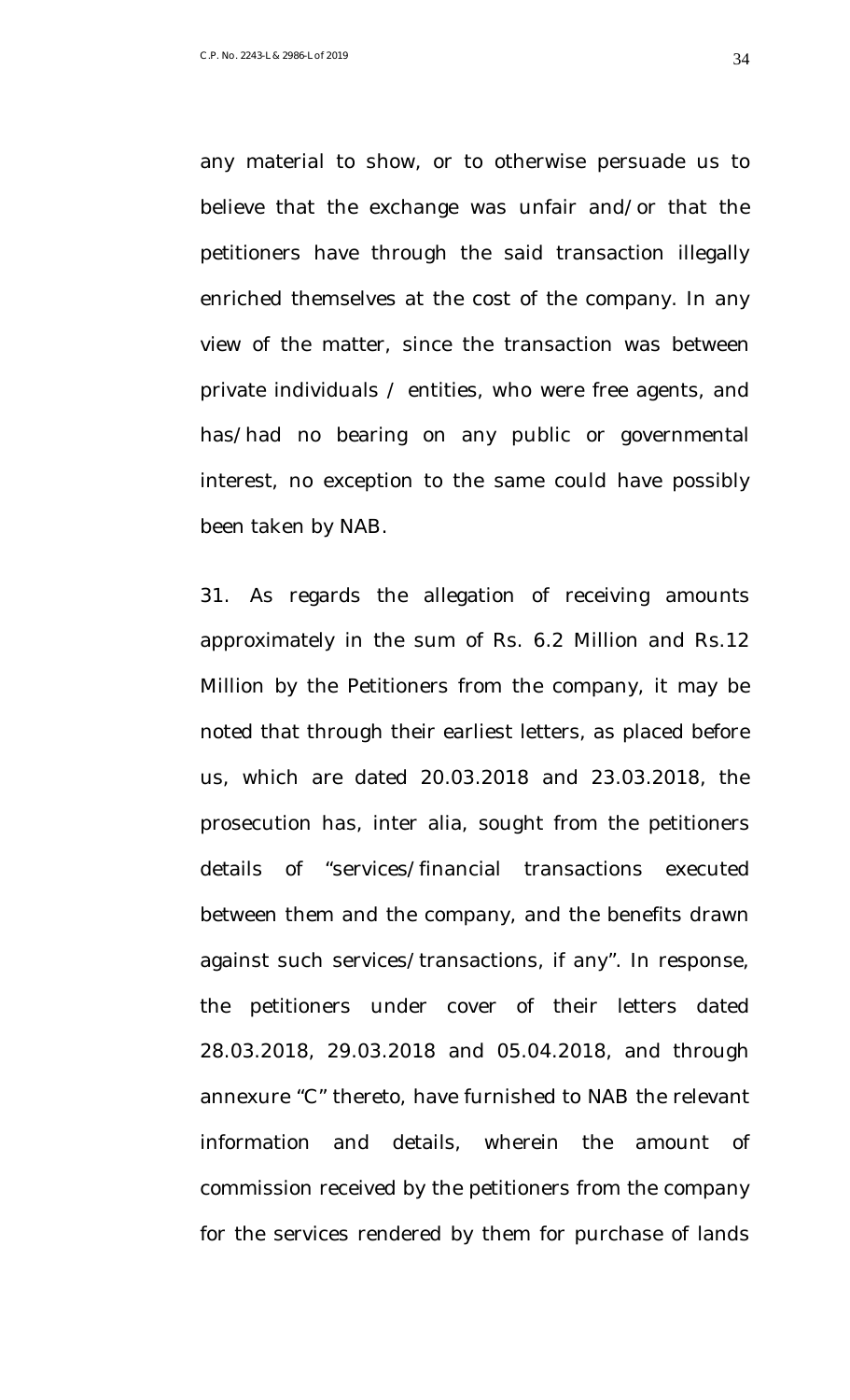any material to show, or to otherwise persuade us to believe that the exchange was unfair and/or that the petitioners have through the said transaction illegally enriched themselves at the cost of the company. In any view of the matter, since the transaction was between private individuals / entities, who were free agents, and has/had no bearing on any public or governmental interest, no exception to the same could have possibly been taken by NAB.

31. As regards the allegation of receiving amounts approximately in the sum of Rs. 6.2 Million and Rs.12 Million by the Petitioners from the company, it may be noted that through their earliest letters, as placed before us, which are dated 20.03.2018 and 23.03.2018, the prosecution has, inter alia, sought from the petitioners details of "services/financial transactions executed between them and the company, and the benefits drawn against such services/transactions, if any". In response, the petitioners under cover of their letters dated 28.03.2018, 29.03.2018 and 05.04.2018, and through annexure "C" thereto, have furnished to NAB the relevant information and details, wherein the amount of commission received by the petitioners from the company for the services rendered by them for purchase of lands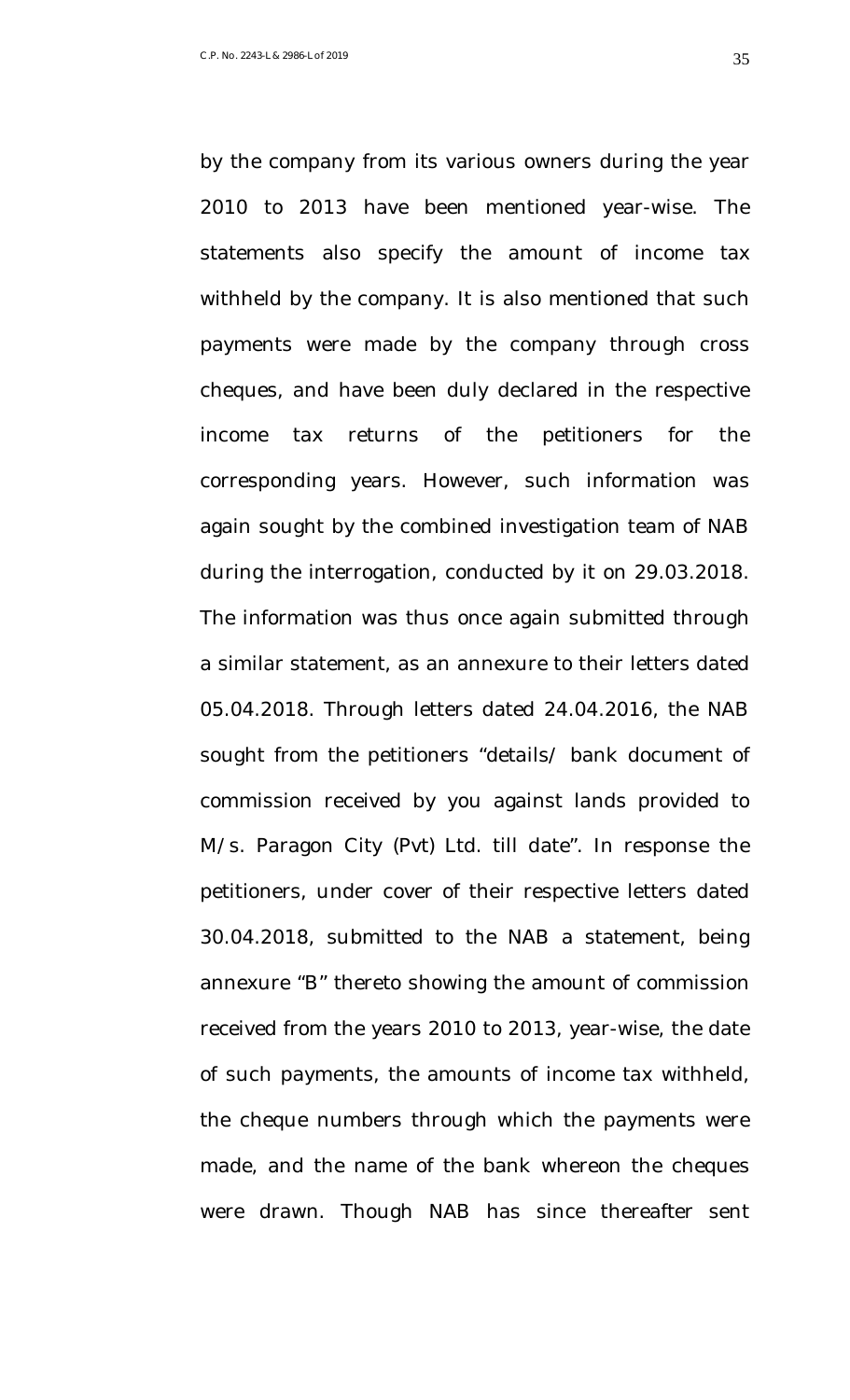by the company from its various owners during the year 2010 to 2013 have been mentioned year-wise. The statements also specify the amount of income tax withheld by the company. It is also mentioned that such payments were made by the company through cross cheques, and have been duly declared in the respective income tax returns of the petitioners for the corresponding years. However, such information was again sought by the combined investigation team of NAB during the interrogation, conducted by it on 29.03.2018. The information was thus once again submitted through a similar statement, as an annexure to their letters dated 05.04.2018. Through letters dated 24.04.2016, the NAB sought from the petitioners "details/ bank document of commission received by you against lands provided to M/s. Paragon City (Pvt) Ltd. till date". In response the petitioners, under cover of their respective letters dated 30.04.2018, submitted to the NAB a statement, being annexure "B" thereto showing the amount of commission received from the years 2010 to 2013, year-wise, the date of such payments, the amounts of income tax withheld, the cheque numbers through which the payments were made, and the name of the bank whereon the cheques were drawn. Though NAB has since thereafter sent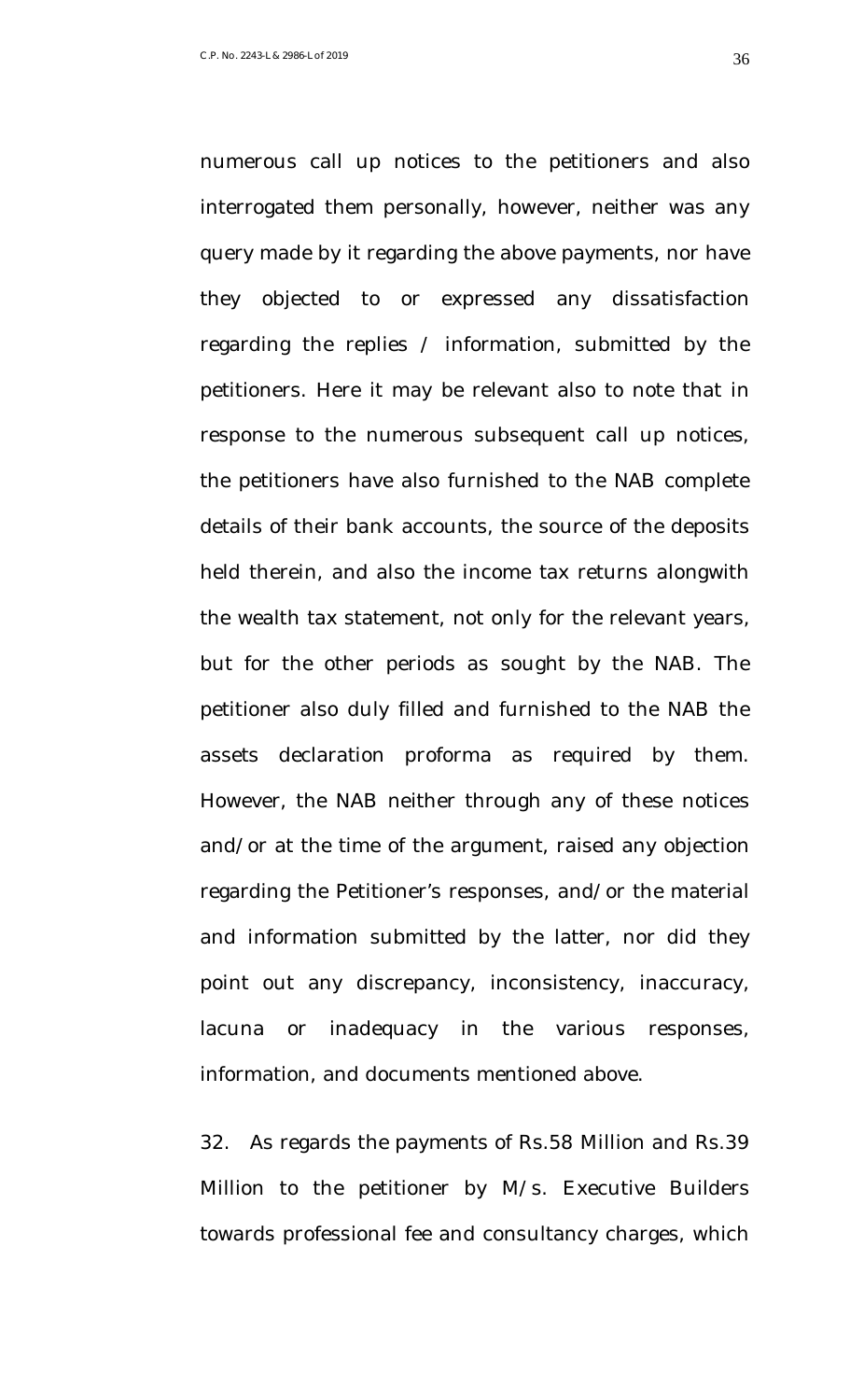numerous call up notices to the petitioners and also interrogated them personally, however, neither was any query made by it regarding the above payments, nor have they objected to or expressed any dissatisfaction regarding the replies / information, submitted by the petitioners. Here it may be relevant also to note that in response to the numerous subsequent call up notices, the petitioners have also furnished to the NAB complete details of their bank accounts, the source of the deposits held therein, and also the income tax returns alongwith the wealth tax statement, not only for the relevant years, but for the other periods as sought by the NAB. The petitioner also duly filled and furnished to the NAB the assets declaration proforma as required by them. However, the NAB neither through any of these notices and/or at the time of the argument, raised any objection regarding the Petitioner's responses, and/or the material and information submitted by the latter, nor did they point out any discrepancy, inconsistency, inaccuracy, lacuna or inadequacy in the various responses, information, and documents mentioned above.

32. As regards the payments of Rs.58 Million and Rs.39 Million to the petitioner by M/s. Executive Builders towards professional fee and consultancy charges, which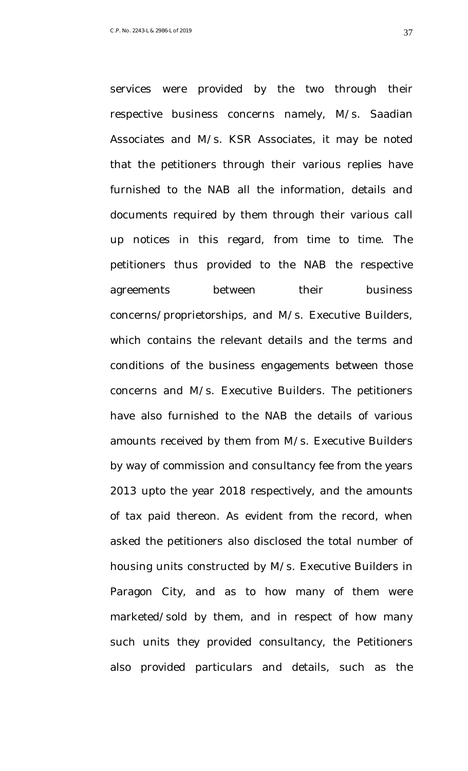services were provided by the two through their respective business concerns namely, M/s. Saadian Associates and M/s. KSR Associates, it may be noted that the petitioners through their various replies have furnished to the NAB all the information, details and documents required by them through their various call up notices in this regard, from time to time. The petitioners thus provided to the NAB the respective agreements between their business concerns/proprietorships, and M/s. Executive Builders, which contains the relevant details and the terms and conditions of the business engagements between those concerns and M/s. Executive Builders. The petitioners have also furnished to the NAB the details of various amounts received by them from M/s. Executive Builders by way of commission and consultancy fee from the years 2013 upto the year 2018 respectively, and the amounts of tax paid thereon. As evident from the record, when asked the petitioners also disclosed the total number of housing units constructed by M/s. Executive Builders in Paragon City, and as to how many of them were marketed/sold by them, and in respect of how many such units they provided consultancy, the Petitioners also provided particulars and details, such as the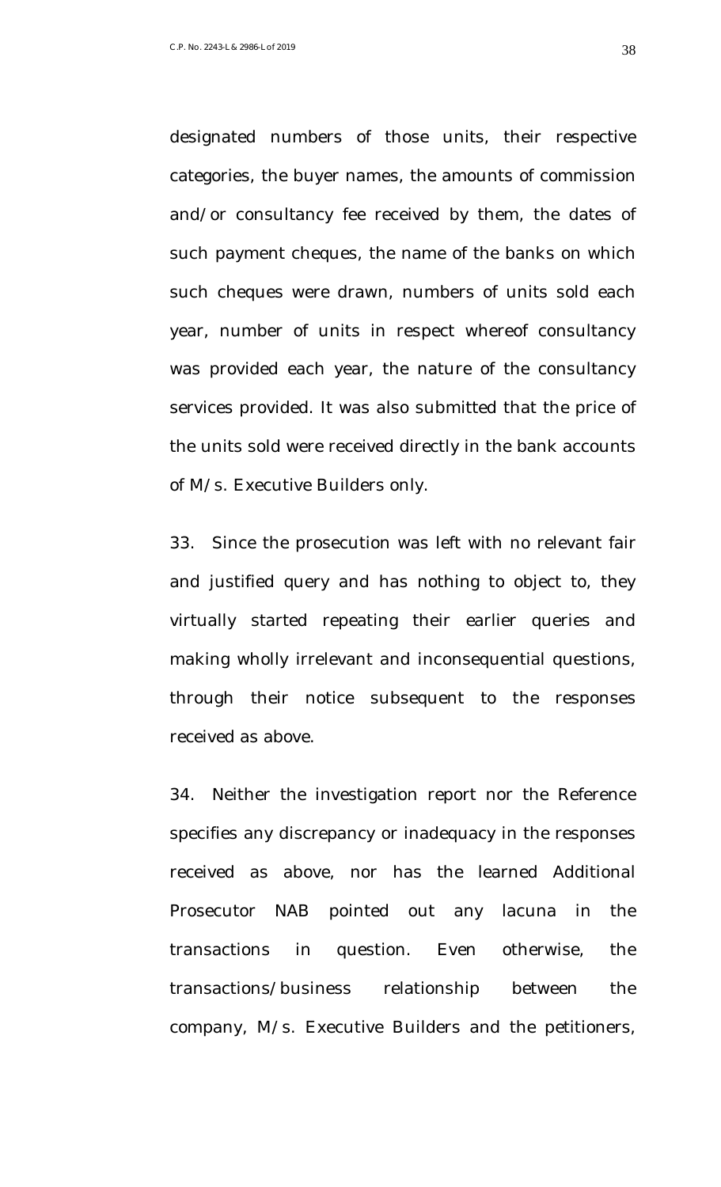designated numbers of those units, their respective categories, the buyer names, the amounts of commission and/or consultancy fee received by them, the dates of such payment cheques, the name of the banks on which such cheques were drawn, numbers of units sold each year, number of units in respect whereof consultancy was provided each year, the nature of the consultancy services provided. It was also submitted that the price of the units sold were received directly in the bank accounts of M/s. Executive Builders only.

33. Since the prosecution was left with no relevant fair and justified query and has nothing to object to, they virtually started repeating their earlier queries and making wholly irrelevant and inconsequential questions, through their notice subsequent to the responses received as above.

34. Neither the investigation report nor the Reference specifies any discrepancy or inadequacy in the responses received as above, nor has the learned Additional Prosecutor NAB pointed out any lacuna in the transactions in question. Even otherwise, the transactions/business relationship between the company, M/s. Executive Builders and the petitioners,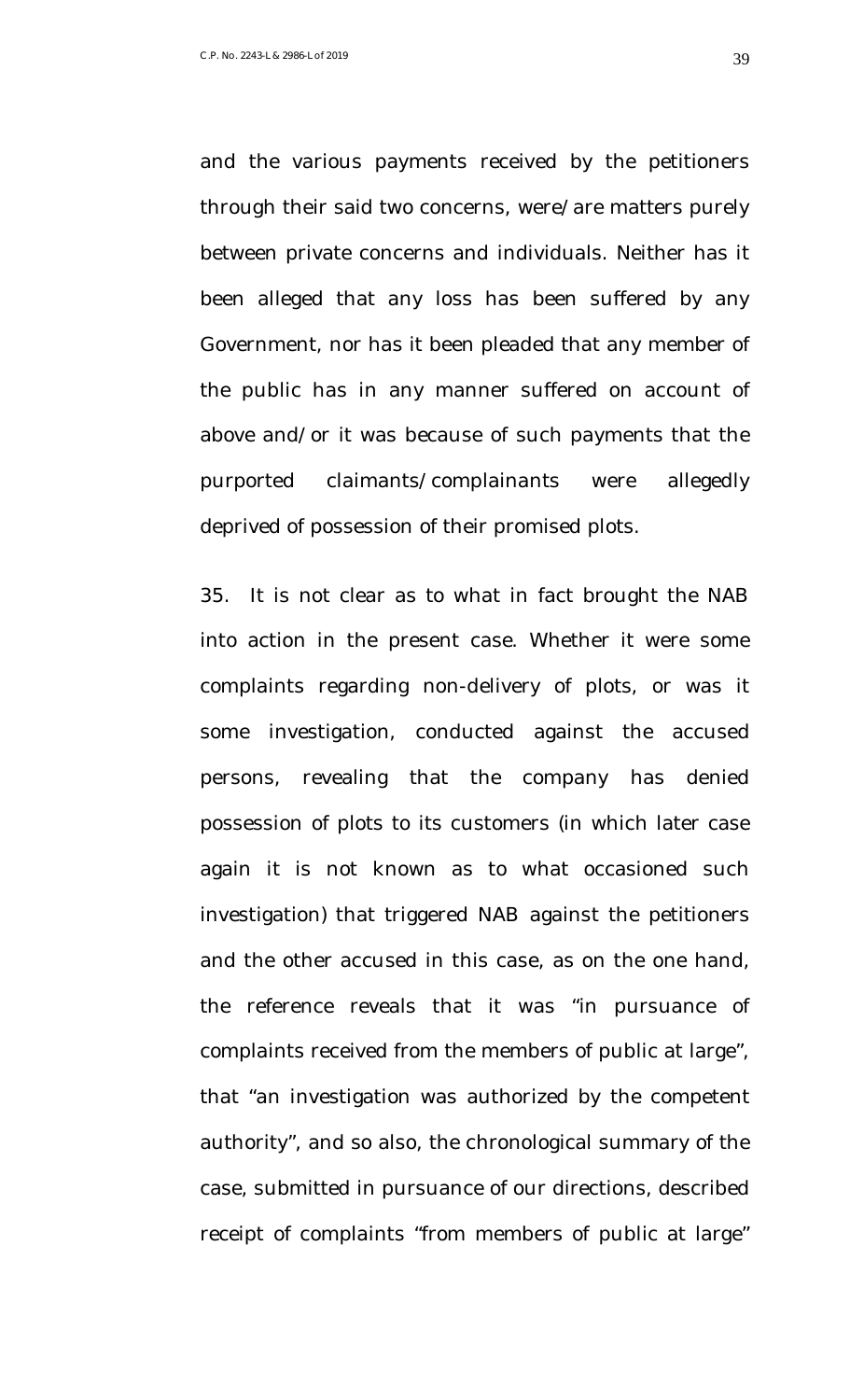and the various payments received by the petitioners through their said two concerns, were/are matters purely between private concerns and individuals. Neither has it been alleged that any loss has been suffered by any Government, nor has it been pleaded that any member of the public has in any manner suffered on account of above and/or it was because of such payments that the purported claimants/complainants were allegedly deprived of possession of their promised plots.

35. It is not clear as to what in fact brought the NAB into action in the present case. Whether it were some complaints regarding non-delivery of plots, or was it some investigation, conducted against the accused persons, revealing that the company has denied possession of plots to its customers (in which later case again it is not known as to what occasioned such investigation) that triggered NAB against the petitioners and the other accused in this case, as on the one hand, the reference reveals that it was "in pursuance of complaints received from the members of public at large", that "an investigation was authorized by the competent authority", and so also, the chronological summary of the case, submitted in pursuance of our directions, described receipt of complaints "from members of public at large"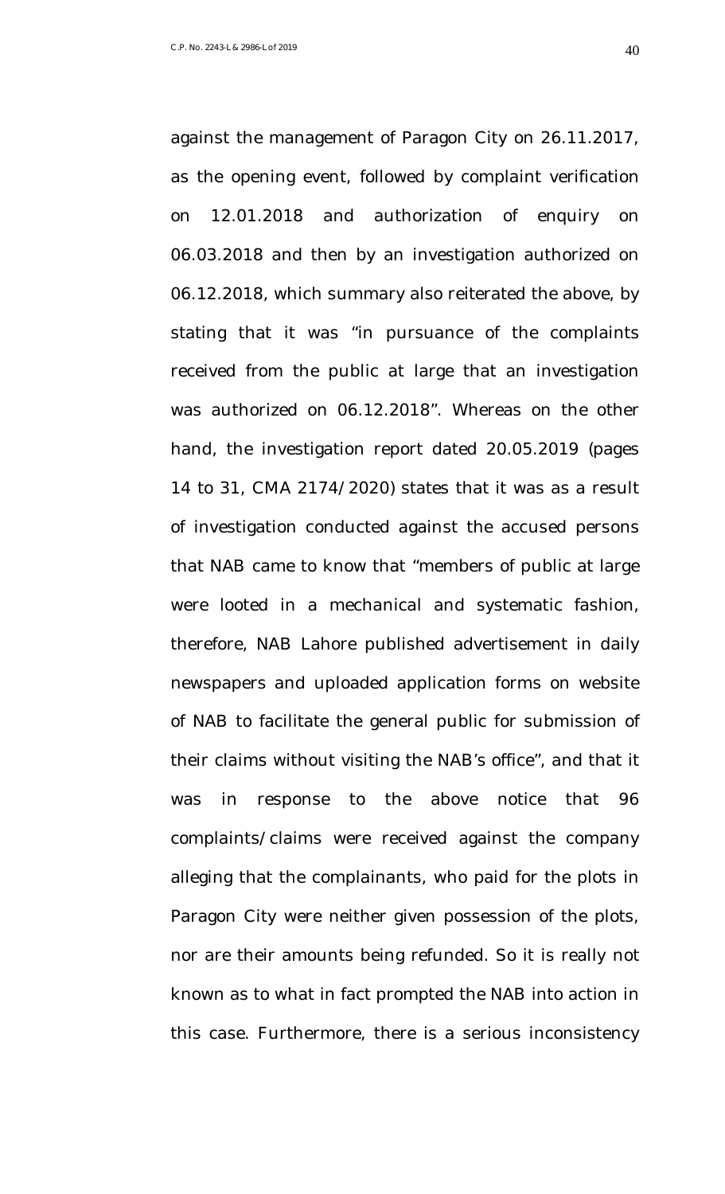against the management of Paragon City on 26.11.2017, as the opening event, followed by complaint verification on 12.01.2018 and authorization of enquiry on 06.03.2018 and then by an investigation authorized on 06.12.2018, which summary also reiterated the above, by stating that it was "in pursuance of the complaints received from the public at large that an investigation was authorized on 06.12.2018". Whereas on the other hand, the investigation report dated 20.05.2019 (pages 14 to 31, CMA 2174/2020) states that it was as a result of investigation conducted against the accused persons that NAB came to know that "members of public at large were looted in a mechanical and systematic fashion, therefore, NAB Lahore published advertisement in daily newspapers and uploaded application forms on website of NAB to facilitate the general public for submission of their claims without visiting the NAB's office", and that it was in response to the above notice that 96 complaints/claims were received against the company alleging that the complainants, who paid for the plots in Paragon City were neither given possession of the plots, nor are their amounts being refunded. So it is really not known as to what in fact prompted the NAB into action in this case. Furthermore, there is a serious inconsistency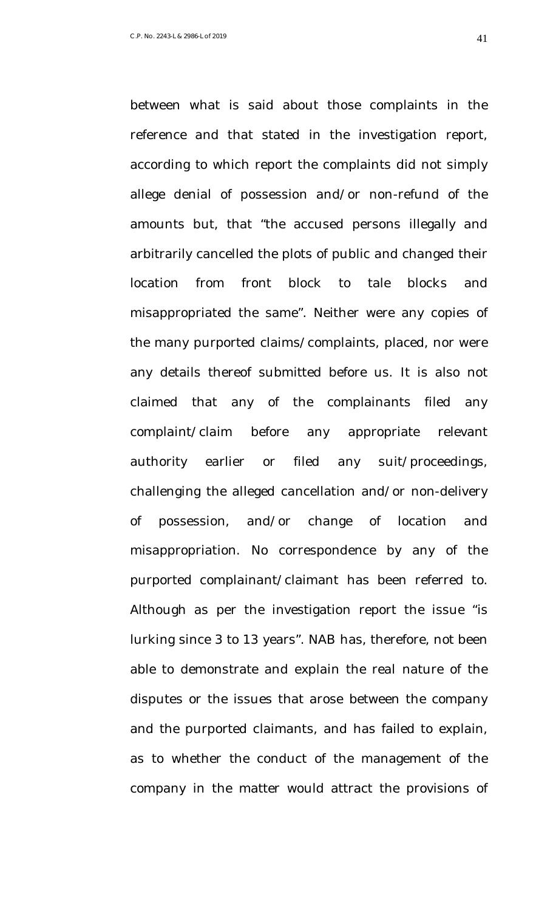between what is said about those complaints in the reference and that stated in the investigation report, according to which report the complaints did not simply allege denial of possession and/or non-refund of the amounts but, that "the accused persons illegally and arbitrarily cancelled the plots of public and changed their location from front block to tale blocks and misappropriated the same". Neither were any copies of the many purported claims/complaints, placed, nor were any details thereof submitted before us. It is also not claimed that any of the complainants filed any complaint/claim before any appropriate relevant authority earlier or filed any suit/proceedings, challenging the alleged cancellation and/or non-delivery of possession, and/or change of location and misappropriation. No correspondence by any of the purported complainant/claimant has been referred to. Although as per the investigation report the issue "is lurking since 3 to 13 years". NAB has, therefore, not been able to demonstrate and explain the real nature of the disputes or the issues that arose between the company and the purported claimants, and has failed to explain, as to whether the conduct of the management of the company in the matter would attract the provisions of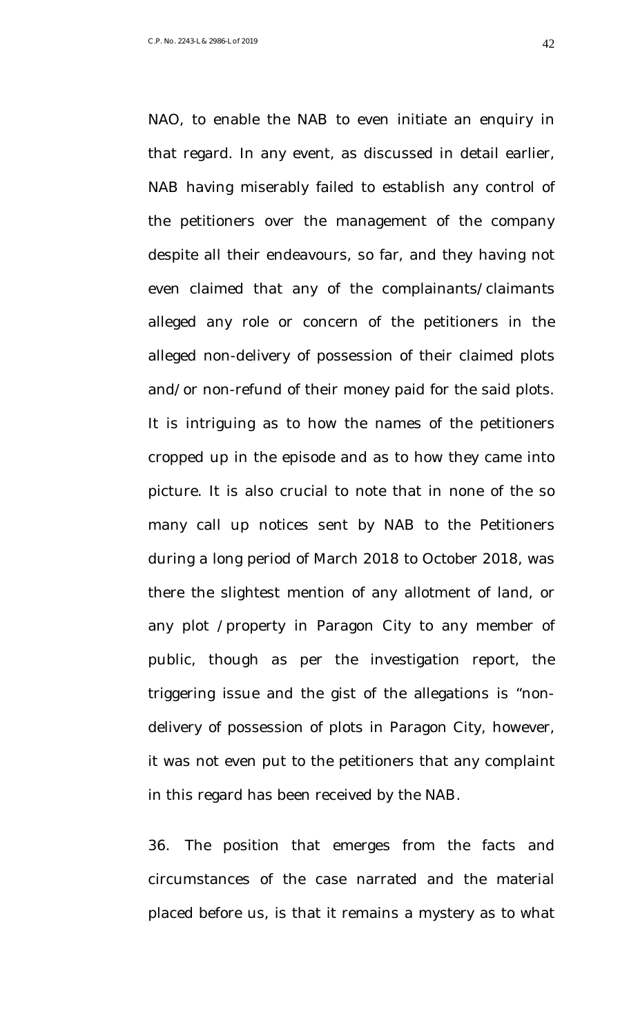NAO, to enable the NAB to even initiate an enquiry in that regard. In any event, as discussed in detail earlier, NAB having miserably failed to establish any control of the petitioners over the management of the company despite all their endeavours, so far, and they having not even claimed that any of the complainants/claimants alleged any role or concern of the petitioners in the alleged non-delivery of possession of their claimed plots and/or non-refund of their money paid for the said plots. It is intriguing as to how the names of the petitioners cropped up in the episode and as to how they came into picture. It is also crucial to note that in none of the so many call up notices sent by NAB to the Petitioners during a long period of March 2018 to October 2018, was there the slightest mention of any allotment of land, or any plot /property in Paragon City to any member of public, though as per the investigation report, the triggering issue and the gist of the allegations is "non-delivery of possession of plots in Paragon City, however, it was not even put to the petitioners that any complaint in this regard has been received by the NAB.

36. The position that emerges from the facts and circumstances of the case narrated and the material placed before us, is that it remains a mystery as to what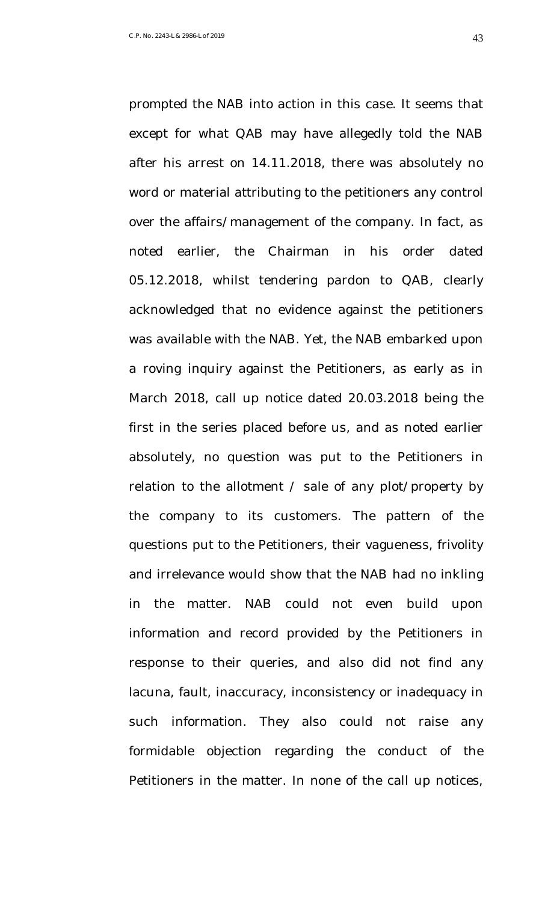prompted the NAB into action in this case. It seems that except for what QAB may have allegedly told the NAB after his arrest on 14.11.2018, there was absolutely no word or material attributing to the petitioners any control over the affairs/management of the company. In fact, as noted earlier, the Chairman in his order dated 05.12.2018, whilst tendering pardon to QAB, clearly acknowledged that no evidence against the petitioners was available with the NAB. Yet, the NAB embarked upon a roving inquiry against the Petitioners, as early as in March 2018, call up notice dated 20.03.2018 being the first in the series placed before us, and as noted earlier absolutely, no question was put to the Petitioners in relation to the allotment / sale of any plot/property by the company to its customers. The pattern of the questions put to the Petitioners, their vagueness, frivolity and irrelevance would show that the NAB had no inkling in the matter. NAB could not even build upon information and record provided by the Petitioners in response to their queries, and also did not find any lacuna, fault, inaccuracy, inconsistency or inadequacy in such information. They also could not raise any formidable objection regarding the conduct of the Petitioners in the matter. In none of the call up notices,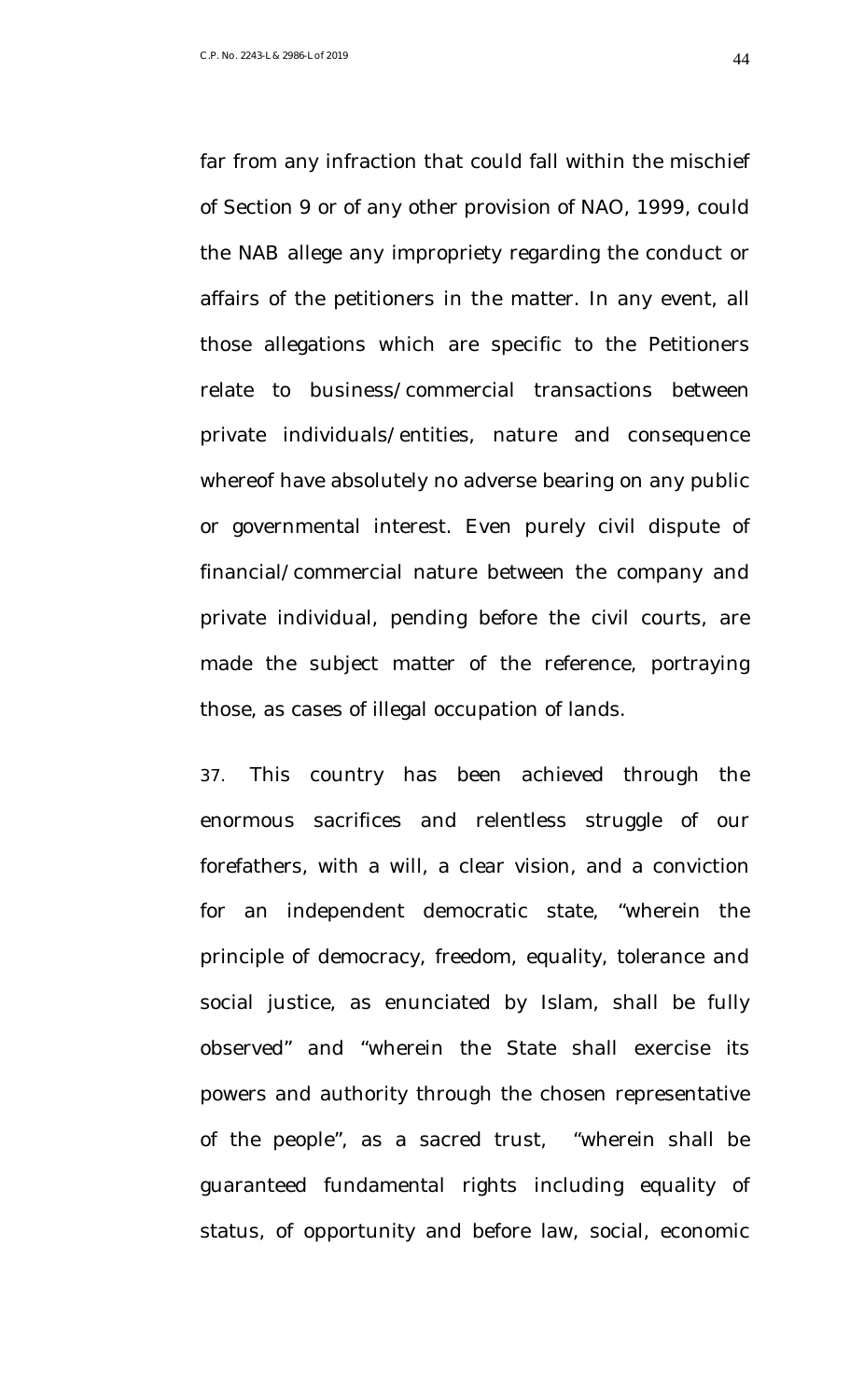far from any infraction that could fall within the mischief of Section 9 or of any other provision of NAO, 1999, could the NAB allege any impropriety regarding the conduct or affairs of the petitioners in the matter. In any event, all those allegations which are specific to the Petitioners relate to business/commercial transactions between private individuals/entities, nature and consequence whereof have absolutely no adverse bearing on any public or governmental interest. Even purely civil dispute of financial/commercial nature between the company and private individual, pending before the civil courts, are made the subject matter of the reference, portraying those, as cases of illegal occupation of lands.

37. This country has been achieved through the enormous sacrifices and relentless struggle of our forefathers, with a will, a clear vision, and a conviction for an independent democratic state, "wherein the principle of democracy, freedom, equality, tolerance and social justice, as enunciated by Islam, shall be fully observed" and "wherein the State shall exercise its powers and authority through the chosen representative of the people", as a sacred trust, "wherein shall be guaranteed fundamental rights including equality of status, of opportunity and before law, social, economic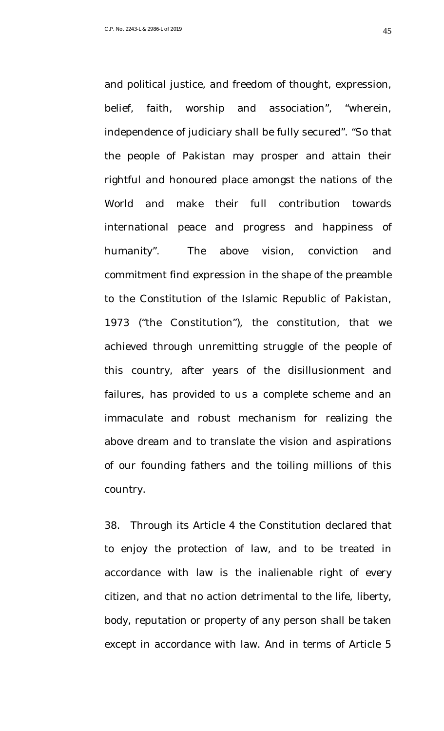and political justice, and freedom of thought, expression, belief, faith, worship and association", "wherein, independence of judiciary shall be fully secured". "So that the people of Pakistan may prosper and attain their rightful and honoured place amongst the nations of the World and make their full contribution towards international peace and progress and happiness of humanity". The above vision, conviction and commitment find expression in the shape of the preamble to the Constitution of the Islamic Republic of Pakistan, 1973 ("the Constitution"), the constitution, that we achieved through unremitting struggle of the people of this country, after years of the disillusionment and failures, has provided to us a complete scheme and an immaculate and robust mechanism for realizing the above dream and to translate the vision and aspirations of our founding fathers and the toiling millions of this country.

38. Through its Article 4 the Constitution declared that to enjoy the protection of law, and to be treated in accordance with law is the inalienable right of every citizen, and that no action detrimental to the life, liberty, body, reputation or property of any person shall be taken except in accordance with law. And in terms of Article 5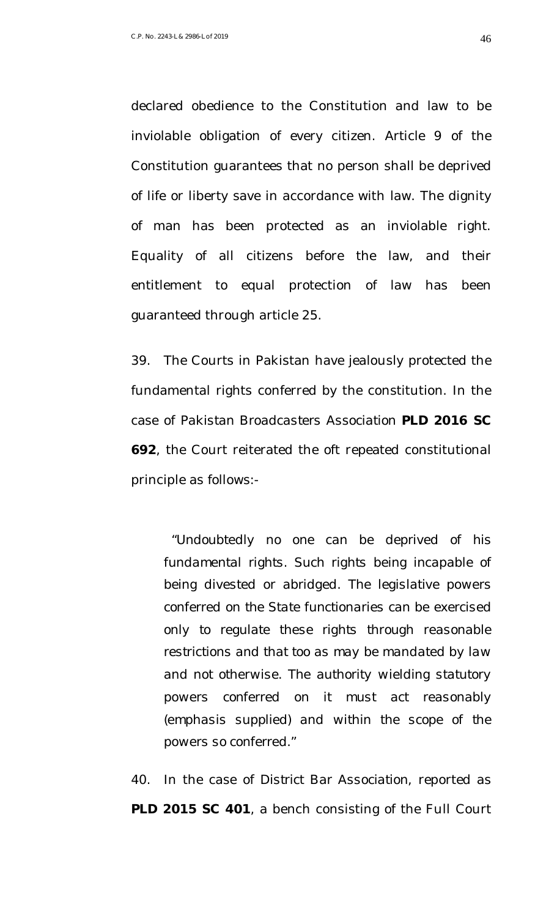declared obedience to the Constitution and law to be inviolable obligation of every citizen. Article 9 of the Constitution guarantees that no person shall be deprived of life or liberty save in accordance with law. The dignity of man has been protected as an inviolable right. Equality of all citizens before the law, and their entitlement to equal protection of law has been guaranteed through article 25.

39. The Courts in Pakistan have jealously protected the fundamental rights conferred by the constitution. In the case of Pakistan Broadcasters Association **PLD 2016 SC 692**, the Court reiterated the oft repeated constitutional principle as follows:-

> *"Undoubtedly no one can be deprived of his fundamental rights. Such rights being incapable of being divested or abridged. The legislative powers conferred on the State functionaries can be exercised only to regulate these rights through reasonable restrictions and that too as may be mandated by law and not otherwise. The authority wielding statutory powers conferred on it must act reasonably (emphasis supplied) and within the scope of the powers so conferred."*

40. In the case of District Bar Association, reported as **PLD 2015 SC 401**, a bench consisting of the Full Court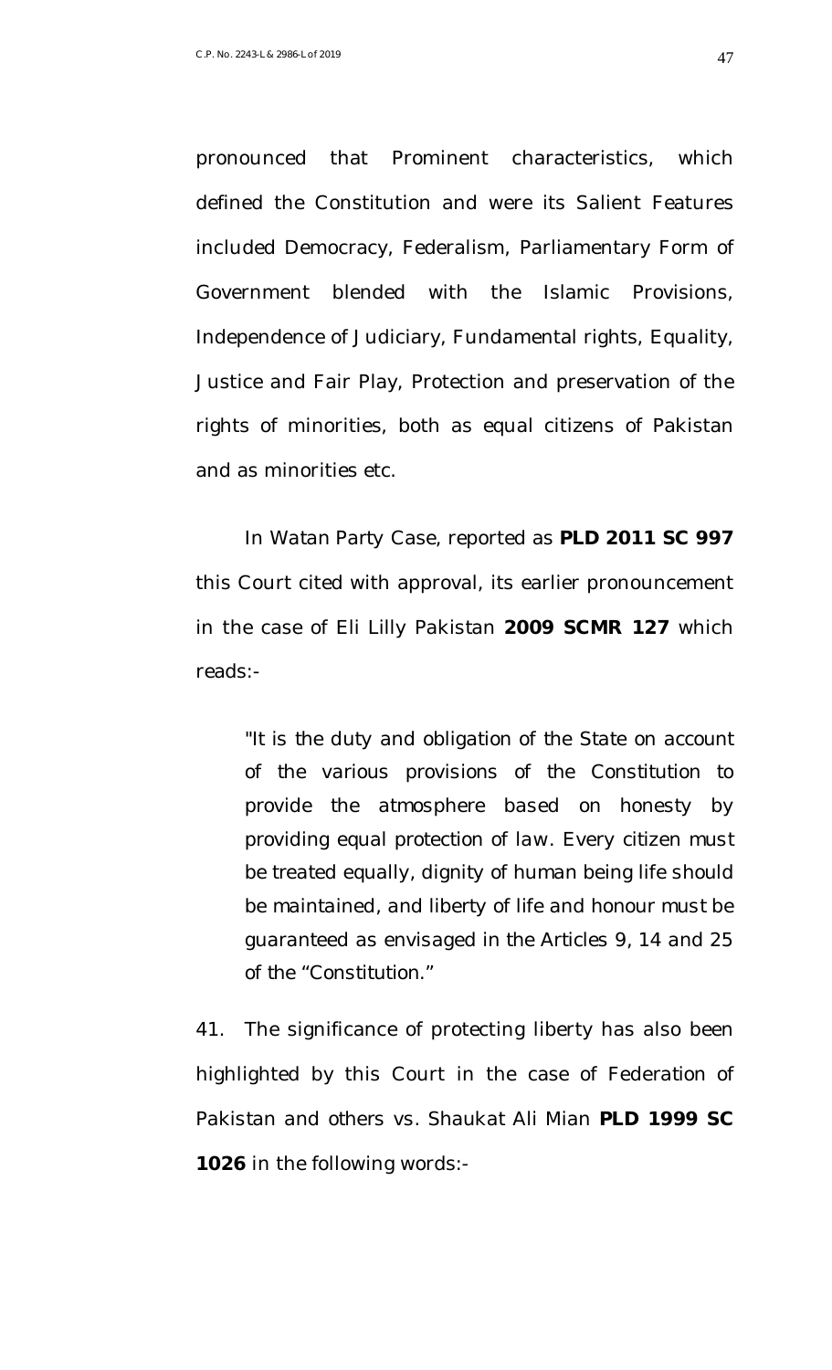pronounced that Prominent characteristics, which defined the Constitution and were its Salient Features included Democracy, Federalism, Parliamentary Form of Government blended with the Islamic Provisions, Independence of Judiciary, Fundamental rights, Equality, Justice and Fair Play, Protection and preservation of the rights of minorities, both as equal citizens of Pakistan and as minorities etc.

In Watan Party Case, reported as **PLD 2011 SC 997** this Court cited with approval, its earlier pronouncement in the case of Eli Lilly Pakistan **2009 SCMR 127** which reads:-

> *"It is the duty and obligation of the State on account of the various provisions of the Constitution to provide the atmosphere based on honesty by providing equal protection of law. Every citizen must be treated equally, dignity of human being life should be maintained, and liberty of life and honour must be guaranteed as envisaged in the Articles 9, 14 and 25 of the "Constitution."*

41. The significance of protecting liberty has also been highlighted by this Court in the case of Federation of Pakistan and others vs. Shaukat Ali Mian **PLD 1999 SC 1026** in the following words:-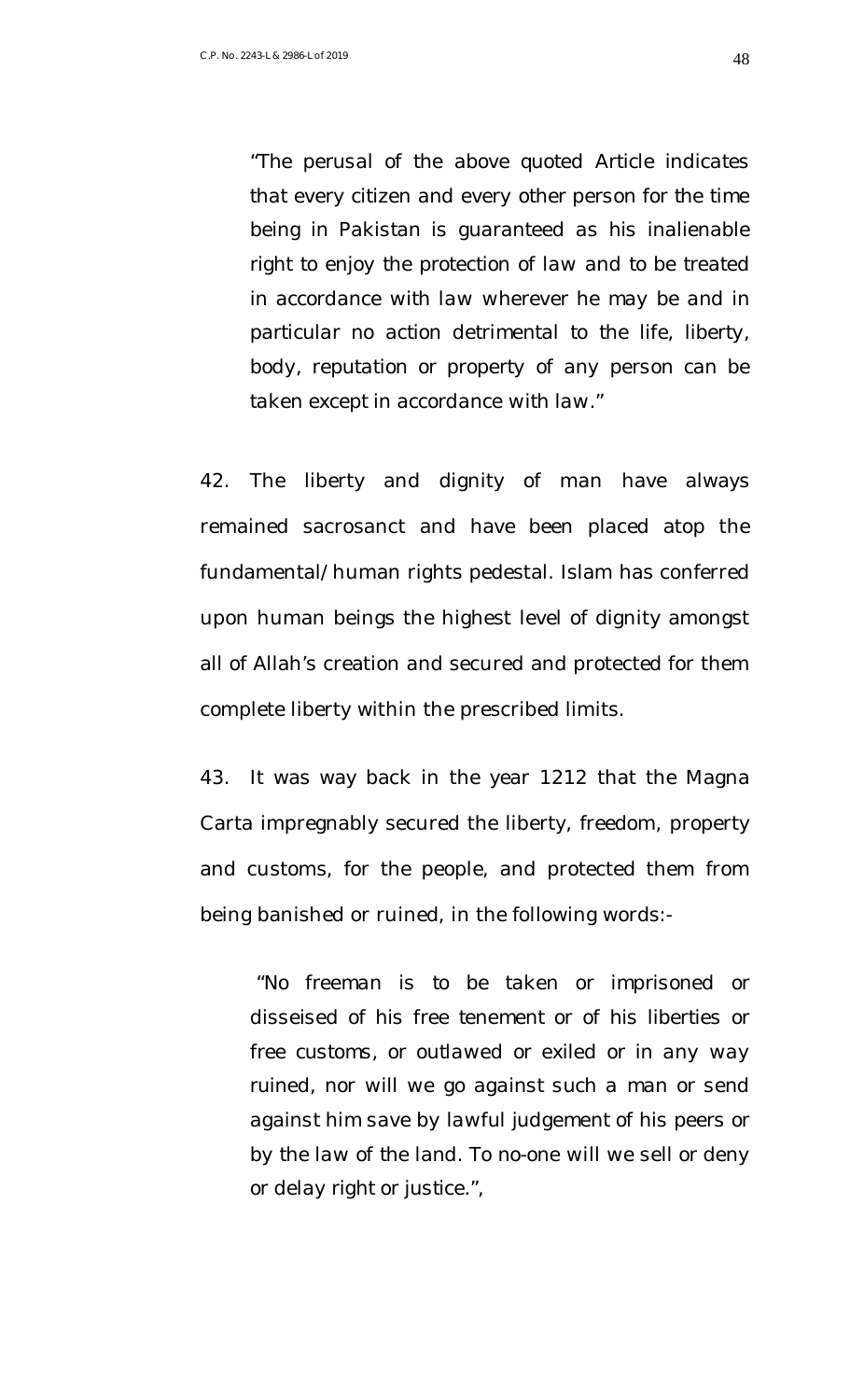> "The perusal of the above quoted Article indicates that every citizen and every other person for the time being in Pakistan is guaranteed as his inalienable right to enjoy the protection of law and to be treated in accordance with law wherever he may be and in particular no action detrimental to the life, liberty, body, reputation or property of any person can be taken except in accordance with law."

42. The liberty and dignity of man have always remained sacrosanct and have been placed atop the fundamental/human rights pedestal. Islam has conferred upon human beings the highest level of dignity amongst all of Allah's creation and secured and protected for them complete liberty within the prescribed limits.

43. It was way back in the year 1212 that the Magna Carta impregnably secured the liberty, freedom, property and customs, for the people, and protected them from being banished or ruined, in the following words:-

> "No freeman is to be taken or imprisoned or disseised of his free tenement or of his liberties or free customs, or outlawed or exiled or in any way ruined, nor will we go against such a man or send against him save by lawful judgement of his peers or by the law of the land. To no-one will we sell or deny or delay right or justice.",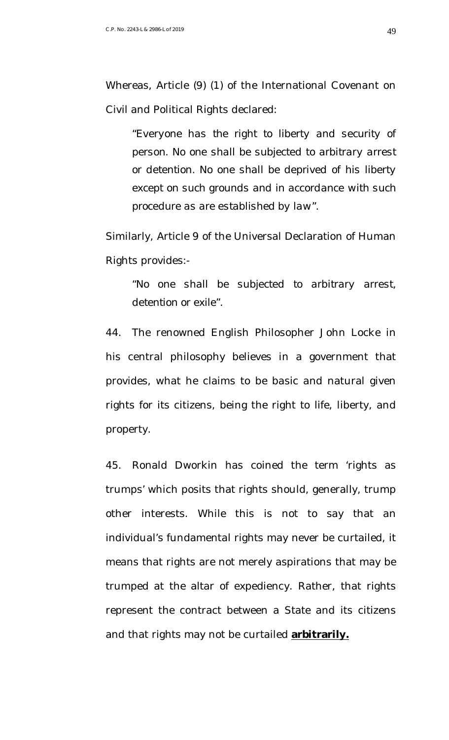Whereas, Article (9) (1) of the International Covenant on Civil and Political Rights declared:

> "Everyone has the right to liberty and security of person. No one shall be subjected to arbitrary arrest or detention. No one shall be deprived of his liberty except on such grounds and in accordance with such procedure as are established by law".

Similarly, Article 9 of the Universal Declaration of Human Rights provides:-

> "No one shall be subjected to arbitrary arrest, detention or exile".

44. The renowned English Philosopher John Locke in his central philosophy believes in a government that provides, what he claims to be basic and natural given rights for its citizens, being the right to life, liberty, and property.

45. Ronald Dworkin has coined the term 'rights as trumps' which posits that rights should, generally, trump other interests. While this is not to say that an individual's fundamental rights may never be curtailed, it means that rights are not merely aspirations that may be trumped at the altar of expediency. Rather, that rights represent the contract between a State and its citizens and that rights may not be curtailed ***arbitrarily.***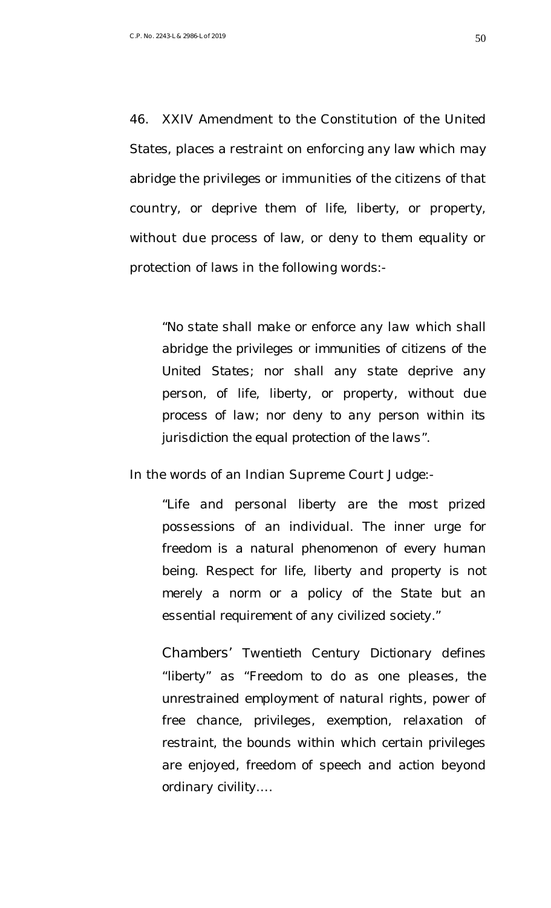46. XXIV Amendment to the Constitution of the United States, places a restraint on enforcing any law which may abridge the privileges or immunities of the citizens of that country, or deprive them of life, liberty, or property, without due process of law, or deny to them equality or protection of laws in the following words:-

> *"No state shall make or enforce any law which shall abridge the privileges or immunities of citizens of the United States; nor shall any state deprive any person, of life, liberty, or property, without due process of law; nor deny to any person within its jurisdiction the equal protection of the laws".*

In the words of an Indian Supreme Court Judge:-

> *"Life and personal liberty are the most prized possessions of an individual. The inner urge for freedom is a natural phenomenon of every human being. Respect for life, liberty and property is not merely a norm or a policy of the State but an essential requirement of any civilized society."*
>
> *Chambers' Twentieth Century Dictionary defines "liberty" as "Freedom to do as one pleases, the unrestrained employment of natural rights, power of free chance, privileges, exemption, relaxation of restraint, the bounds within which certain privileges are enjoyed, freedom of speech and action beyond ordinary civility….*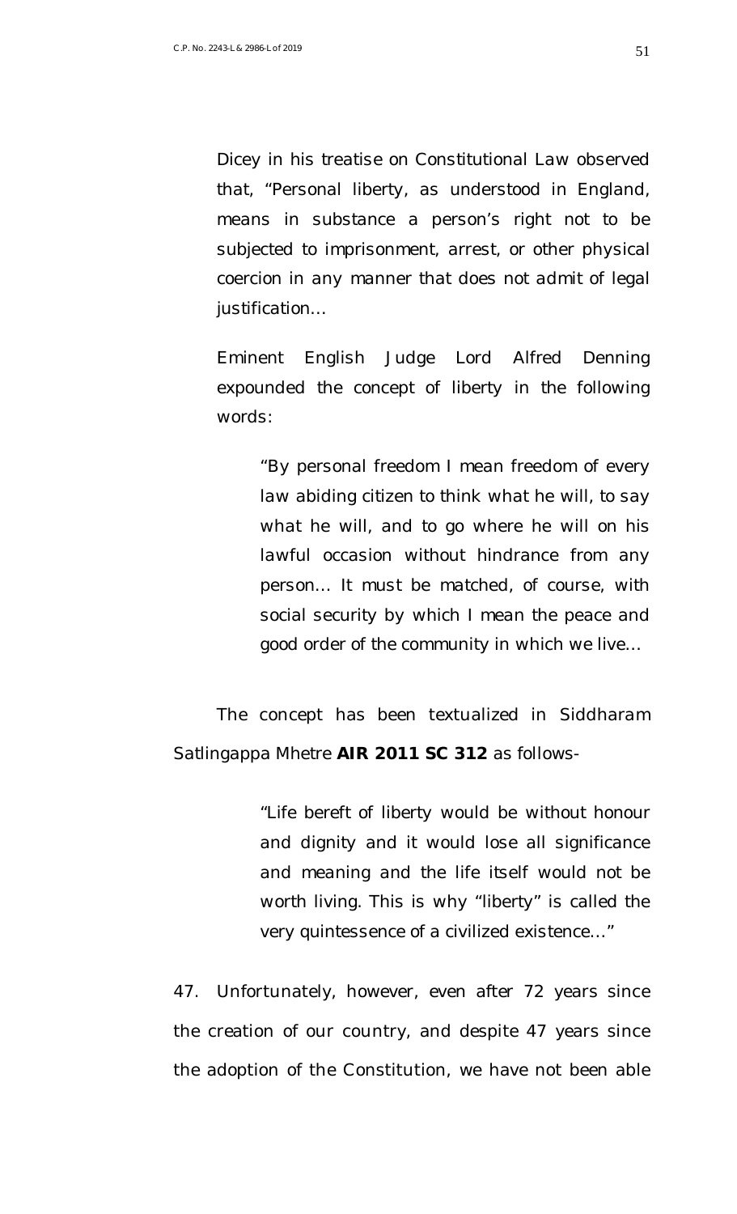Dicey in his treatise on Constitutional Law observed that, "Personal liberty, as understood in England, means in substance a person's right not to be subjected to imprisonment, arrest, or other physical coercion in any manner that does not admit of legal justification...

Eminent English Judge Lord Alfred Denning expounded the concept of liberty in the following words:

> "By personal freedom I mean freedom of every law abiding citizen to think what he will, to say what he will, and to go where he will on his lawful occasion without hindrance from any person... It must be matched, of course, with social security by which I mean the peace and good order of the community in which we live...

The concept has been textualized in Siddharam Satlingappa Mhetre **AIR 2011 SC 312** as follows-

> "Life bereft of liberty would be without honour and dignity and it would lose all significance and meaning and the life itself would not be worth living. This is why "liberty" is called the very quintessence of a civilized existence..."

47. Unfortunately, however, even after 72 years since the creation of our country, and despite 47 years since the adoption of the Constitution, we have not been able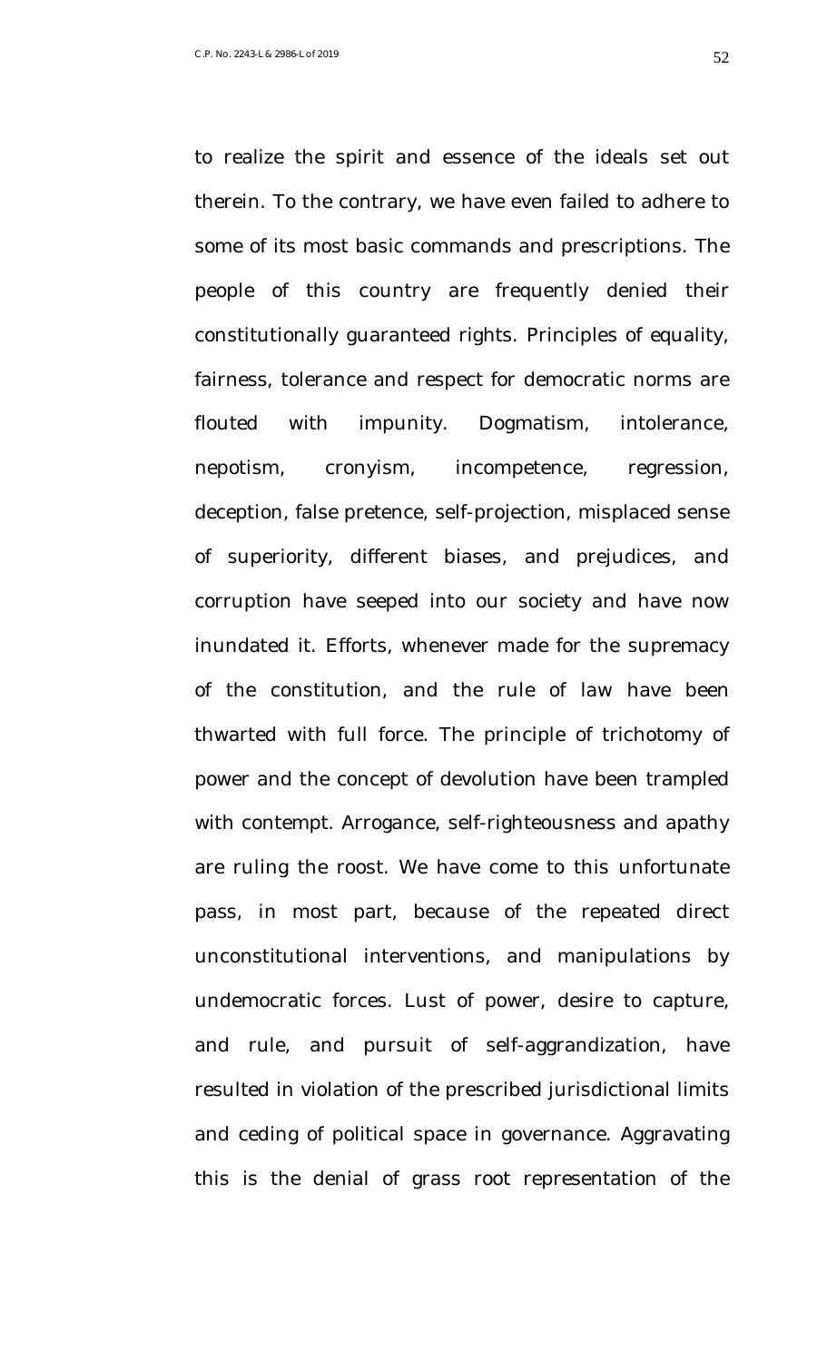to realize the spirit and essence of the ideals set out therein. To the contrary, we have even failed to adhere to some of its most basic commands and prescriptions. The people of this country are frequently denied their constitutionally guaranteed rights. Principles of equality, fairness, tolerance and respect for democratic norms are flouted with impunity. Dogmatism, intolerance, nepotism, cronyism, incompetence, regression, deception, false pretence, self-projection, misplaced sense of superiority, different biases, and prejudices, and corruption have seeped into our society and have now inundated it. Efforts, whenever made for the supremacy of the constitution, and the rule of law have been thwarted with full force. The principle of trichotomy of power and the concept of devolution have been trampled with contempt. Arrogance, self-righteousness and apathy are ruling the roost. We have come to this unfortunate pass, in most part, because of the repeated direct unconstitutional interventions, and manipulations by undemocratic forces. Lust of power, desire to capture, and rule, and pursuit of self-aggrandization, have resulted in violation of the prescribed jurisdictional limits and ceding of political space in governance. Aggravating this is the denial of grass root representation of the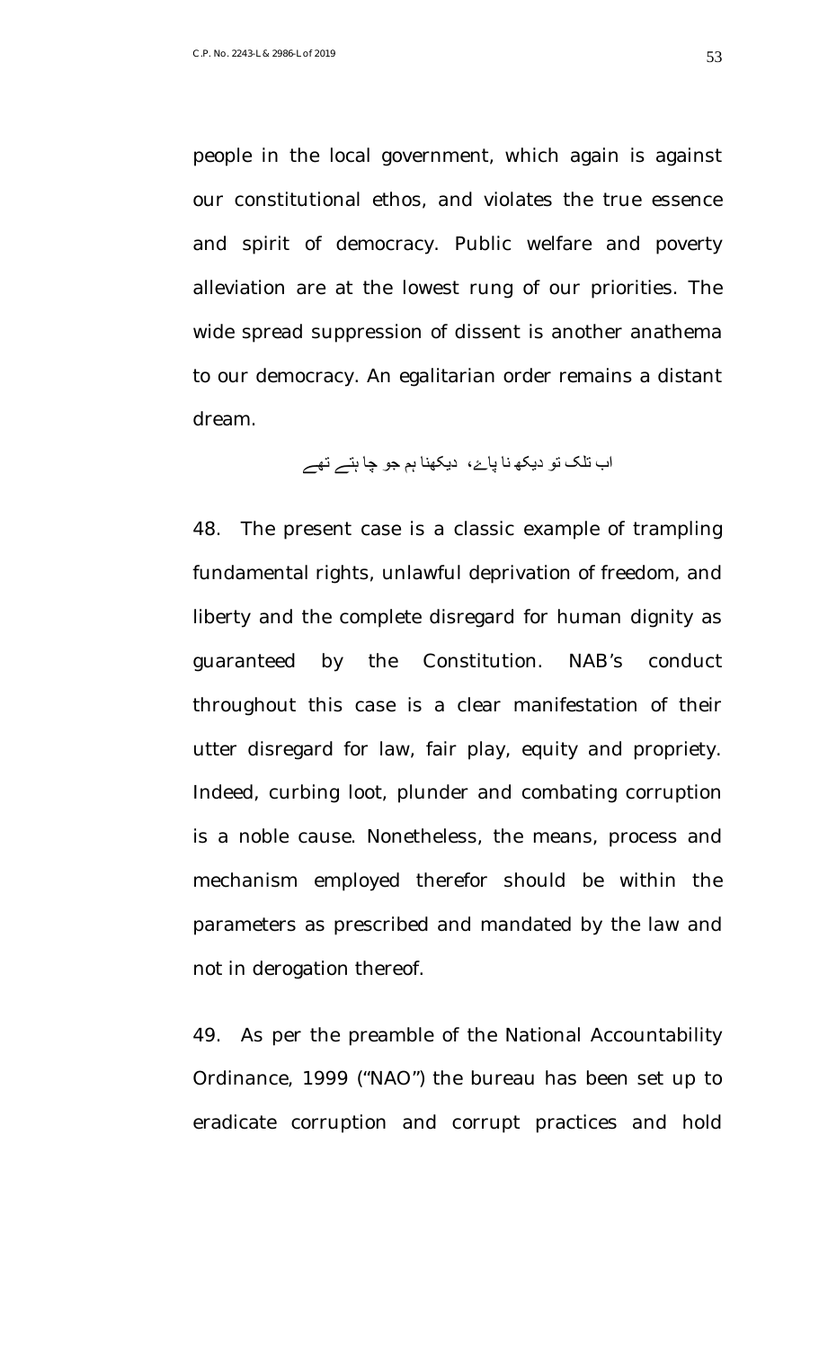people in the local government, which again is against our constitutional ethos, and violates the true essence and spirit of democracy. Public welfare and poverty alleviation are at the lowest rung of our priorities. The wide spread suppression of dissent is another anathema to our democracy. An egalitarian order remains a distant dream.

اب تلک تو دیکھ نا پائے، دیکھنا ہم جو چاہتے تھے

48. The present case is a classic example of trampling fundamental rights, unlawful deprivation of freedom, and liberty and the complete disregard for human dignity as guaranteed by the Constitution. NAB's conduct throughout this case is a clear manifestation of their utter disregard for law, fair play, equity and propriety. Indeed, curbing loot, plunder and combating corruption is a noble cause. Nonetheless, the means, process and mechanism employed therefor should be within the parameters as prescribed and mandated by the law and not in derogation thereof.

49. As per the preamble of the National Accountability Ordinance, 1999 ("NAO") the bureau has been set up to eradicate corruption and corrupt practices and hold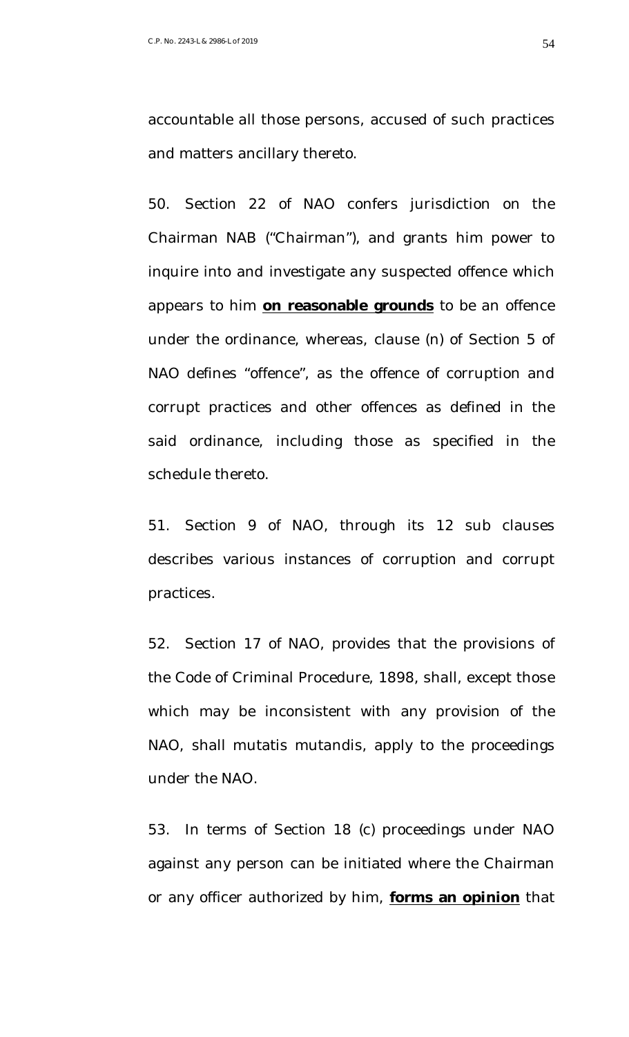accountable all those persons, accused of such practices and matters ancillary thereto.

50. Section 22 of NAO confers jurisdiction on the Chairman NAB ("Chairman"), and grants him power to inquire into and investigate any suspected offence which appears to him <u>**on reasonable grounds**</u> to be an offence under the ordinance, whereas, clause (n) of Section 5 of NAO defines "offence", as the offence of corruption and corrupt practices and other offences as defined in the said ordinance, including those as specified in the schedule thereto.

51. Section 9 of NAO, through its 12 sub clauses describes various instances of corruption and corrupt practices.

52. Section 17 of NAO, provides that the provisions of the Code of Criminal Procedure, 1898, shall, except those which may be inconsistent with any provision of the NAO, shall mutatis mutandis, apply to the proceedings under the NAO.

53. In terms of Section 18 (c) proceedings under NAO against any person can be initiated where the Chairman or any officer authorized by him, <u>**forms an opinion**</u> that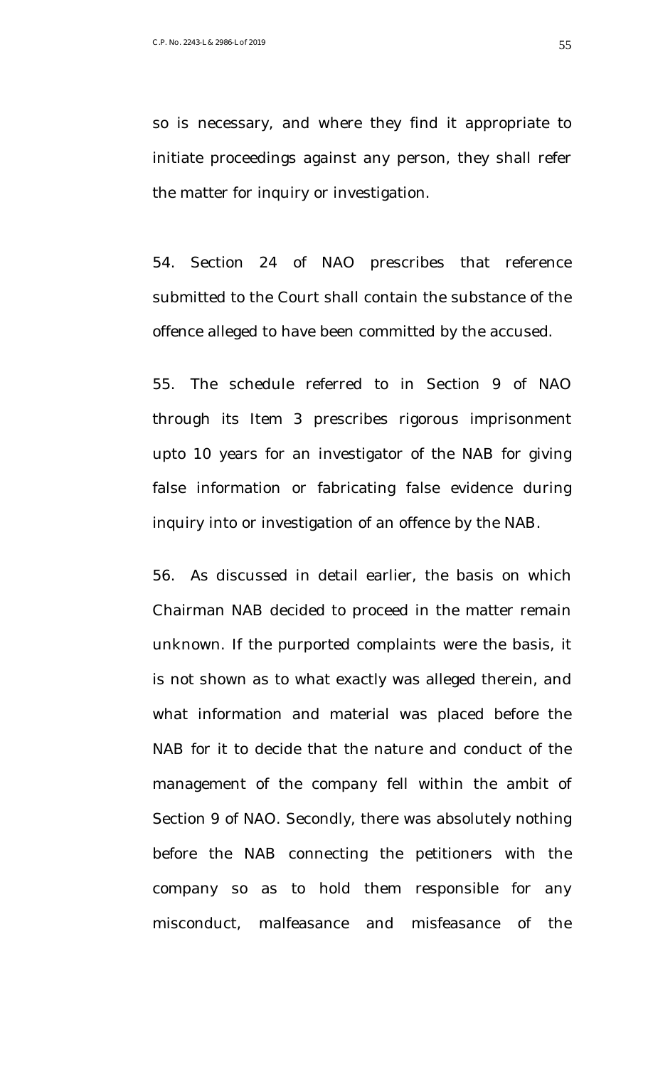so is necessary, and where they find it appropriate to initiate proceedings against any person, they shall refer the matter for inquiry or investigation.

54. Section 24 of NAO prescribes that reference submitted to the Court shall contain the substance of the offence alleged to have been committed by the accused.

55. The schedule referred to in Section 9 of NAO through its Item 3 prescribes rigorous imprisonment upto 10 years for an investigator of the NAB for giving false information or fabricating false evidence during inquiry into or investigation of an offence by the NAB.

56. As discussed in detail earlier, the basis on which Chairman NAB decided to proceed in the matter remain unknown. If the purported complaints were the basis, it is not shown as to what exactly was alleged therein, and what information and material was placed before the NAB for it to decide that the nature and conduct of the management of the company fell within the ambit of Section 9 of NAO. Secondly, there was absolutely nothing before the NAB connecting the petitioners with the company so as to hold them responsible for any misconduct, malfeasance and misfeasance of the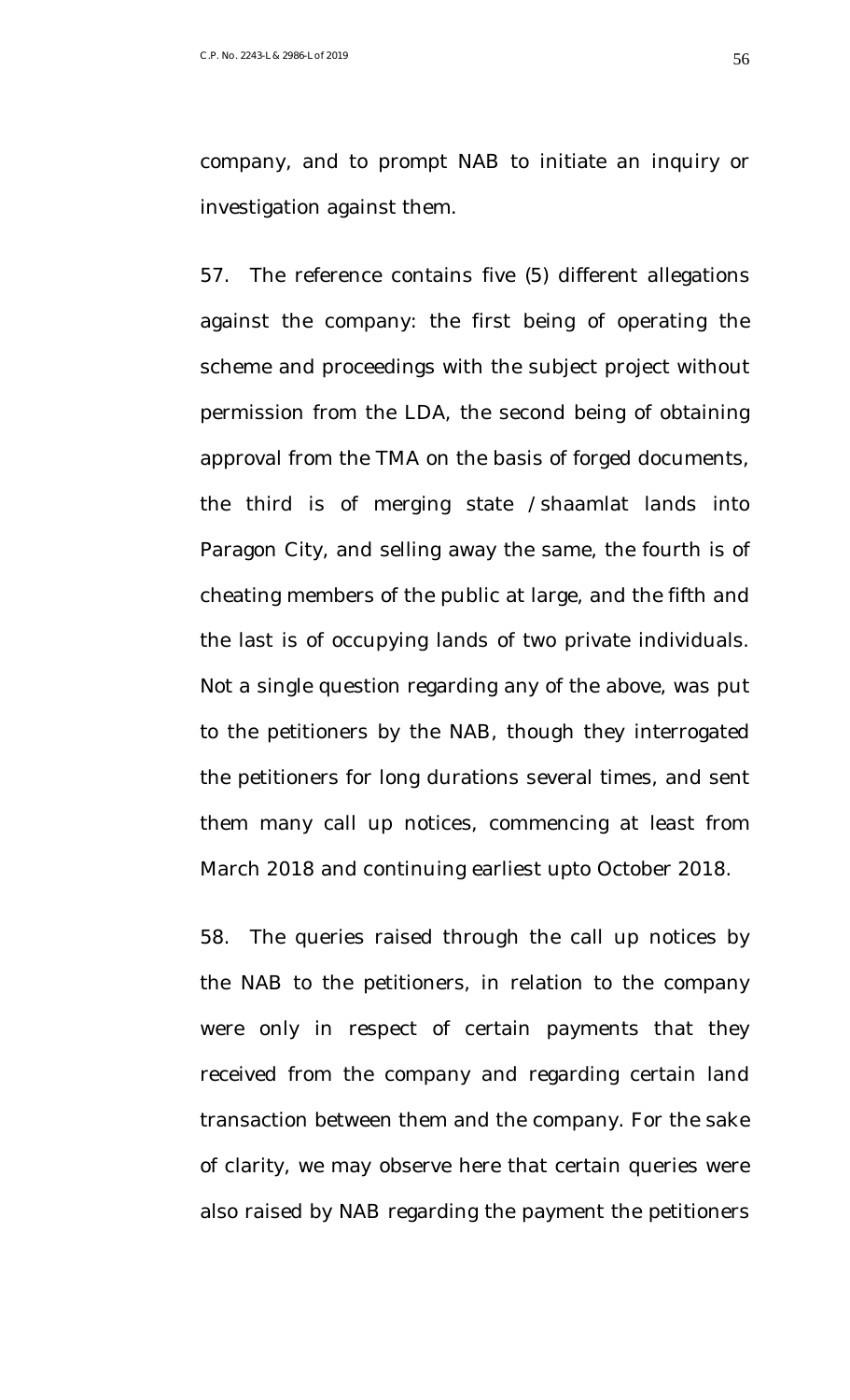company, and to prompt NAB to initiate an inquiry or investigation against them.

57. The reference contains five (5) different allegations against the company: the first being of operating the scheme and proceedings with the subject project without permission from the LDA, the second being of obtaining approval from the TMA on the basis of forged documents, the third is of merging state / shaamlat lands into Paragon City, and selling away the same, the fourth is of cheating members of the public at large, and the fifth and the last is of occupying lands of two private individuals. Not a single question regarding any of the above, was put to the petitioners by the NAB, though they interrogated the petitioners for long durations several times, and sent them many call up notices, commencing at least from March 2018 and continuing earliest upto October 2018.

58. The queries raised through the call up notices by the NAB to the petitioners, in relation to the company were only in respect of certain payments that they received from the company and regarding certain land transaction between them and the company. For the sake of clarity, we may observe here that certain queries were also raised by NAB regarding the payment the petitioners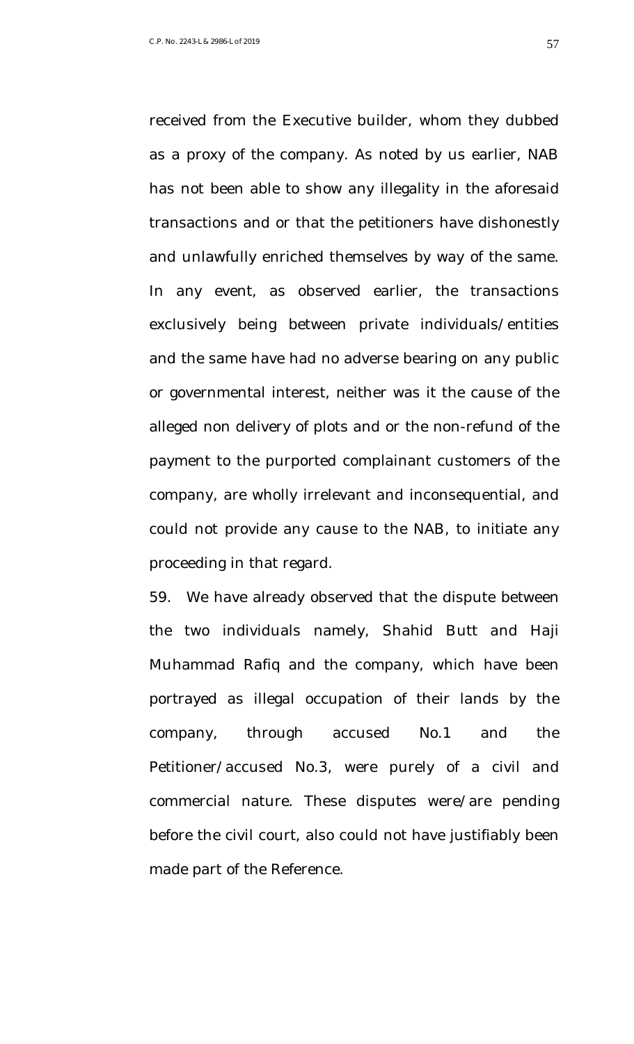received from the Executive builder, whom they dubbed as a proxy of the company. As noted by us earlier, NAB has not been able to show any illegality in the aforesaid transactions and or that the petitioners have dishonestly and unlawfully enriched themselves by way of the same. In any event, as observed earlier, the transactions exclusively being between private individuals/entities and the same have had no adverse bearing on any public or governmental interest, neither was it the cause of the alleged non delivery of plots and or the non-refund of the payment to the purported complainant customers of the company, are wholly irrelevant and inconsequential, and could not provide any cause to the NAB, to initiate any proceeding in that regard.

59. We have already observed that the dispute between the two individuals namely, Shahid Butt and Haji Muhammad Rafiq and the company, which have been portrayed as illegal occupation of their lands by the company, through accused No.1 and the Petitioner/accused No.3, were purely of a civil and commercial nature. These disputes were/are pending before the civil court, also could not have justifiably been made part of the Reference.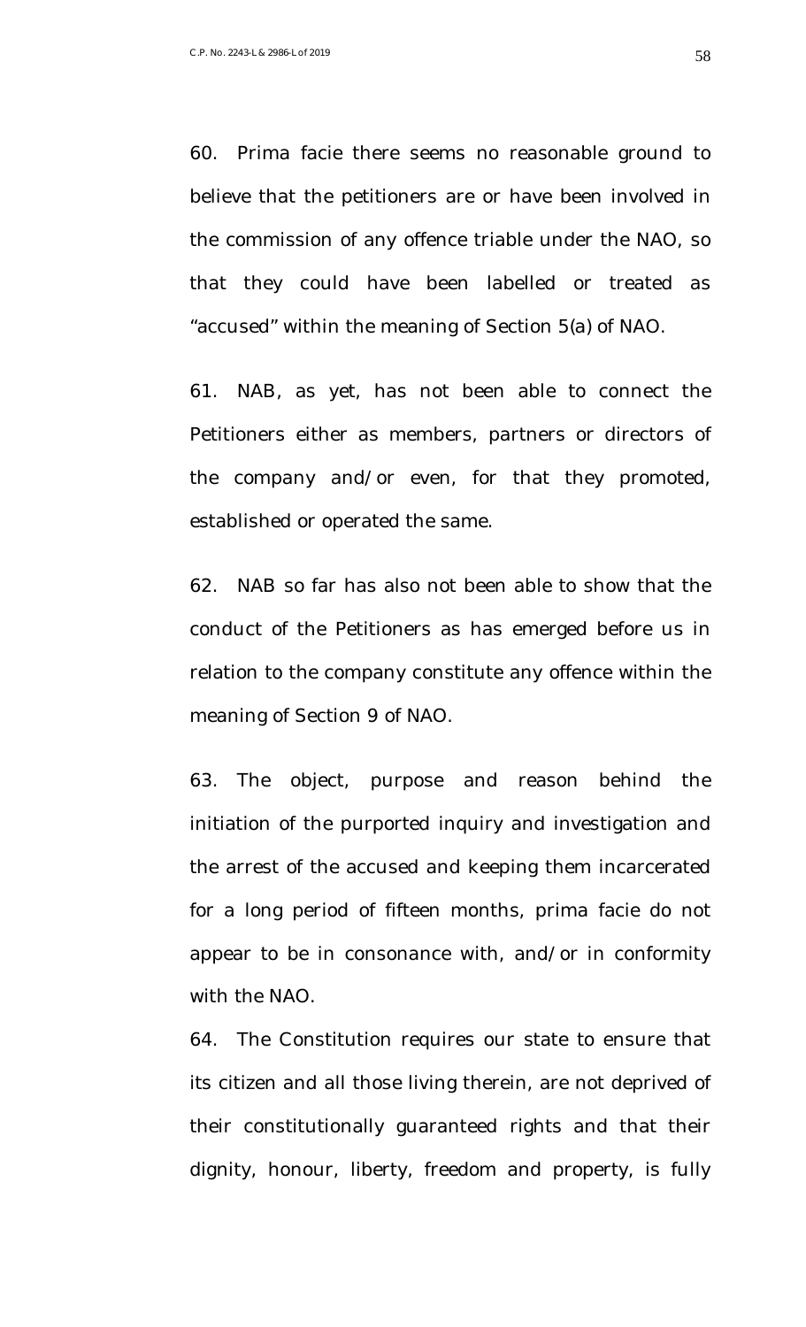60. Prima facie there seems no reasonable ground to believe that the petitioners are or have been involved in the commission of any offence triable under the NAO, so that they could have been labelled or treated as "accused" within the meaning of Section 5(a) of NAO.

61. NAB, as yet, has not been able to connect the Petitioners either as members, partners or directors of the company and/or even, for that they promoted, established or operated the same.

62. NAB so far has also not been able to show that the conduct of the Petitioners as has emerged before us in relation to the company constitute any offence within the meaning of Section 9 of NAO.

63. The object, purpose and reason behind the initiation of the purported inquiry and investigation and the arrest of the accused and keeping them incarcerated for a long period of fifteen months, prima facie do not appear to be in consonance with, and/or in conformity with the NAO.

64. The Constitution requires our state to ensure that its citizen and all those living therein, are not deprived of their constitutionally guaranteed rights and that their dignity, honour, liberty, freedom and property, is fully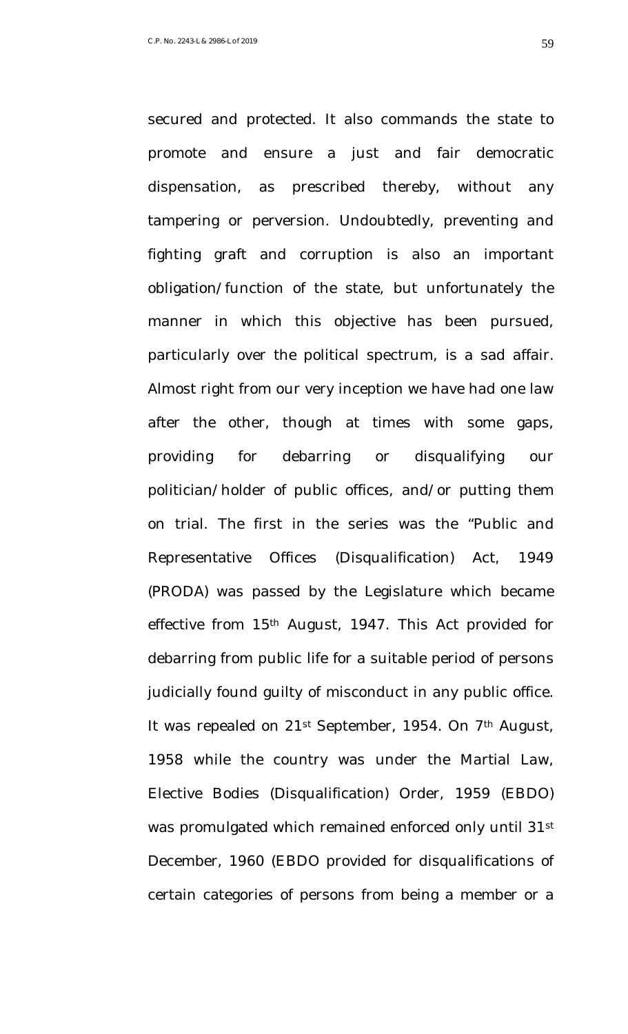secured and protected. It also commands the state to promote and ensure a just and fair democratic dispensation, as prescribed thereby, without any tampering or perversion. Undoubtedly, preventing and fighting graft and corruption is also an important obligation/function of the state, but unfortunately the manner in which this objective has been pursued, particularly over the political spectrum, is a sad affair. Almost right from our very inception we have had one law after the other, though at times with some gaps, providing for debarring or disqualifying our politician/holder of public offices, and/or putting them on trial. The first in the series was the "Public and Representative Offices (Disqualification) Act, 1949 (PRODA) was passed by the Legislature which became effective from 15th August, 1947. This Act provided for debarring from public life for a suitable period of persons judicially found guilty of misconduct in any public office. It was repealed on 21st September, 1954. On 7th August, 1958 while the country was under the Martial Law, Elective Bodies (Disqualification) Order, 1959 (EBDO) was promulgated which remained enforced only until 31st December, 1960 (EBDO provided for disqualifications of certain categories of persons from being a member or a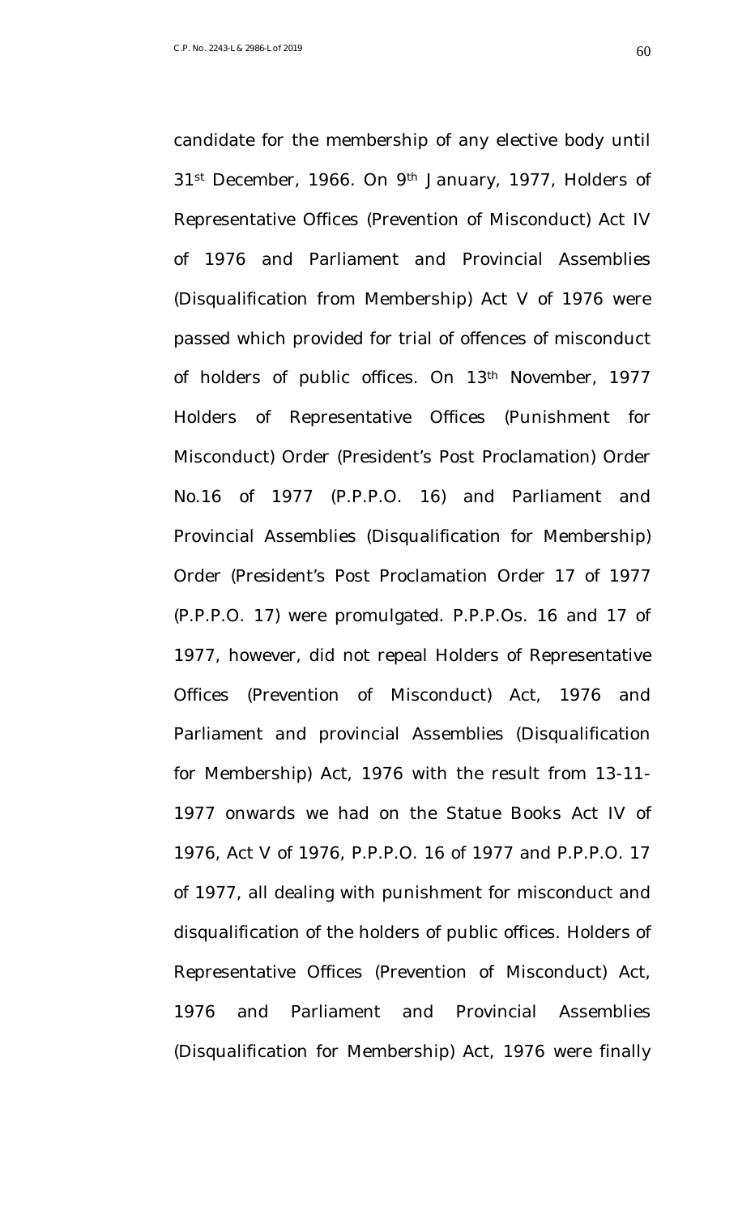candidate for the membership of any elective body until 31st December, 1966. On 9th January, 1977, Holders of Representative Offices (Prevention of Misconduct) Act IV of 1976 and Parliament and Provincial Assemblies (Disqualification from Membership) Act V of 1976 were passed which provided for trial of offences of misconduct of holders of public offices. On 13th November, 1977 Holders of Representative Offices (Punishment for Misconduct) Order (President's Post Proclamation) Order No.16 of 1977 (P.P.P.O. 16) and Parliament and Provincial Assemblies (Disqualification for Membership) Order (President's Post Proclamation Order 17 of 1977 (P.P.P.O. 17) were promulgated. P.P.P.Os. 16 and 17 of 1977, however, did not repeal Holders of Representative Offices (Prevention of Misconduct) Act, 1976 and Parliament and provincial Assemblies (Disqualification for Membership) Act, 1976 with the result from 13-11-1977 onwards we had on the Statue Books Act IV of 1976, Act V of 1976, P.P.P.O. 16 of 1977 and P.P.P.O. 17 of 1977, all dealing with punishment for misconduct and disqualification of the holders of public offices. Holders of Representative Offices (Prevention of Misconduct) Act, 1976 and Parliament and Provincial Assemblies (Disqualification for Membership) Act, 1976 were finally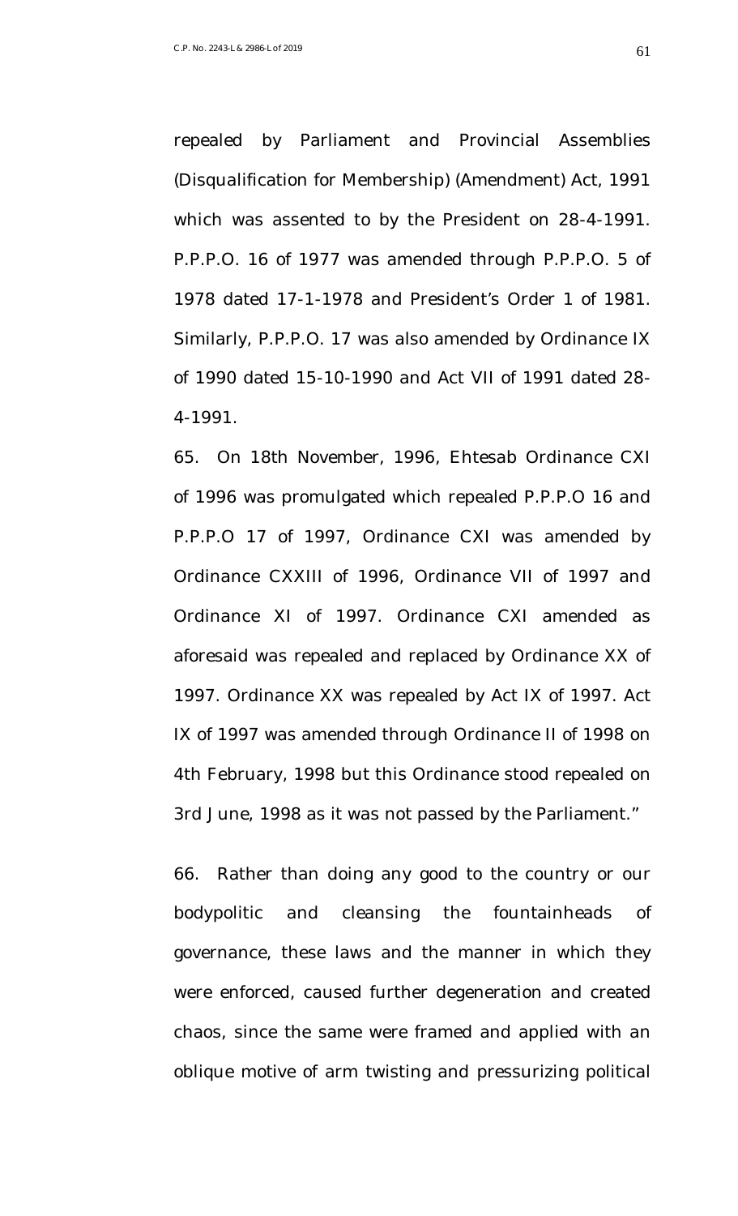repealed by Parliament and Provincial Assemblies (Disqualification for Membership) (Amendment) Act, 1991 which was assented to by the President on 28-4-1991. P.P.P.O. 16 of 1977 was amended through P.P.P.O. 5 of 1978 dated 17-1-1978 and President's Order 1 of 1981. Similarly, P.P.P.O. 17 was also amended by Ordinance IX of 1990 dated 15-10-1990 and Act VII of 1991 dated 28-4-1991.

65. On 18th November, 1996, Ehtesab Ordinance CXI of 1996 was promulgated which repealed P.P.P.O 16 and P.P.P.O 17 of 1997, Ordinance CXI was amended by Ordinance CXXIII of 1996, Ordinance VII of 1997 and Ordinance XI of 1997. Ordinance CXI amended as aforesaid was repealed and replaced by Ordinance XX of 1997. Ordinance XX was repealed by Act IX of 1997. Act IX of 1997 was amended through Ordinance II of 1998 on 4th February, 1998 but this Ordinance stood repealed on 3rd June, 1998 as it was not passed by the Parliament."

66. Rather than doing any good to the country or our bodypolitic and cleansing the fountainheads of governance, these laws and the manner in which they were enforced, caused further degeneration and created chaos, since the same were framed and applied with an oblique motive of arm twisting and pressurizing political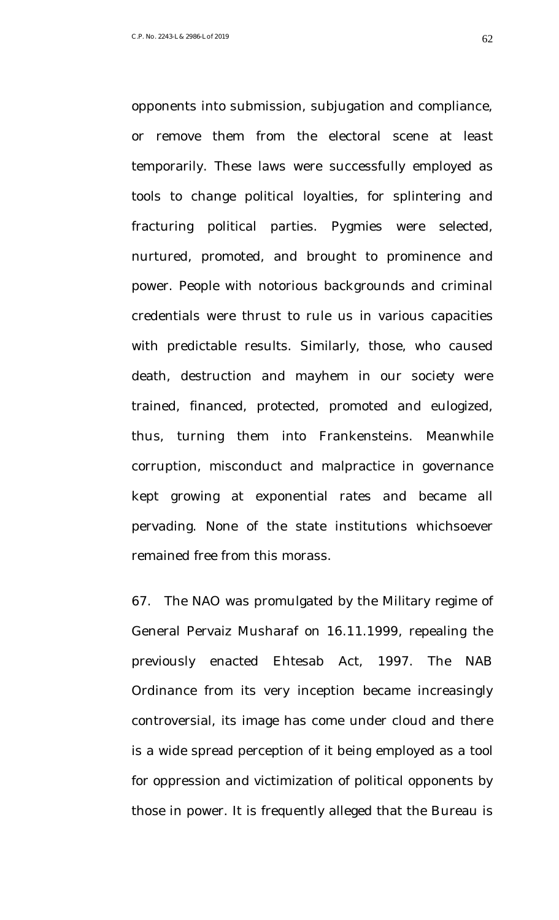opponents into submission, subjugation and compliance, or remove them from the electoral scene at least temporarily. These laws were successfully employed as tools to change political loyalties, for splintering and fracturing political parties. Pygmies were selected, nurtured, promoted, and brought to prominence and power. People with notorious backgrounds and criminal credentials were thrust to rule us in various capacities with predictable results. Similarly, those, who caused death, destruction and mayhem in our society were trained, financed, protected, promoted and eulogized, thus, turning them into Frankensteins. Meanwhile corruption, misconduct and malpractice in governance kept growing at exponential rates and became all pervading. None of the state institutions whichsoever remained free from this morass.

67. The NAO was promulgated by the Military regime of General Pervaiz Musharaf on 16.11.1999, repealing the previously enacted Ehtesab Act, 1997. The NAB Ordinance from its very inception became increasingly controversial, its image has come under cloud and there is a wide spread perception of it being employed as a tool for oppression and victimization of political opponents by those in power. It is frequently alleged that the Bureau is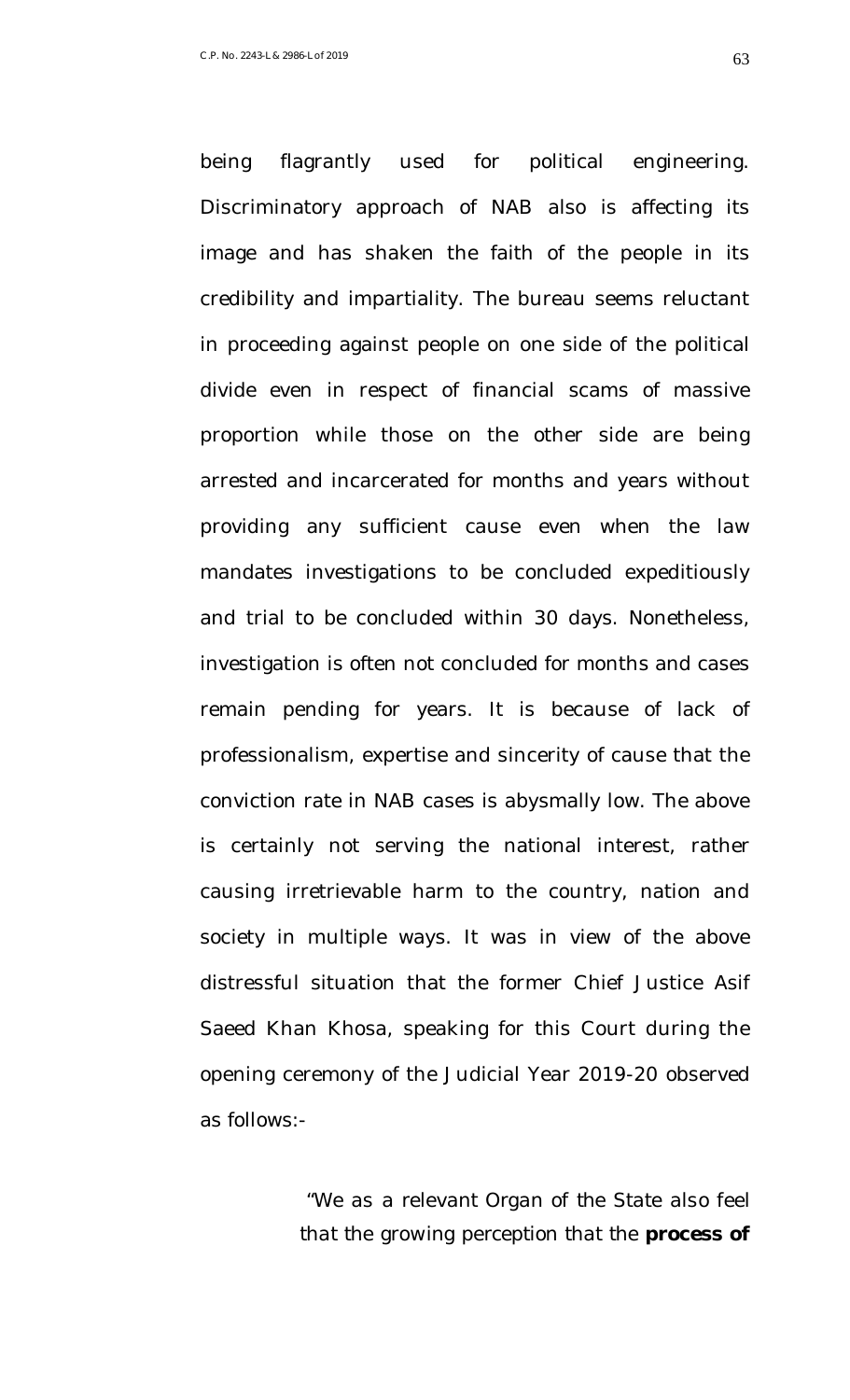being flagrantly used for political engineering. Discriminatory approach of NAB also is affecting its image and has shaken the faith of the people in its credibility and impartiality. The bureau seems reluctant in proceeding against people on one side of the political divide even in respect of financial scams of massive proportion while those on the other side are being arrested and incarcerated for months and years without providing any sufficient cause even when the law mandates investigations to be concluded expeditiously and trial to be concluded within 30 days. Nonetheless, investigation is often not concluded for months and cases remain pending for years. It is because of lack of professionalism, expertise and sincerity of cause that the conviction rate in NAB cases is abysmally low. The above is certainly not serving the national interest, rather causing irretrievable harm to the country, nation and society in multiple ways. It was in view of the above distressful situation that the former Chief Justice Asif Saeed Khan Khosa, speaking for this Court during the opening ceremony of the Judicial Year 2019-20 observed as follows:-

> "We as a relevant Organ of the State also feel that the growing perception that the **process of**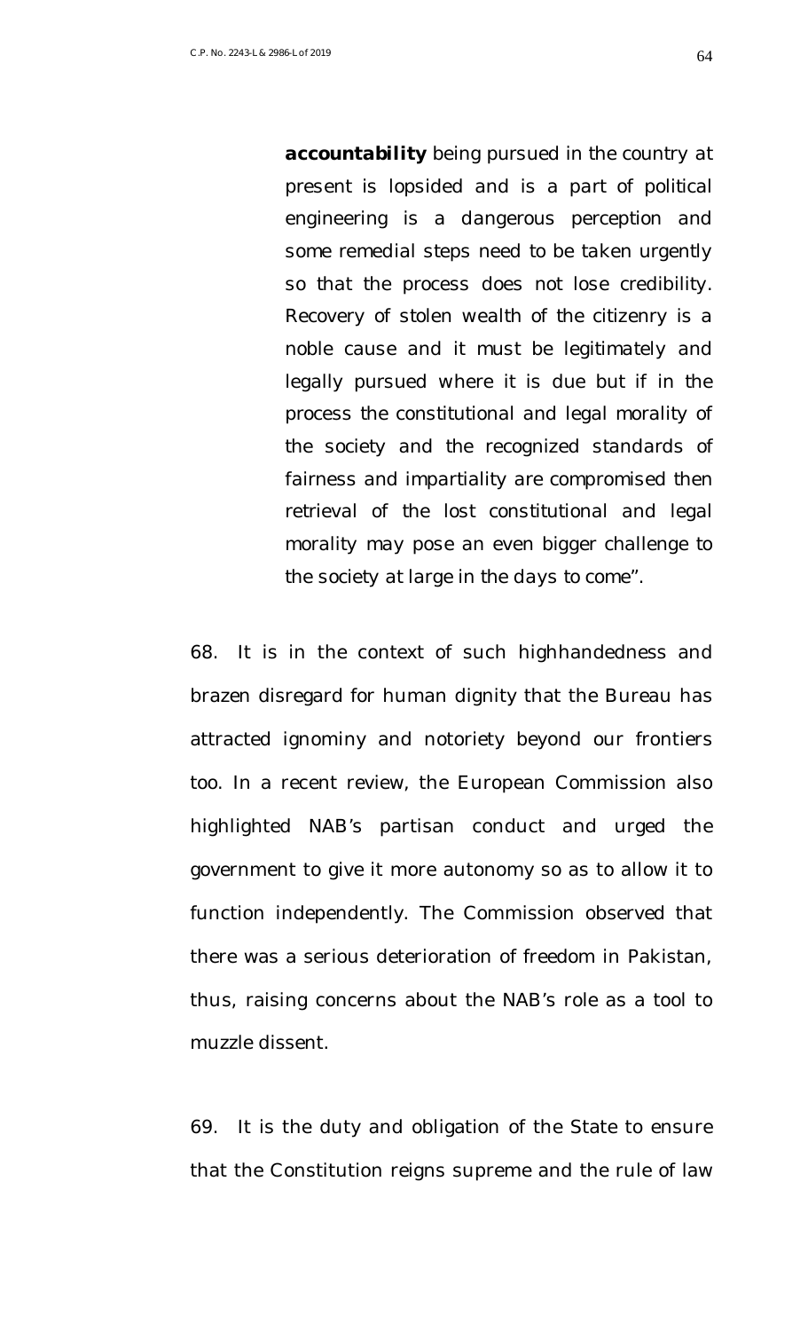> **accountability** being pursued in the country at present is lopsided and is a part of political engineering is a dangerous perception and some remedial steps need to be taken urgently so that the process does not lose credibility. Recovery of stolen wealth of the citizenry is a noble cause and it must be legitimately and legally pursued where it is due but if in the process the constitutional and legal morality of the society and the recognized standards of fairness and impartiality are compromised then retrieval of the lost constitutional and legal morality may pose an even bigger challenge to the society at large in the days to come".

68. It is in the context of such highhandedness and brazen disregard for human dignity that the Bureau has attracted ignominy and notoriety beyond our frontiers too. In a recent review, the European Commission also highlighted NAB's partisan conduct and urged the government to give it more autonomy so as to allow it to function independently. The Commission observed that there was a serious deterioration of freedom in Pakistan, thus, raising concerns about the NAB's role as a tool to muzzle dissent.

69. It is the duty and obligation of the State to ensure that the Constitution reigns supreme and the rule of law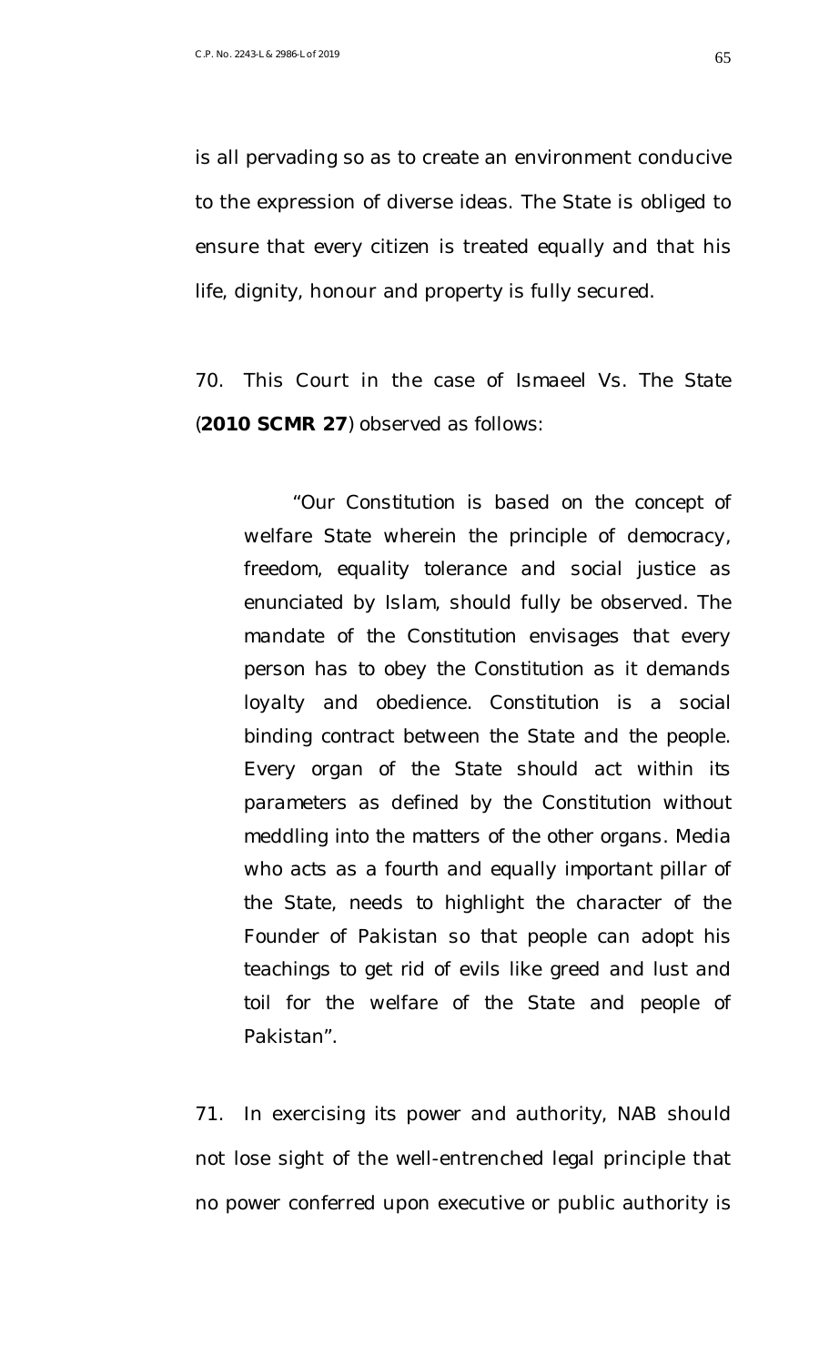is all pervading so as to create an environment conducive to the expression of diverse ideas. The State is obliged to ensure that every citizen is treated equally and that his life, dignity, honour and property is fully secured.

70. This Court in the case of Ismaeel Vs. The State (**2010 SCMR 27**) observed as follows:

> *"Our Constitution is based on the concept of welfare State wherein the principle of democracy, freedom, equality tolerance and social justice as enunciated by Islam, should fully be observed. The mandate of the Constitution envisages that every person has to obey the Constitution as it demands loyalty and obedience. Constitution is a social binding contract between the State and the people. Every organ of the State should act within its parameters as defined by the Constitution without meddling into the matters of the other organs. Media who acts as a fourth and equally important pillar of the State, needs to highlight the character of the Founder of Pakistan so that people can adopt his teachings to get rid of evils like greed and lust and toil for the welfare of the State and people of Pakistan".*

71. In exercising its power and authority, NAB should not lose sight of the well-entrenched legal principle that no power conferred upon executive or public authority is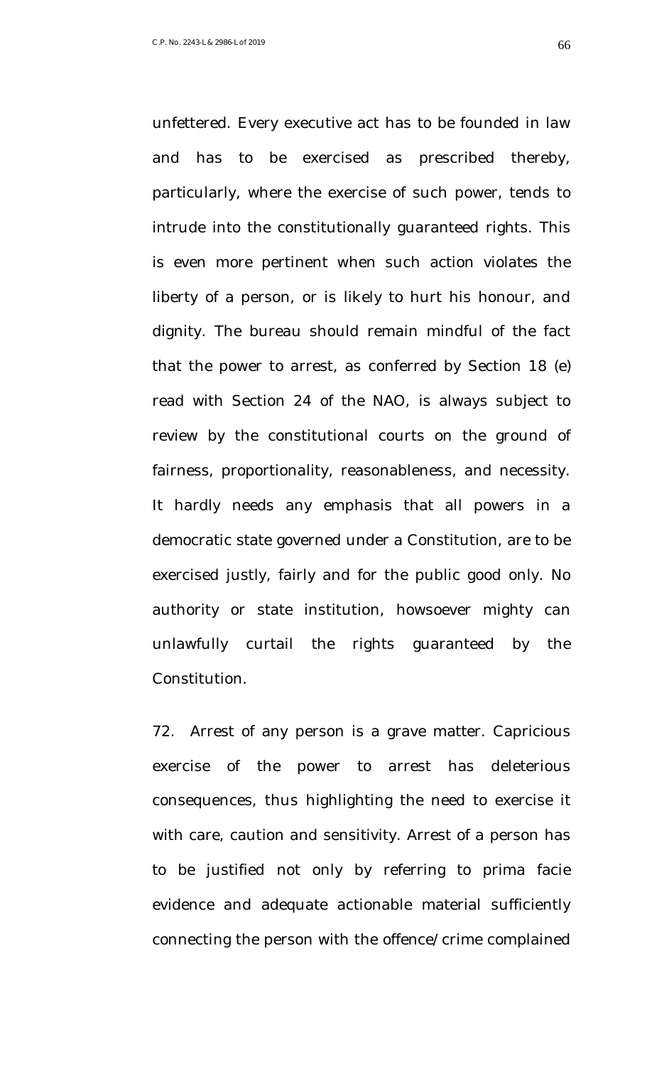unfettered. Every executive act has to be founded in law and has to be exercised as prescribed thereby, particularly, where the exercise of such power, tends to intrude into the constitutionally guaranteed rights. This is even more pertinent when such action violates the liberty of a person, or is likely to hurt his honour, and dignity. The bureau should remain mindful of the fact that the power to arrest, as conferred by Section 18 (e) read with Section 24 of the NAO, is always subject to review by the constitutional courts on the ground of fairness, proportionality, reasonableness, and necessity. It hardly needs any emphasis that all powers in a democratic state governed under a Constitution, are to be exercised justly, fairly and for the public good only. No authority or state institution, howsoever mighty can unlawfully curtail the rights guaranteed by the Constitution.

72. Arrest of any person is a grave matter. Capricious exercise of the power to arrest has deleterious consequences, thus highlighting the need to exercise it with care, caution and sensitivity. Arrest of a person has to be justified not only by referring to prima facie evidence and adequate actionable material sufficiently connecting the person with the offence/crime complained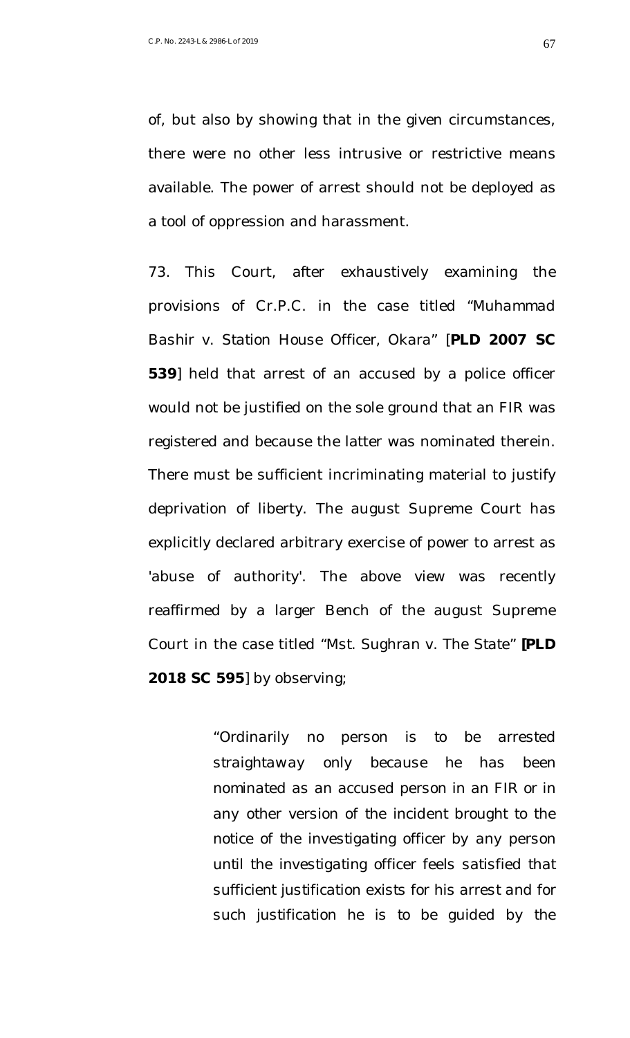of, but also by showing that in the given circumstances, there were no other less intrusive or restrictive means available. The power of arrest should not be deployed as a tool of oppression and harassment.

73. This Court, after exhaustively examining the provisions of Cr.P.C. in the case titled "*Muhammad Bashir v. Station House Officer, Okara*" [**PLD 2007 SC 539**] held that arrest of an accused by a police officer would not be justified on the sole ground that an FIR was registered and because the latter was nominated therein. There must be sufficient incriminating material to justify deprivation of liberty. The august Supreme Court has explicitly declared arbitrary exercise of power to arrest as 'abuse of authority'. The above view was recently reaffirmed by a larger Bench of the august Supreme Court in the case titled "*Mst. Sughran v. The State*" **[PLD 2018 SC 595**] by observing;

> "*Ordinarily no person is to be arrested straightaway only because he has been nominated as an accused person in an FIR or in any other version of the incident brought to the notice of the investigating officer by any person until the investigating officer feels satisfied that sufficient justification exists for his arrest and for such justification he is to be guided by the*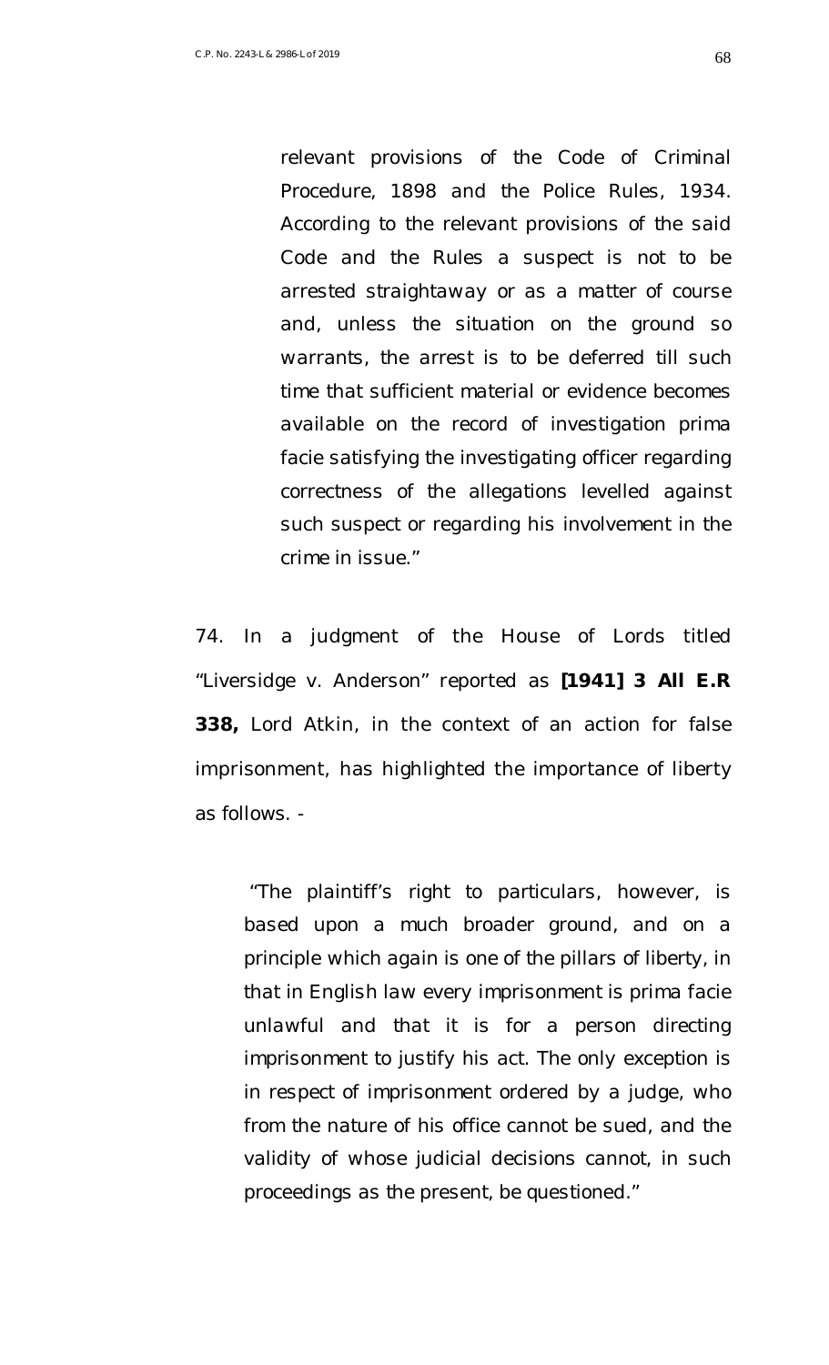relevant provisions of the Code of Criminal Procedure, 1898 and the Police Rules, 1934. According to the relevant provisions of the said Code and the Rules a suspect is not to be arrested straightaway or as a matter of course and, unless the situation on the ground so warrants, the arrest is to be deferred till such time that sufficient material or evidence becomes available on the record of investigation prima facie satisfying the investigating officer regarding correctness of the allegations levelled against such suspect or regarding his involvement in the crime in issue."

74. In a judgment of the House of Lords titled "Liversidge v. Anderson" reported as **[1941] 3 All E.R 338,** Lord Atkin, in the context of an action for false imprisonment, has highlighted the importance of liberty as follows. -

> "The plaintiff's right to particulars, however, is based upon a much broader ground, and on a principle which again is one of the pillars of liberty, in that in English law every imprisonment is prima facie unlawful and that it is for a person directing imprisonment to justify his act. The only exception is in respect of imprisonment ordered by a judge, who from the nature of his office cannot be sued, and the validity of whose judicial decisions cannot, in such proceedings as the present, be questioned."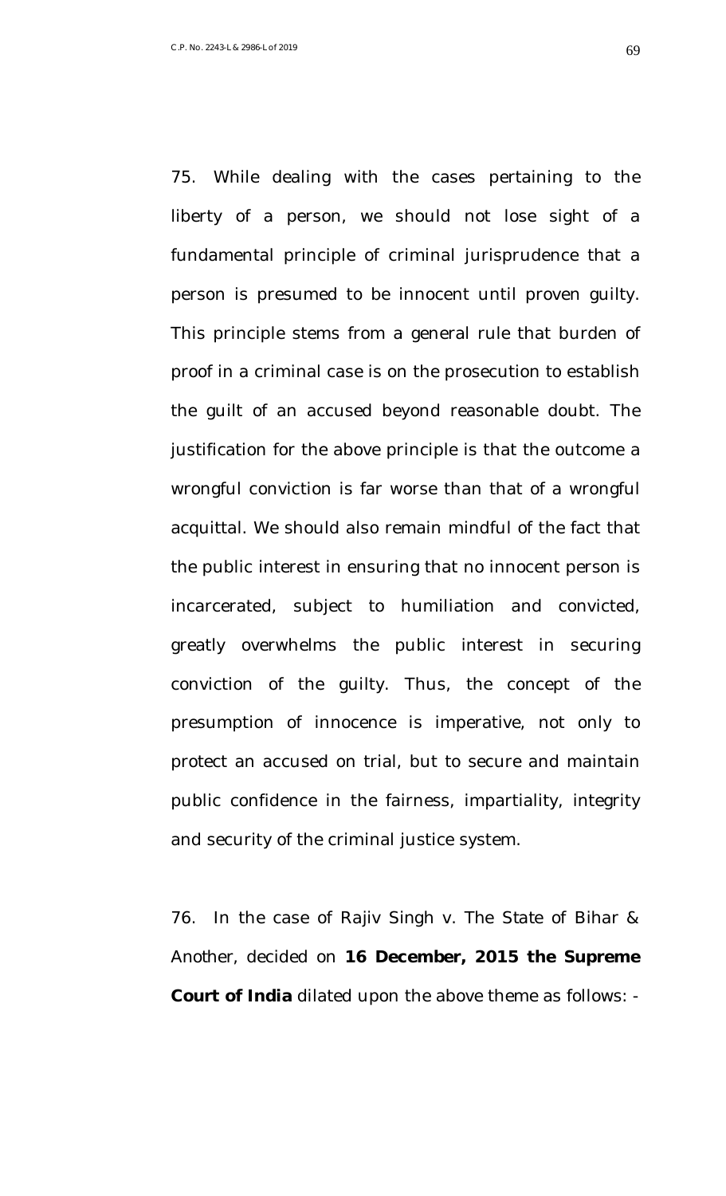75. While dealing with the cases pertaining to the liberty of a person, we should not lose sight of a fundamental principle of criminal jurisprudence that a person is presumed to be innocent until proven guilty. This principle stems from a general rule that burden of proof in a criminal case is on the prosecution to establish the guilt of an accused beyond reasonable doubt. The justification for the above principle is that the outcome a wrongful conviction is far worse than that of a wrongful acquittal. We should also remain mindful of the fact that the public interest in ensuring that no innocent person is incarcerated, subject to humiliation and convicted, greatly overwhelms the public interest in securing conviction of the guilty. Thus, the concept of the presumption of innocence is imperative, not only to protect an accused on trial, but to secure and maintain public confidence in the fairness, impartiality, integrity and security of the criminal justice system.

76. In the case of Rajiv Singh v. The State of Bihar & Another, decided on **16 December, 2015 the Supreme Court of India** dilated upon the above theme as follows: -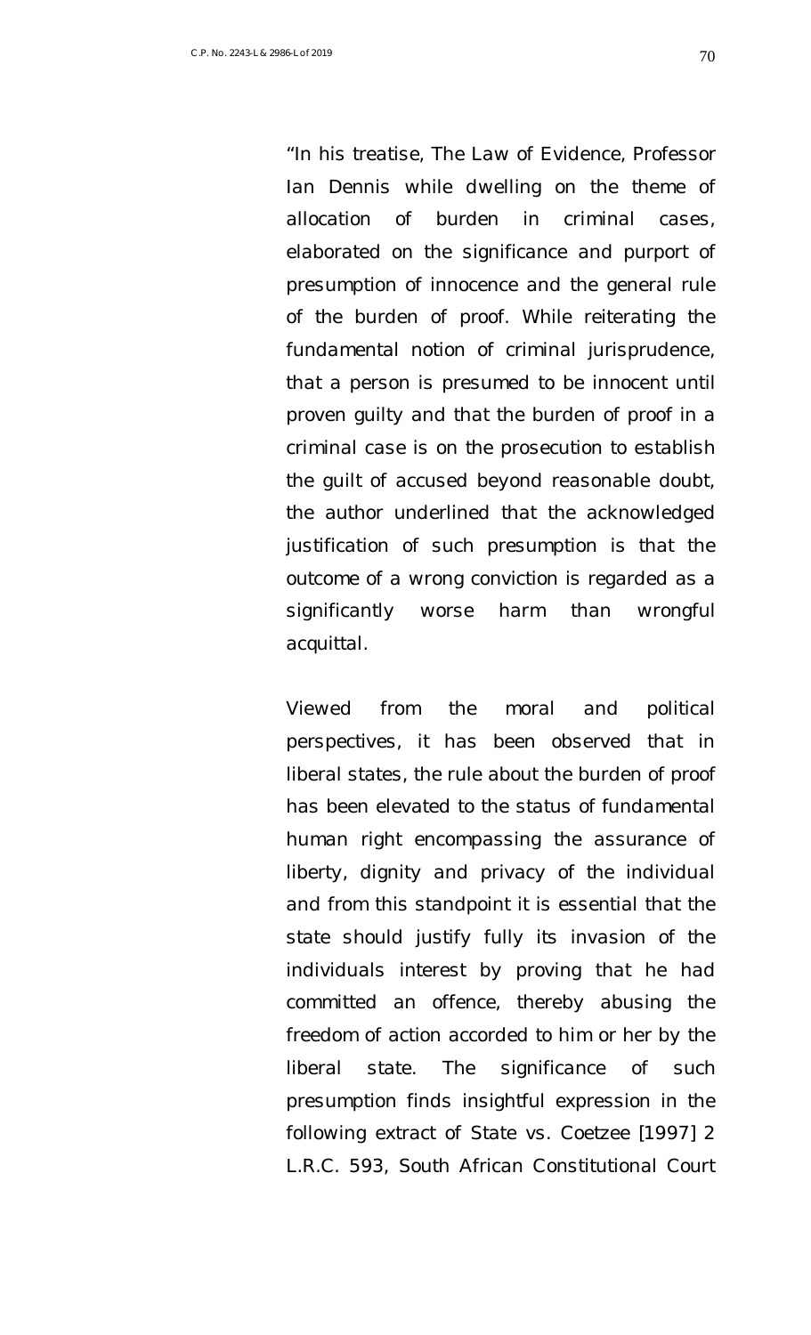"In his treatise, The Law of Evidence, Professor Ian Dennis while dwelling on the theme of allocation of burden in criminal cases, elaborated on the significance and purport of presumption of innocence and the general rule of the burden of proof. While reiterating the fundamental notion of criminal jurisprudence, that a person is presumed to be innocent until proven guilty and that the burden of proof in a criminal case is on the prosecution to establish the guilt of accused beyond reasonable doubt, the author underlined that the acknowledged justification of such presumption is that the outcome of a wrong conviction is regarded as a significantly worse harm than wrongful acquittal.

Viewed from the moral and political perspectives, it has been observed that in liberal states, the rule about the burden of proof has been elevated to the status of fundamental human right encompassing the assurance of liberty, dignity and privacy of the individual and from this standpoint it is essential that the state should justify fully its invasion of the individuals interest by proving that he had committed an offence, thereby abusing the freedom of action accorded to him or her by the liberal state. The significance of such presumption finds insightful expression in the following extract of State vs. Coetzee [1997] 2 L.R.C. 593, South African Constitutional Court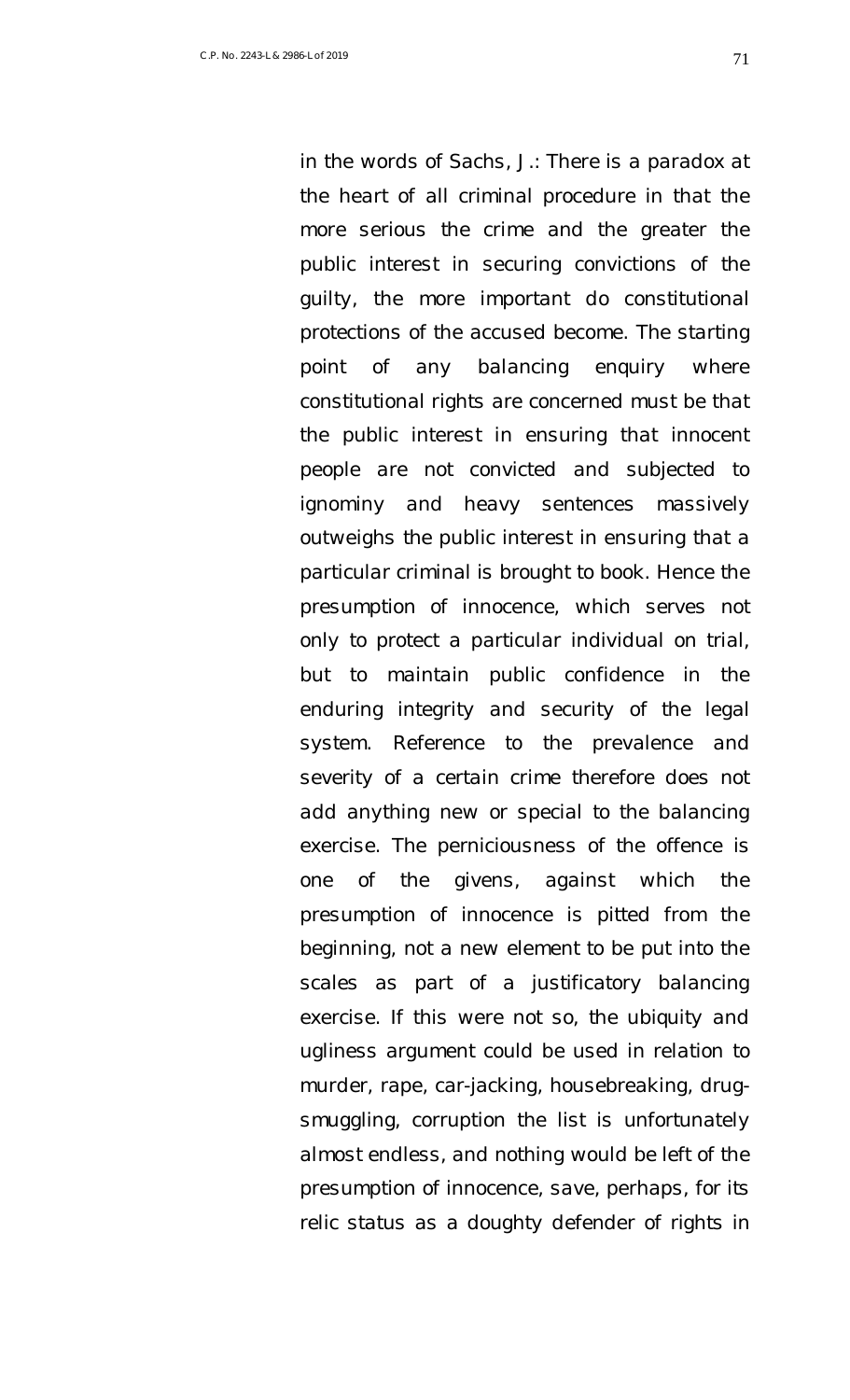in the words of Sachs, J.: There is a paradox at the heart of all criminal procedure in that the more serious the crime and the greater the public interest in securing convictions of the guilty, the more important do constitutional protections of the accused become. The starting point of any balancing enquiry where constitutional rights are concerned must be that the public interest in ensuring that innocent people are not convicted and subjected to ignominy and heavy sentences massively outweighs the public interest in ensuring that a particular criminal is brought to book. Hence the presumption of innocence, which serves not only to protect a particular individual on trial, but to maintain public confidence in the enduring integrity and security of the legal system. Reference to the prevalence and severity of a certain crime therefore does not add anything new or special to the balancing exercise. The perniciousness of the offence is one of the givens, against which the presumption of innocence is pitted from the beginning, not a new element to be put into the scales as part of a justificatory balancing exercise. If this were not so, the ubiquity and ugliness argument could be used in relation to murder, rape, car-jacking, housebreaking, drug-smuggling, corruption the list is unfortunately almost endless, and nothing would be left of the presumption of innocence, save, perhaps, for its relic status as a doughty defender of rights in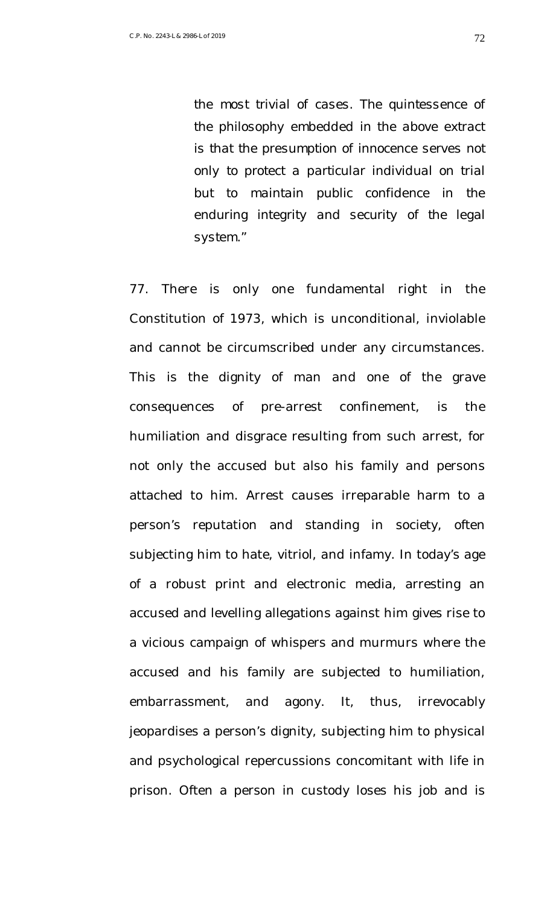> the most trivial of cases. The quintessence of the philosophy embedded in the above extract is that the presumption of innocence serves not only to protect a particular individual on trial but to maintain public confidence in the enduring integrity and security of the legal system."

77. There is only one fundamental right in the Constitution of 1973, which is unconditional, inviolable and cannot be circumscribed under any circumstances. This is the dignity of man and one of the grave consequences of pre-arrest confinement, is the humiliation and disgrace resulting from such arrest, for not only the accused but also his family and persons attached to him. Arrest causes irreparable harm to a person's reputation and standing in society, often subjecting him to hate, vitriol, and infamy. In today's age of a robust print and electronic media, arresting an accused and levelling allegations against him gives rise to a vicious campaign of whispers and murmurs where the accused and his family are subjected to humiliation, embarrassment, and agony. It, thus, irrevocably jeopardises a person's dignity, subjecting him to physical and psychological repercussions concomitant with life in prison. Often a person in custody loses his job and is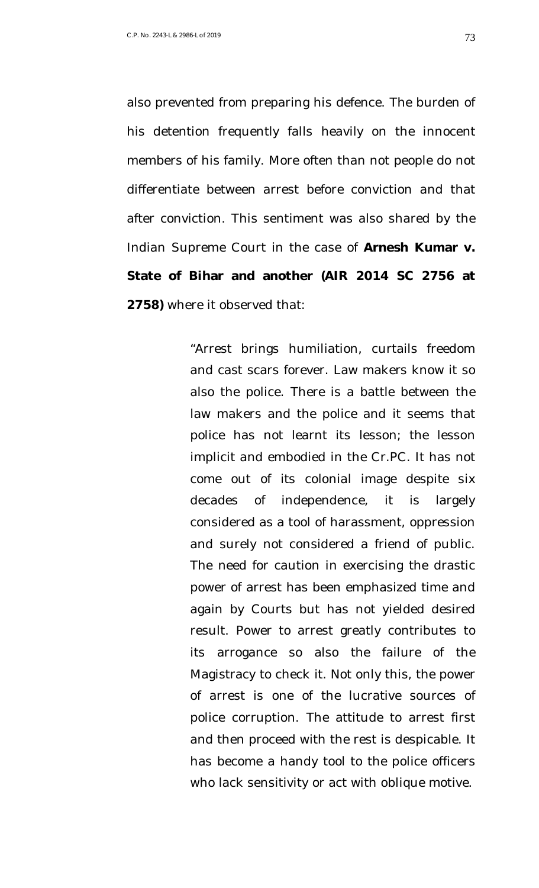also prevented from preparing his defence. The burden of his detention frequently falls heavily on the innocent members of his family. More often than not people do not differentiate between arrest before conviction and that after conviction. This sentiment was also shared by the Indian Supreme Court in the case of **Arnesh Kumar v. State of Bihar and another (AIR 2014 SC 2756 at 2758)** where it observed that:

> "Arrest brings humiliation, curtails freedom and cast scars forever. Law makers know it so also the police. There is a battle between the law makers and the police and it seems that police has not learnt its lesson; the lesson implicit and embodied in the Cr.PC. It has not come out of its colonial image despite six decades of independence, it is largely considered as a tool of harassment, oppression and surely not considered a friend of public. The need for caution in exercising the drastic power of arrest has been emphasized time and again by Courts but has not yielded desired result. Power to arrest greatly contributes to its arrogance so also the failure of the Magistracy to check it. Not only this, the power of arrest is one of the lucrative sources of police corruption. The attitude to arrest first and then proceed with the rest is despicable. It has become a handy tool to the police officers who lack sensitivity or act with oblique motive.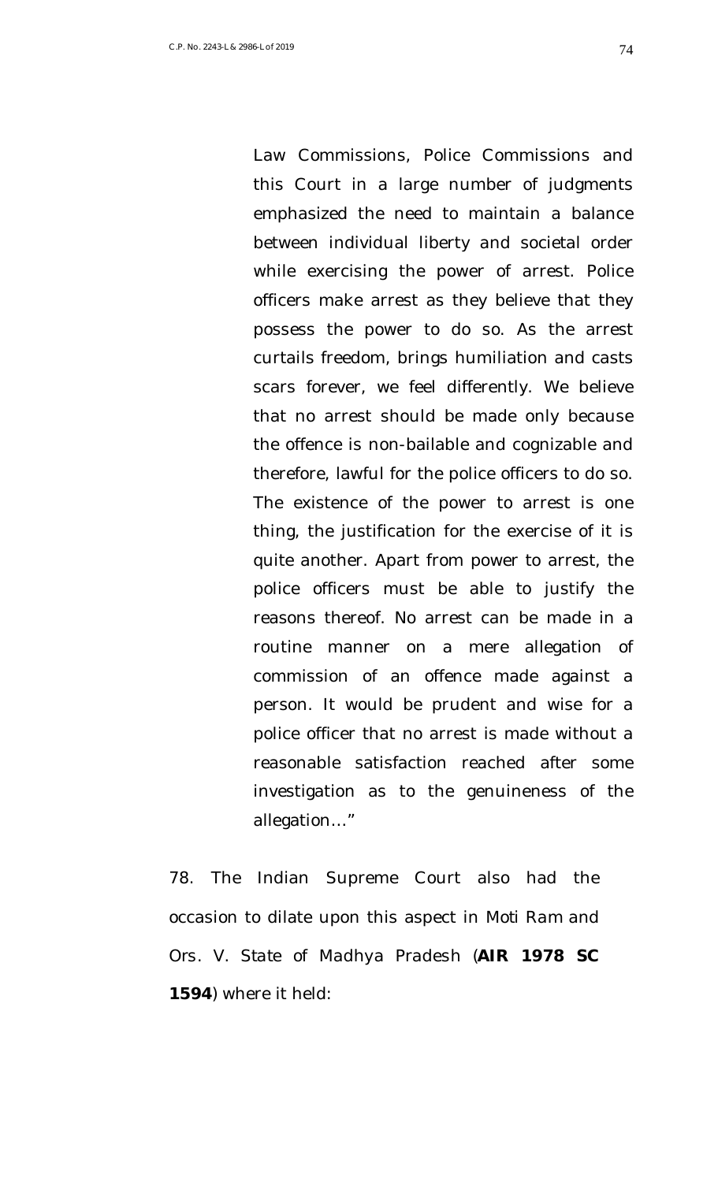> Law Commissions, Police Commissions and this Court in a large number of judgments emphasized the need to maintain a balance between individual liberty and societal order while exercising the power of arrest. Police officers make arrest as they believe that they possess the power to do so. As the arrest curtails freedom, brings humiliation and casts scars forever, we feel differently. We believe that no arrest should be made only because the offence is non-bailable and cognizable and therefore, lawful for the police officers to do so. The existence of the power to arrest is one thing, the justification for the exercise of it is quite another. Apart from power to arrest, the police officers must be able to justify the reasons thereof. No arrest can be made in a routine manner on a mere allegation of commission of an offence made against a person. It would be prudent and wise for a police officer that no arrest is made without a reasonable satisfaction reached after some investigation as to the genuineness of the allegation…"

78. The Indian Supreme Court also had the occasion to dilate upon this aspect in *Moti Ram and Ors. V. State of Madhya Pradesh* (**AIR 1978 SC 1594**) where it held: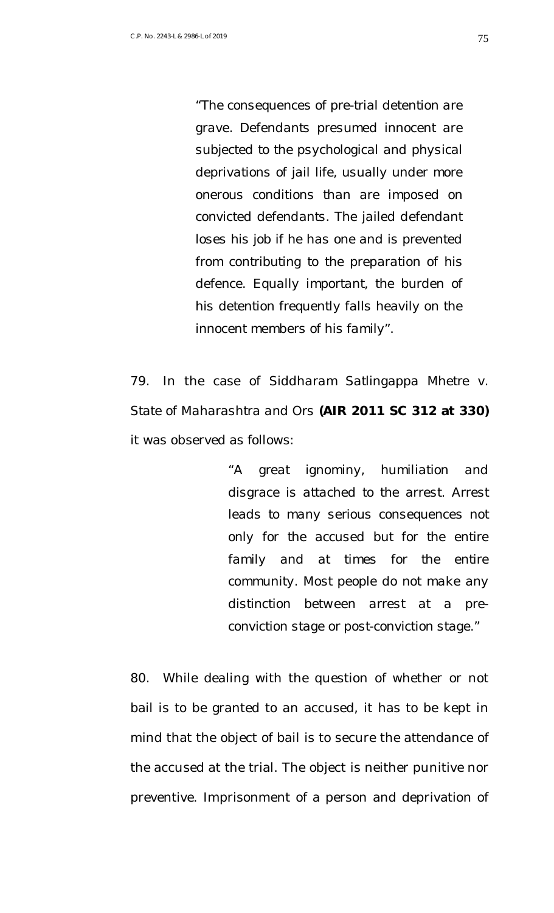> "The consequences of pre-trial detention are grave. Defendants presumed innocent are subjected to the psychological and physical deprivations of jail life, usually under more onerous conditions than are imposed on convicted defendants. The jailed defendant loses his job if he has one and is prevented from contributing to the preparation of his defence. Equally important, the burden of his detention frequently falls heavily on the innocent members of his family".

79. In the case of Siddharam Satlingappa Mhetre v. State of Maharashtra and Ors **(AIR 2011 SC 312 at 330)** it was observed as follows:

> "A great ignominy, humiliation and disgrace is attached to the arrest. Arrest leads to many serious consequences not only for the accused but for the entire family and at times for the entire community. Most people do not make any distinction between arrest at a pre-conviction stage or post-conviction stage."

80. While dealing with the question of whether or not bail is to be granted to an accused, it has to be kept in mind that the object of bail is to secure the attendance of the accused at the trial. The object is neither punitive nor preventive. Imprisonment of a person and deprivation of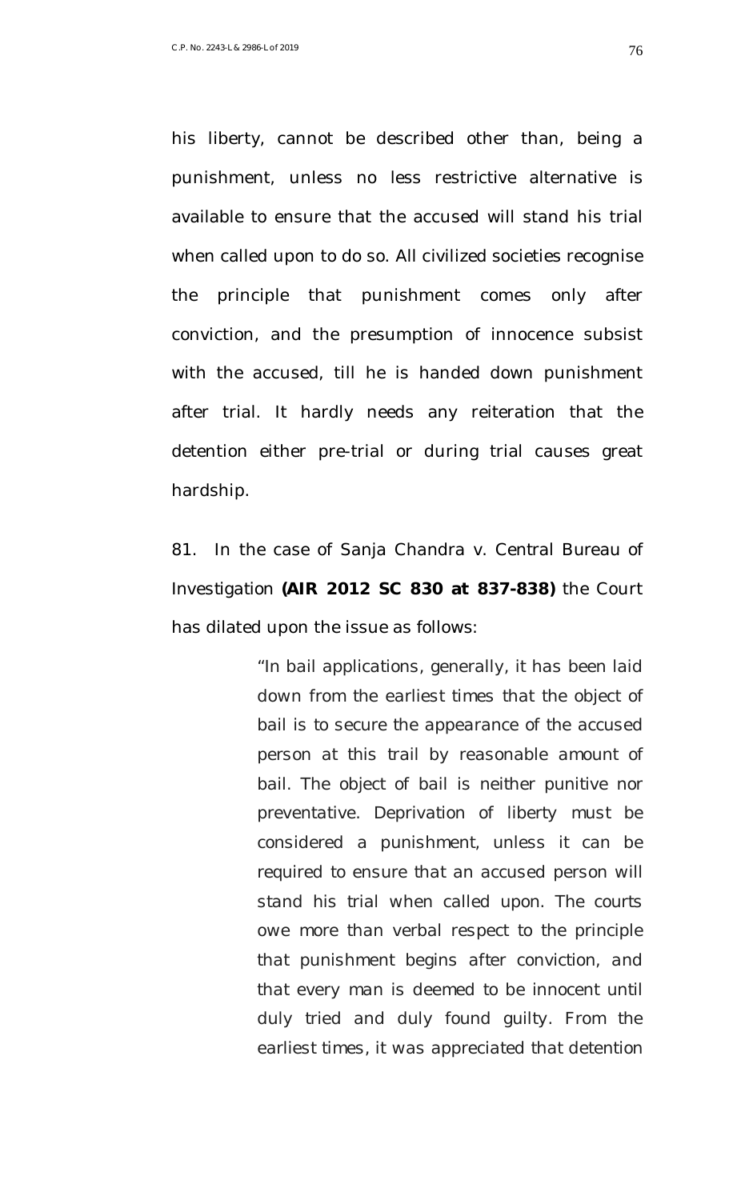his liberty, cannot be described other than, being a punishment, unless no less restrictive alternative is available to ensure that the accused will stand his trial when called upon to do so. All civilized societies recognise the principle that punishment comes only after conviction, and the presumption of innocence subsist with the accused, till he is handed down punishment after trial. It hardly needs any reiteration that the detention either pre-trial or during trial causes great hardship.

81. In the case of *Sanja Chandra v. Central Bureau of Investigation* **(AIR 2012 SC 830 at 837-838)** the Court has dilated upon the issue as follows:

> *"In bail applications, generally, it has been laid down from the earliest times that the object of bail is to secure the appearance of the accused person at this trail by reasonable amount of bail. The object of bail is neither punitive nor preventative. Deprivation of liberty must be considered a punishment, unless it can be required to ensure that an accused person will stand his trial when called upon. The courts owe more than verbal respect to the principle that punishment begins after conviction, and that every man is deemed to be innocent until duly tried and duly found guilty. From the earliest times, it was appreciated that detention*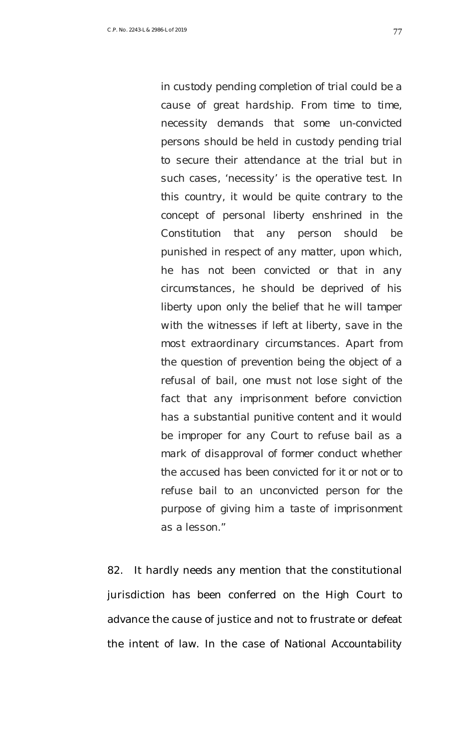in custody pending completion of trial could be a cause of great hardship. From time to time, necessity demands that some un-convicted persons should be held in custody pending trial to secure their attendance at the trial but in such cases, 'necessity' is the operative test. In this country, it would be quite contrary to the concept of personal liberty enshrined in the Constitution that any person should be punished in respect of any matter, upon which, he has not been convicted or that in any circumstances, he should be deprived of his liberty upon only the belief that he will tamper with the witnesses if left at liberty, save in the most extraordinary circumstances. Apart from the question of prevention being the object of a refusal of bail, one must not lose sight of the fact that any imprisonment before conviction has a substantial punitive content and it would be improper for any Court to refuse bail as a mark of disapproval of former conduct whether the accused has been convicted for it or not or to refuse bail to an unconvicted person for the purpose of giving him a taste of imprisonment as a lesson."

82. It hardly needs any mention that the constitutional jurisdiction has been conferred on the High Court to advance the cause of justice and not to frustrate or defeat the intent of law. In the case of National Accountability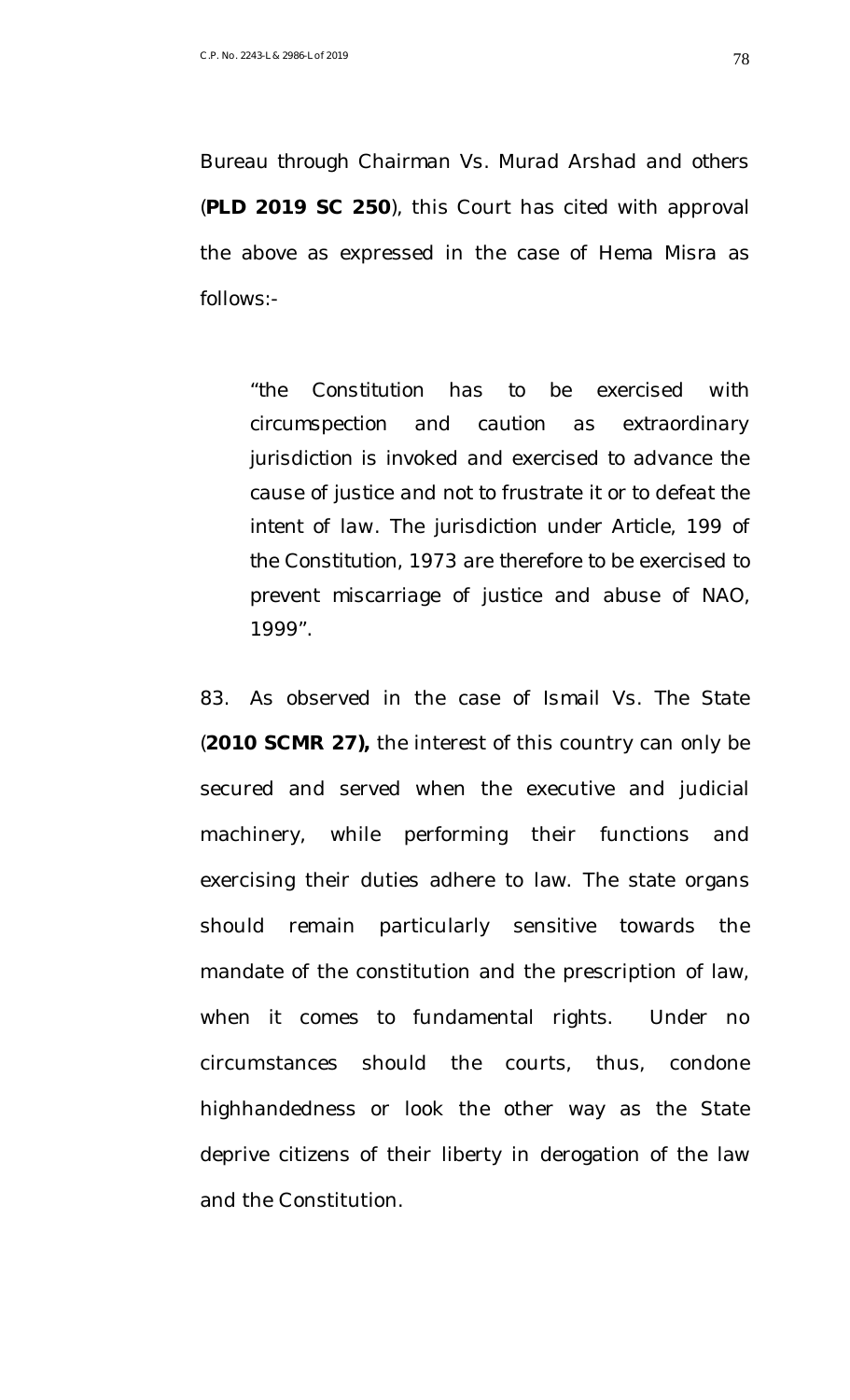Bureau through Chairman Vs. Murad Arshad and others (**PLD 2019 SC 250**), this Court has cited with approval the above as expressed in the case of Hema Misra as follows:-

> *"the Constitution has to be exercised with circumspection and caution as extraordinary jurisdiction is invoked and exercised to advance the cause of justice and not to frustrate it or to defeat the intent of law. The jurisdiction under Article, 199 of the Constitution, 1973 are therefore to be exercised to prevent miscarriage of justice and abuse of NAO, 1999".*

83. As observed in the case of Ismail Vs. The State (**2010 SCMR 27),** the interest of this country can only be secured and served when the executive and judicial machinery, while performing their functions and exercising their duties adhere to law. The state organs should remain particularly sensitive towards the mandate of the constitution and the prescription of law, when it comes to fundamental rights. Under no circumstances should the courts, thus, condone highhandedness or look the other way as the State deprive citizens of their liberty in derogation of the law and the Constitution.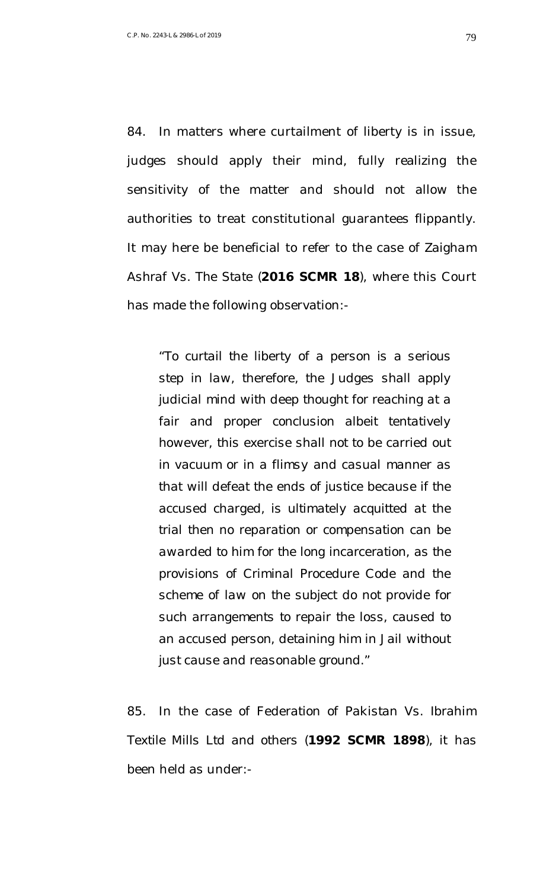84. In matters where curtailment of liberty is in issue, judges should apply their mind, fully realizing the sensitivity of the matter and should not allow the authorities to treat constitutional guarantees flippantly. It may here be beneficial to refer to the case of Zaigham Ashraf Vs. The State (**2016 SCMR 18**), where this Court has made the following observation:-

> *"To curtail the liberty of a person is a serious step in law, therefore, the Judges shall apply judicial mind with deep thought for reaching at a fair and proper conclusion albeit tentatively however, this exercise shall not to be carried out in vacuum or in a flimsy and casual manner as that will defeat the ends of justice because if the accused charged, is ultimately acquitted at the trial then no reparation or compensation can be awarded to him for the long incarceration, as the provisions of Criminal Procedure Code and the scheme of law on the subject do not provide for such arrangements to repair the loss, caused to an accused person, detaining him in Jail without just cause and reasonable ground."*

85. In the case of Federation of Pakistan Vs. Ibrahim Textile Mills Ltd and others (**1992 SCMR 1898**), it has been held as under:-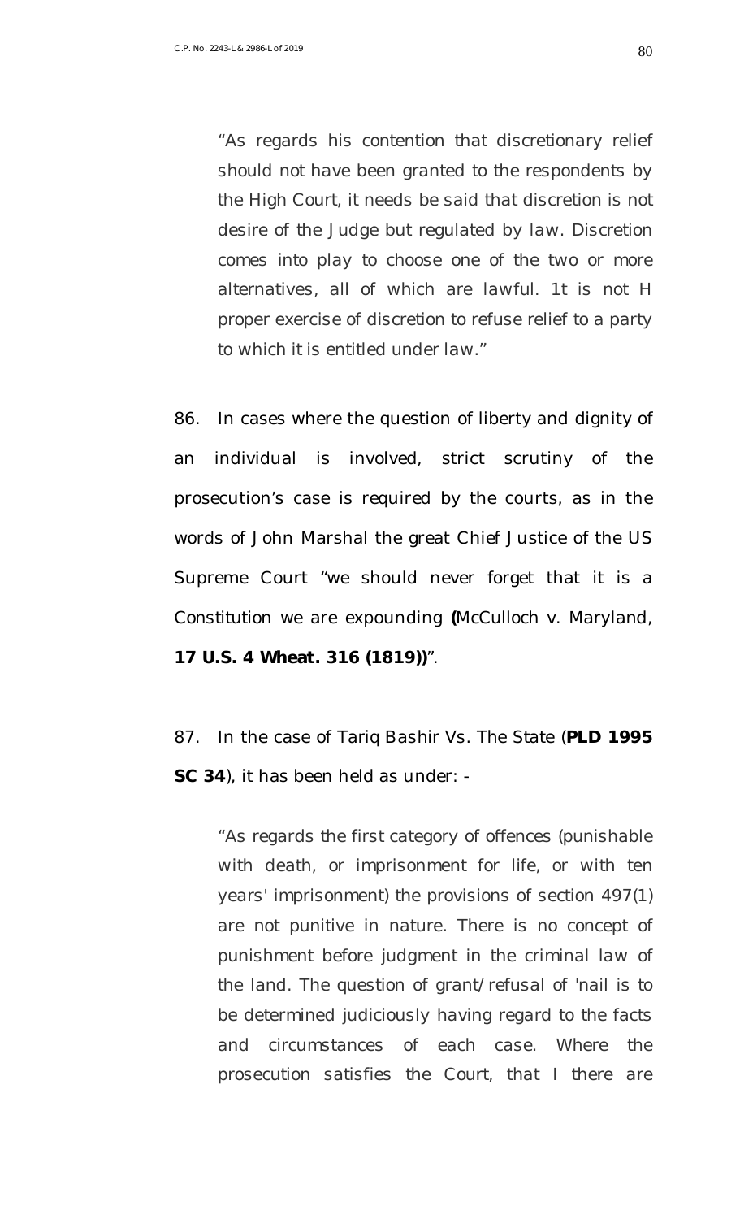"As regards his contention that discretionary relief should not have been granted to the respondents by the High Court, it needs be said that discretion is not desire of the Judge but regulated by law. Discretion comes into play to choose one of the two or more alternatives, all of which are lawful. 1t is not H proper exercise of discretion to refuse relief to a party to which it is entitled under law."

86. In cases where the question of liberty and dignity of an individual is involved, strict scrutiny of the prosecution's case is required by the courts, as in the words of John Marshal the great Chief Justice of the US Supreme Court "we should never forget that it is a Constitution we are expounding **(**McCulloch v. Maryland, **17 U.S. 4 Wheat. 316 (1819))**".

87. In the case of Tariq Bashir Vs. The State (**PLD 1995 SC 34**), it has been held as under: -

"As regards the first category of offences (punishable with death, or imprisonment for life, or with ten years' imprisonment) the provisions of section 497(1) are not punitive in nature. There is no concept of punishment before judgment in the criminal law of the land. The question of grant/refusal of 'nail is to be determined judiciously having regard to the facts and circumstances of each case. Where the prosecution satisfies the Court, that I there are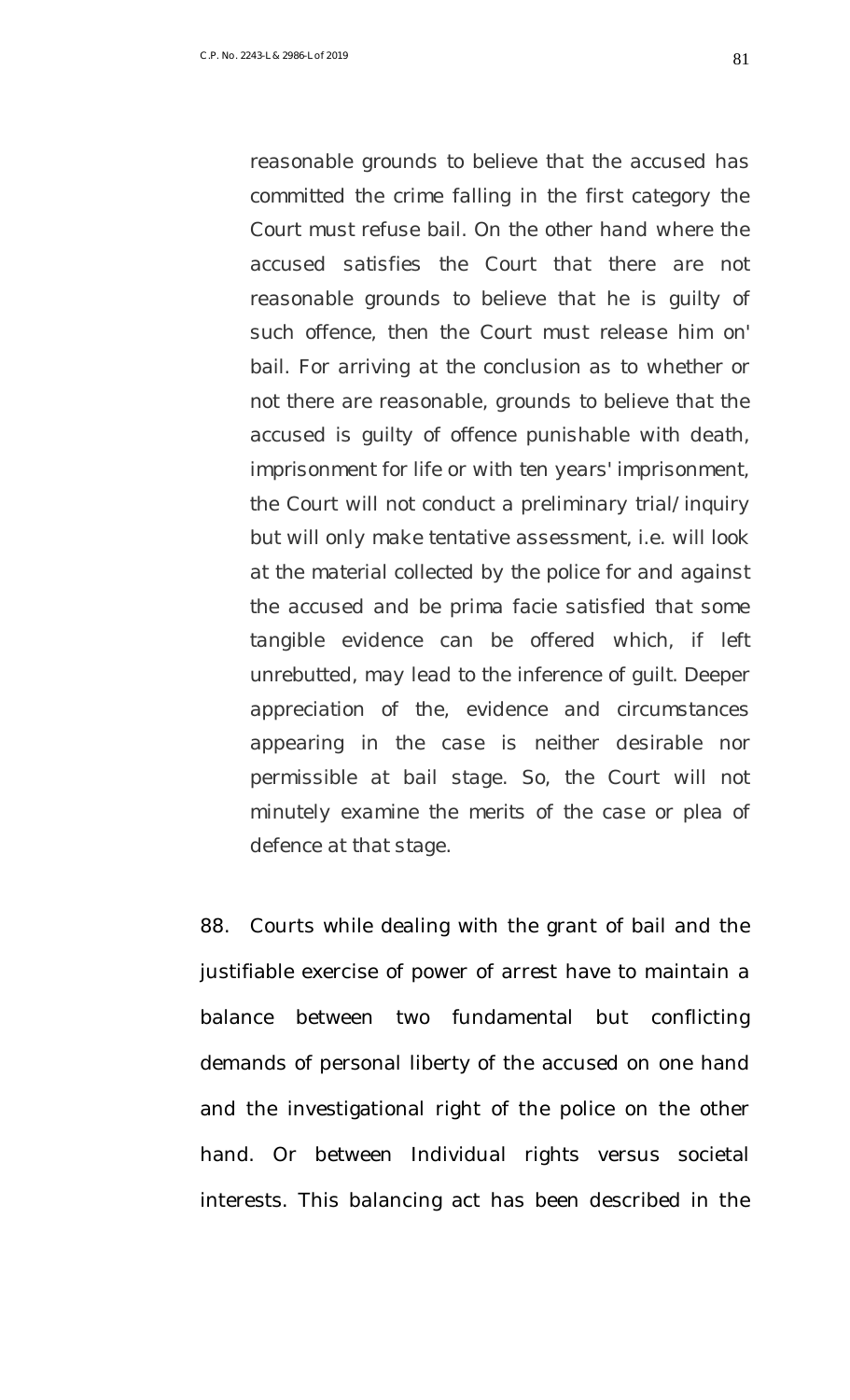> reasonable grounds to believe that the accused has committed the crime falling in the first category the Court must refuse bail. On the other hand where the accused satisfies the Court that there are not reasonable grounds to believe that he is guilty of such offence, then the Court must release him on' bail. For arriving at the conclusion as to whether or not there are reasonable, grounds to believe that the accused is guilty of offence punishable with death, imprisonment for life or with ten years' imprisonment, the Court will not conduct a preliminary trial/inquiry but will only make tentative assessment, i.e. will look at the material collected by the police for and against the accused and be prima facie satisfied that some tangible evidence can be offered which, if left unrebutted, may lead to the inference of guilt. Deeper appreciation of the, evidence and circumstances appearing in the case is neither desirable nor permissible at bail stage. So, the Court will not minutely examine the merits of the case or plea of defence at that stage.

88. Courts while dealing with the grant of bail and the justifiable exercise of power of arrest have to maintain a balance between two fundamental but conflicting demands of personal liberty of the accused on one hand and the investigational right of the police on the other hand. Or between Individual rights versus societal interests. This balancing act has been described in the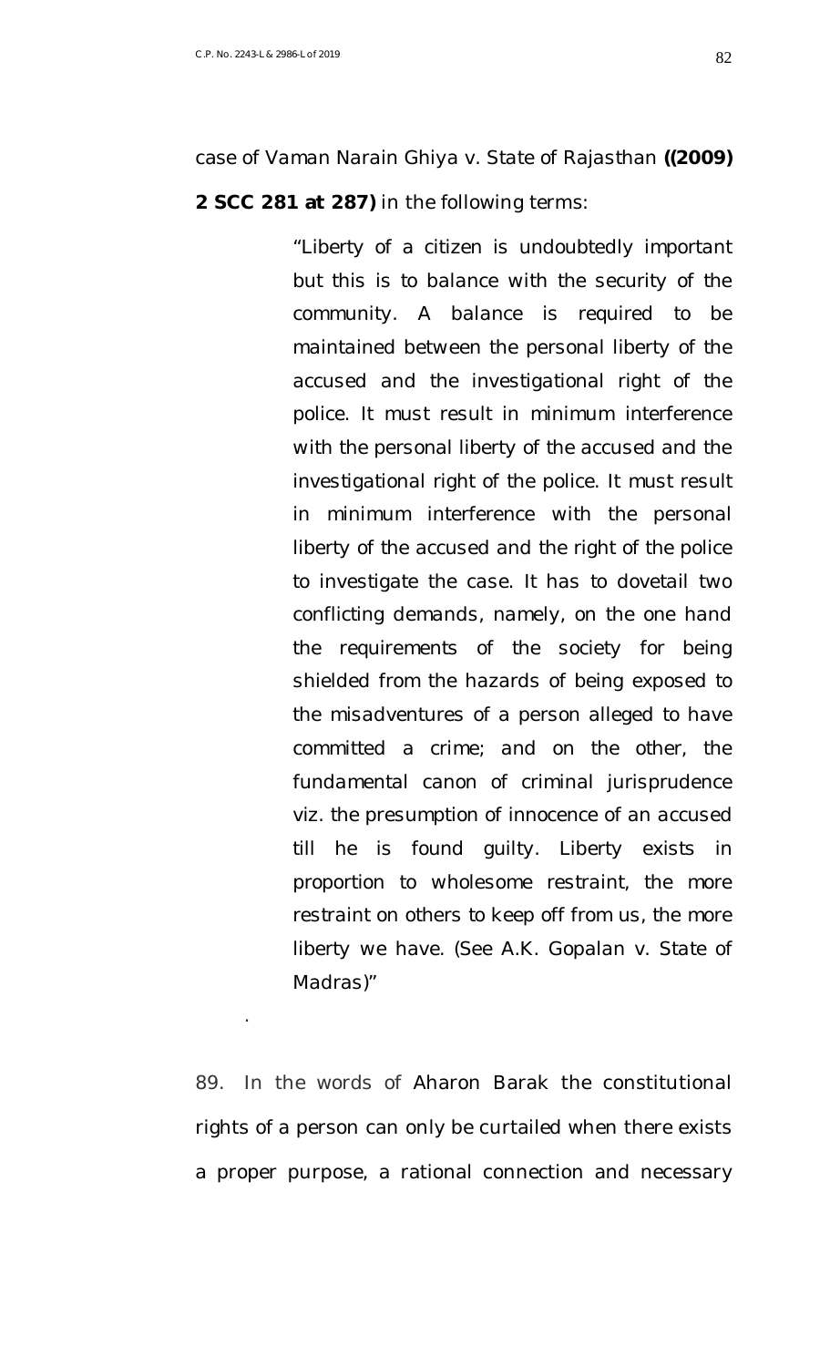case of Vaman Narain Ghiya v. State of Rajasthan **((2009) 2 SCC 281 at 287)** in the following terms:

> "Liberty of a citizen is undoubtedly important but this is to balance with the security of the community. A balance is required to be maintained between the personal liberty of the accused and the investigational right of the police. It must result in minimum interference with the personal liberty of the accused and the investigational right of the police. It must result in minimum interference with the personal liberty of the accused and the right of the police to investigate the case. It has to dovetail two conflicting demands, namely, on the one hand the requirements of the society for being shielded from the hazards of being exposed to the misadventures of a person alleged to have committed a crime; and on the other, the fundamental canon of criminal jurisprudence viz. the presumption of innocence of an accused till he is found guilty. Liberty exists in proportion to wholesome restraint, the more restraint on others to keep off from us, the more liberty we have. (See A.K. Gopalan v. State of Madras)"

.

89. In the words of Aharon Barak the constitutional rights of a person can only be curtailed when there exists a proper purpose, a rational connection and necessary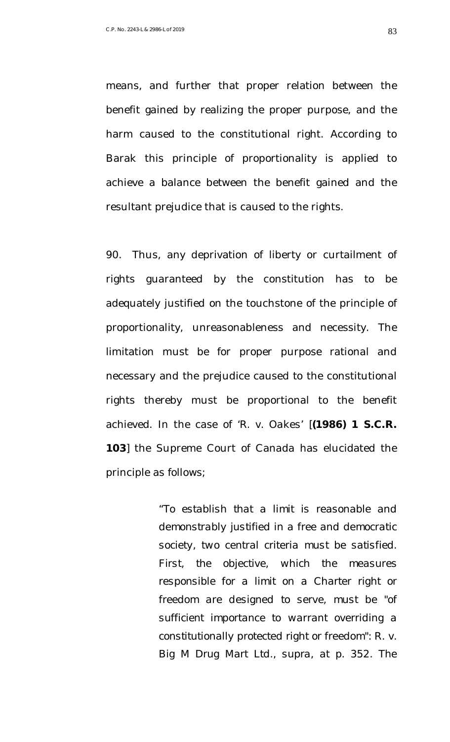means, and further that proper relation between the benefit gained by realizing the proper purpose, and the harm caused to the constitutional right. According to Barak this principle of proportionality is applied to achieve a balance between the benefit gained and the resultant prejudice that is caused to the rights.

90. Thus, any deprivation of liberty or curtailment of rights guaranteed by the constitution has to be adequately justified on the touchstone of the principle of proportionality, unreasonableness and necessity. The limitation must be for proper purpose rational and necessary and the prejudice caused to the constitutional rights thereby must be proportional to the benefit achieved. In the case of 'R. v. Oakes' [**(1986) 1 S.C.R. 103**] the Supreme Court of Canada has elucidated the principle as follows;

> *"To establish that a limit is reasonable and demonstrably justified in a free and democratic society, two central criteria must be satisfied. First, the objective, which the measures responsible for a limit on a Charter right or freedom are designed to serve, must be "of sufficient importance to warrant overriding a constitutionally protected right or freedom": R. v. Big M Drug Mart Ltd., supra, at p. 352. The*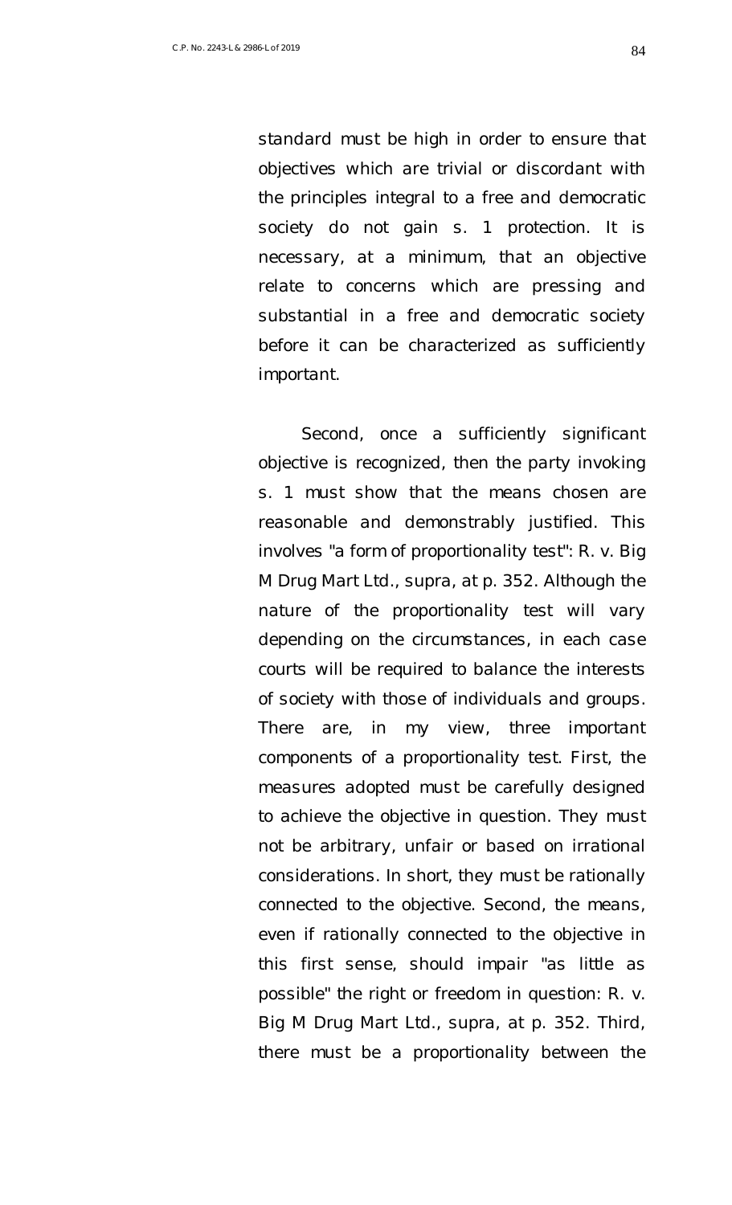standard must be high in order to ensure that objectives which are trivial or discordant with the principles integral to a free and democratic society do not gain s. 1 protection. It is necessary, at a minimum, that an objective relate to concerns which are pressing and substantial in a free and democratic society before it can be characterized as sufficiently important.

Second, once a sufficiently significant objective is recognized, then the party invoking s. 1 must show that the means chosen are reasonable and demonstrably justified. This involves "a form of proportionality test": R. v. Big M Drug Mart Ltd., supra, at p. 352. Although the nature of the proportionality test will vary depending on the circumstances, in each case courts will be required to balance the interests of society with those of individuals and groups. There are, in my view, three important components of a proportionality test. First, the measures adopted must be carefully designed to achieve the objective in question. They must not be arbitrary, unfair or based on irrational considerations. In short, they must be rationally connected to the objective. Second, the means, even if rationally connected to the objective in this first sense, should impair "as little as possible" the right or freedom in question: R. v. Big M Drug Mart Ltd., supra, at p. 352. Third, there must be a proportionality between the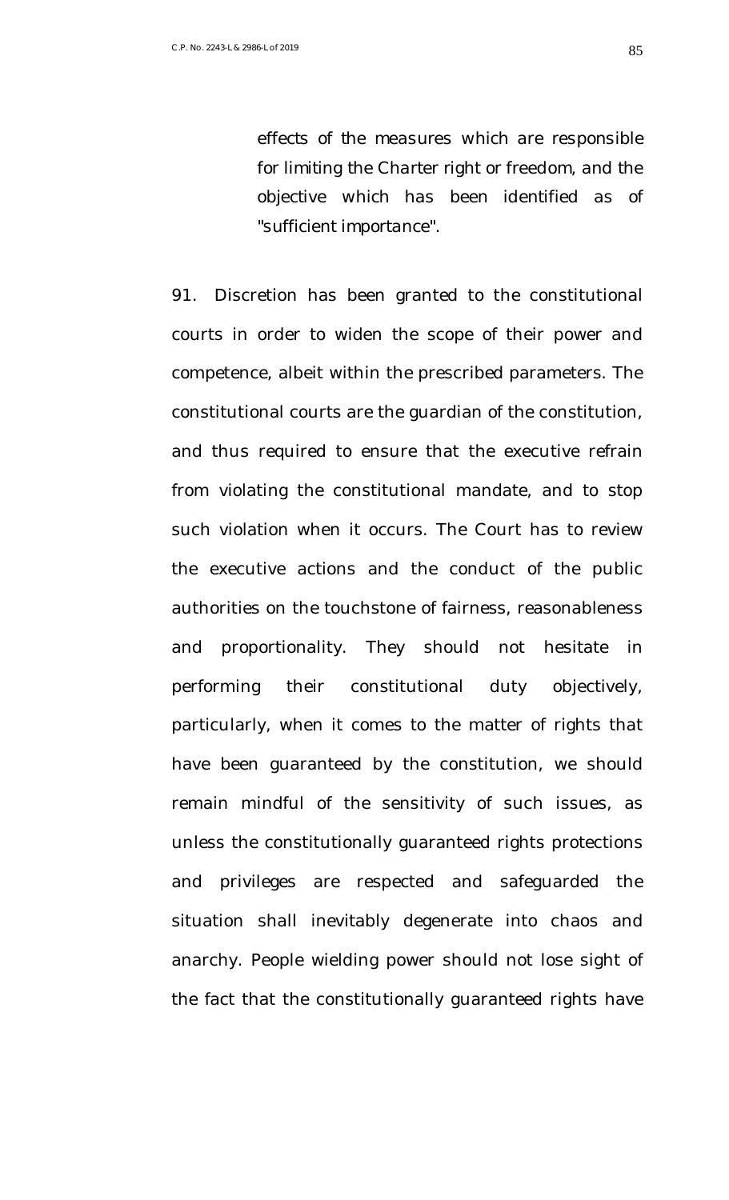> effects of the measures which are responsible for limiting the Charter right or freedom, and the objective which has been identified as of "sufficient importance".

91. Discretion has been granted to the constitutional courts in order to widen the scope of their power and competence, albeit within the prescribed parameters. The constitutional courts are the guardian of the constitution, and thus required to ensure that the executive refrain from violating the constitutional mandate, and to stop such violation when it occurs. The Court has to review the executive actions and the conduct of the public authorities on the touchstone of fairness, reasonableness and proportionality. They should not hesitate in performing their constitutional duty objectively, particularly, when it comes to the matter of rights that have been guaranteed by the constitution, we should remain mindful of the sensitivity of such issues, as unless the constitutionally guaranteed rights protections and privileges are respected and safeguarded the situation shall inevitably degenerate into chaos and anarchy. People wielding power should not lose sight of the fact that the constitutionally guaranteed rights have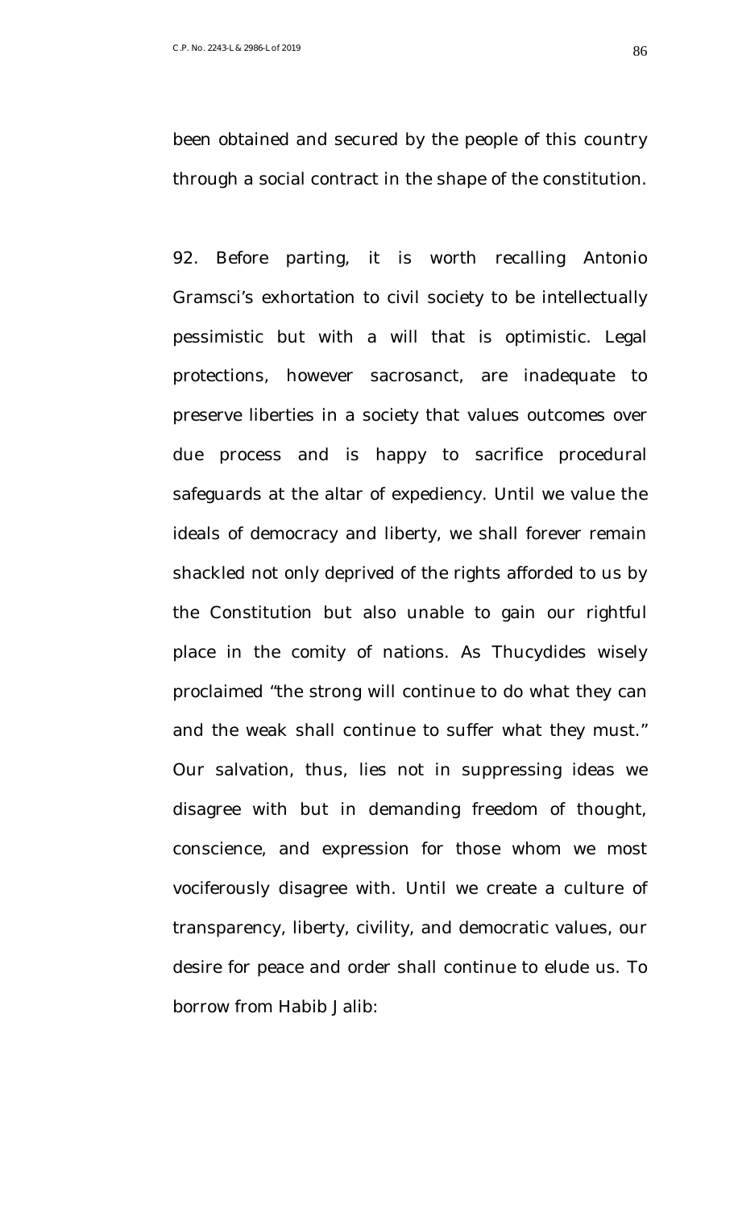been obtained and secured by the people of this country through a social contract in the shape of the constitution.

92. Before parting, it is worth recalling Antonio Gramsci's exhortation to civil society to be intellectually pessimistic but with a will that is optimistic. Legal protections, however sacrosanct, are inadequate to preserve liberties in a society that values outcomes over due process and is happy to sacrifice procedural safeguards at the altar of expediency. Until we value the ideals of democracy and liberty, we shall forever remain shackled not only deprived of the rights afforded to us by the Constitution but also unable to gain our rightful place in the comity of nations. As Thucydides wisely proclaimed "the strong will continue to do what they can and the weak shall continue to suffer what they must." Our salvation, thus, lies not in suppressing ideas we disagree with but in demanding freedom of thought, conscience, and expression for those whom we most vociferously disagree with. Until we create a culture of transparency, liberty, civility, and democratic values, our desire for peace and order shall continue to elude us. To borrow from Habib Jalib: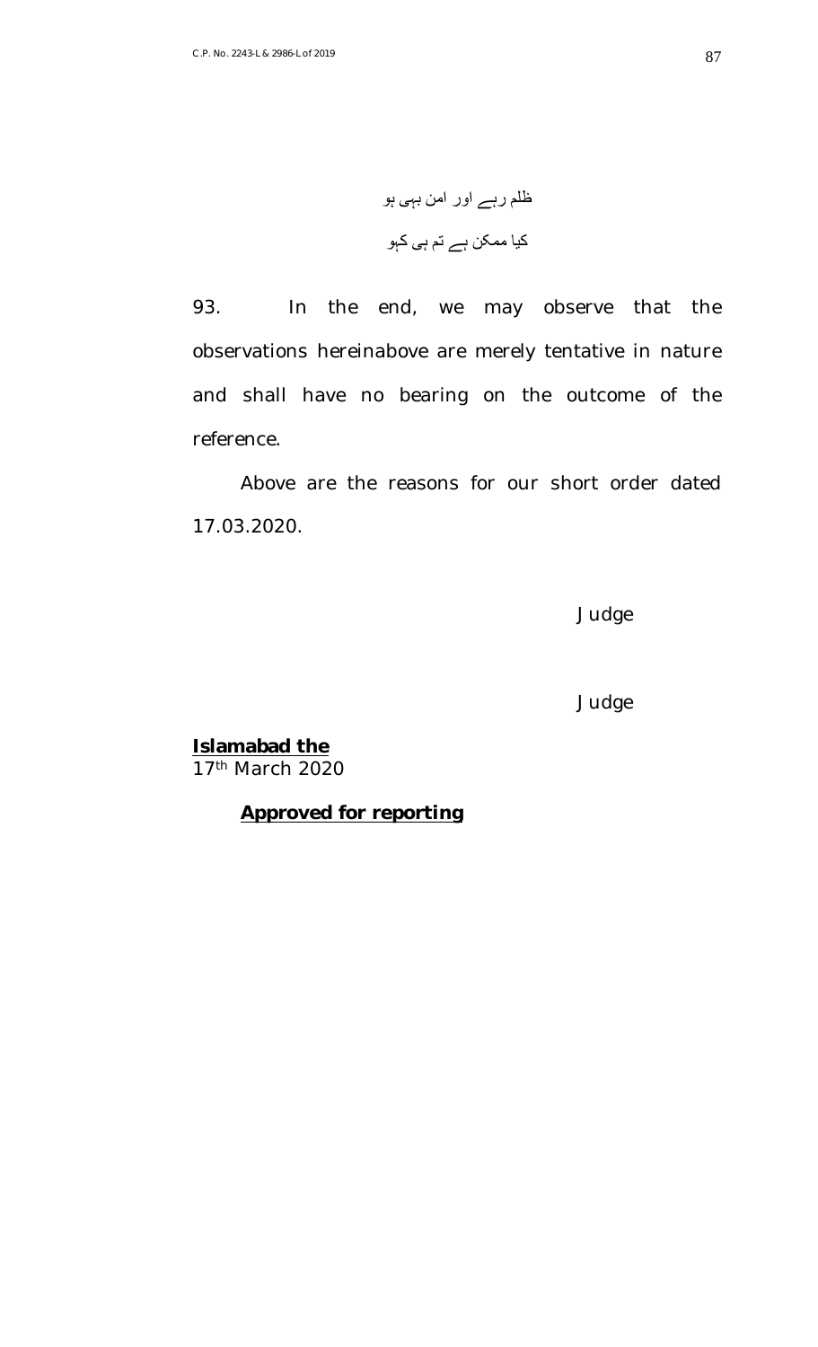ظلم رہے اور امن بھی ہو

کیا ممکن ہے تم ہی کہو

93. In the end, we may observe that the observations hereinabove are merely tentative in nature and shall have no bearing on the outcome of the reference.

Above are the reasons for our short order dated 17.03.2020.

Judge

Judge

**Islamabad the**
17th March 2020

**Approved for reporting**